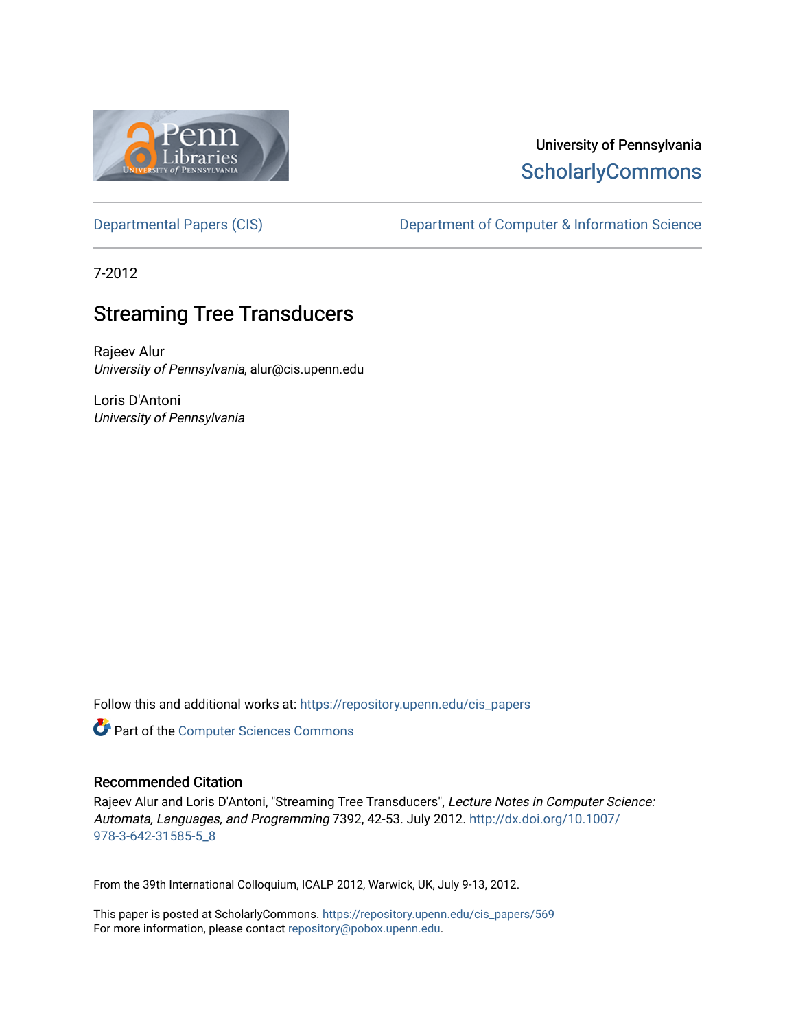University of Pennsylvania
ScholarlyCommons

Departmental Papers (CIS) | Department of Computer & Information Science

7-2012

# Streaming Tree Transducers

Rajeev Alur
*University of Pennsylvania*, alur@cis.upenn.edu

Loris D'Antoni
*University of Pennsylvania*

Follow this and additional works at: https://repository.upenn.edu/cis_papers

Part of the Computer Sciences Commons

## Recommended Citation

Rajeev Alur and Loris D'Antoni, "Streaming Tree Transducers", *Lecture Notes in Computer Science: Automata, Languages, and Programming* 7392, 42-53. July 2012. http://dx.doi.org/10.1007/978-3-642-31585-5_8

From the 39th International Colloquium, ICALP 2012, Warwick, UK, July 9-13, 2012.

This paper is posted at ScholarlyCommons. https://repository.upenn.edu/cis_papers/569
For more information, please contact repository@pobox.upenn.edu.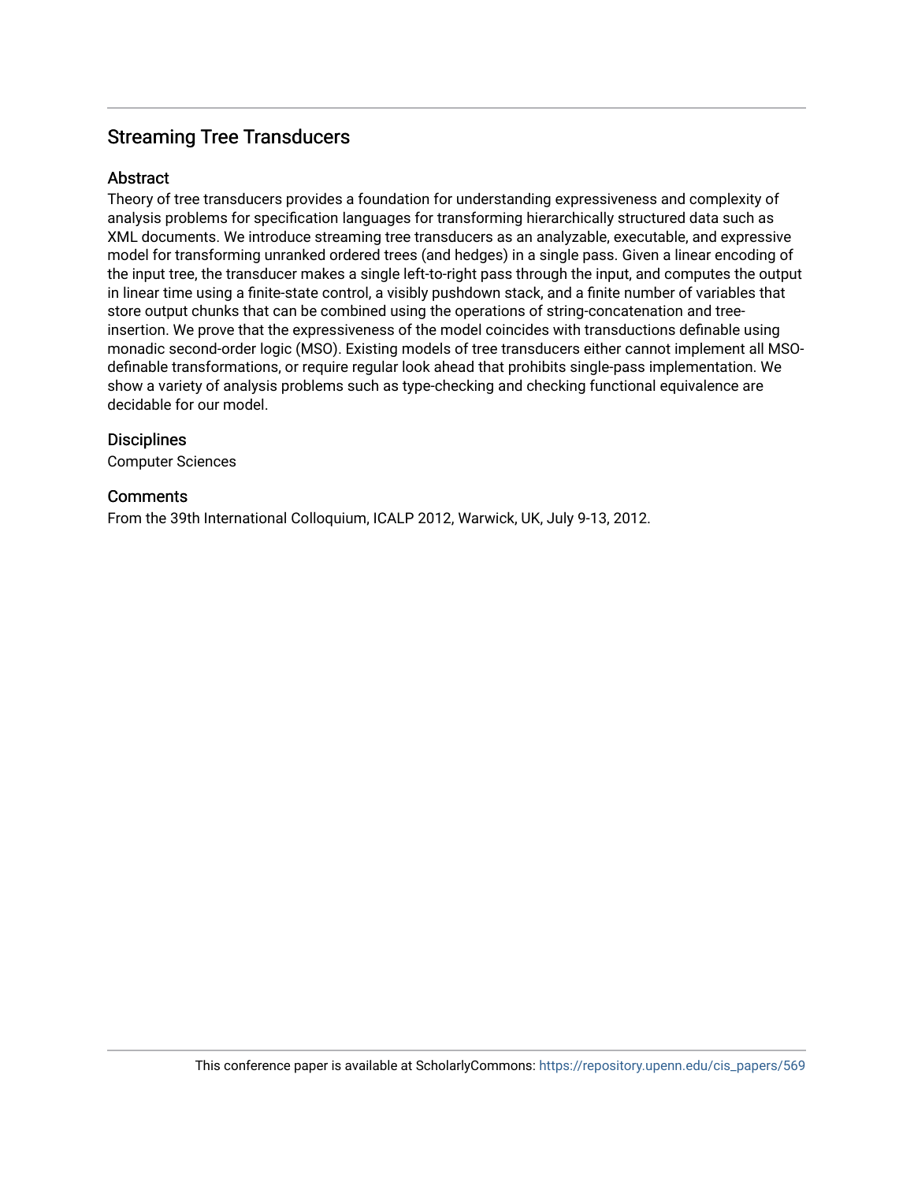## Streaming Tree Transducers

### Abstract

Theory of tree transducers provides a foundation for understanding expressiveness and complexity of analysis problems for specification languages for transforming hierarchically structured data such as XML documents. We introduce streaming tree transducers as an analyzable, executable, and expressive model for transforming unranked ordered trees (and hedges) in a single pass. Given a linear encoding of the input tree, the transducer makes a single left-to-right pass through the input, and computes the output in linear time using a finite-state control, a visibly pushdown stack, and a finite number of variables that store output chunks that can be combined using the operations of string-concatenation and tree-insertion. We prove that the expressiveness of the model coincides with transductions definable using monadic second-order logic (MSO). Existing models of tree transducers either cannot implement all MSO-definable transformations, or require regular look ahead that prohibits single-pass implementation. We show a variety of analysis problems such as type-checking and checking functional equivalence are decidable for our model.

### Disciplines

Computer Sciences

### Comments

From the 39th International Colloquium, ICALP 2012, Warwick, UK, July 9-13, 2012.

This conference paper is available at ScholarlyCommons: https://repository.upenn.edu/cis_papers/569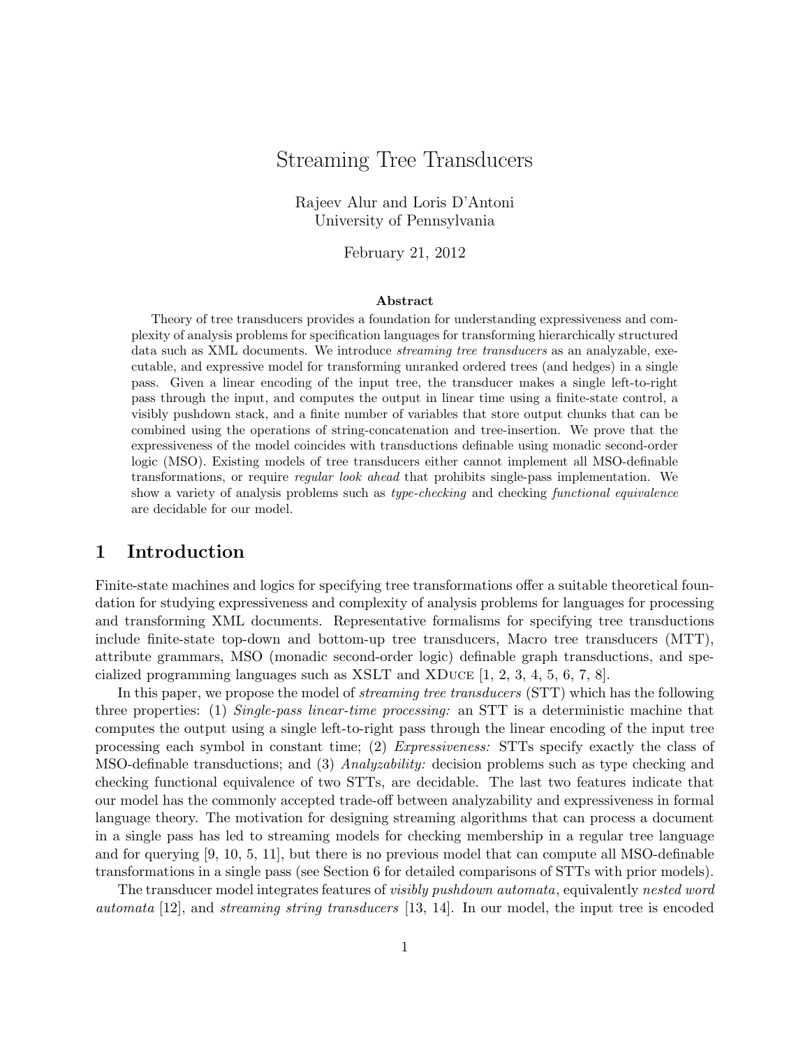# Streaming Tree Transducers

Rajeev Alur and Loris D'Antoni  
University of Pennsylvania

February 21, 2012

**Abstract**

Theory of tree transducers provides a foundation for understanding expressiveness and complexity of analysis problems for specification languages for transforming hierarchically structured data such as XML documents. We introduce *streaming tree transducers* as an analyzable, executable, and expressive model for transforming unranked ordered trees (and hedges) in a single pass. Given a linear encoding of the input tree, the transducer makes a single left-to-right pass through the input, and computes the output in linear time using a finite-state control, a visibly pushdown stack, and a finite number of variables that store output chunks that can be combined using the operations of string-concatenation and tree-insertion. We prove that the expressiveness of the model coincides with transductions definable using monadic second-order logic (MSO). Existing models of tree transducers either cannot implement all MSO-definable transformations, or require *regular look ahead* that prohibits single-pass implementation. We show a variety of analysis problems such as *type-checking* and checking *functional equivalence* are decidable for our model.

## 1 Introduction

Finite-state machines and logics for specifying tree transformations offer a suitable theoretical foundation for studying expressiveness and complexity of analysis problems for languages for processing and transforming XML documents. Representative formalisms for specifying tree transductions include finite-state top-down and bottom-up tree transducers, Macro tree transducers (MTT), attribute grammars, MSO (monadic second-order logic) definable graph transductions, and specialized programming languages such as XSLT and XDuce [1, 2, 3, 4, 5, 6, 7, 8].

In this paper, we propose the model of *streaming tree transducers* (STT) which has the following three properties: (1) *Single-pass linear-time processing:* an STT is a deterministic machine that computes the output using a single left-to-right pass through the linear encoding of the input tree processing each symbol in constant time; (2) *Expressiveness:* STTs specify exactly the class of MSO-definable transductions; and (3) *Analyzability:* decision problems such as type checking and checking functional equivalence of two STTs, are decidable. The last two features indicate that our model has the commonly accepted trade-off between analyzability and expressiveness in formal language theory. The motivation for designing streaming algorithms that can process a document in a single pass has led to streaming models for checking membership in a regular tree language and for querying [9, 10, 5, 11], but there is no previous model that can compute all MSO-definable transformations in a single pass (see Section 6 for detailed comparisons of STTs with prior models).

The transducer model integrates features of *visibly pushdown automata*, equivalently *nested word automata* [12], and *streaming string transducers* [13, 14]. In our model, the input tree is encoded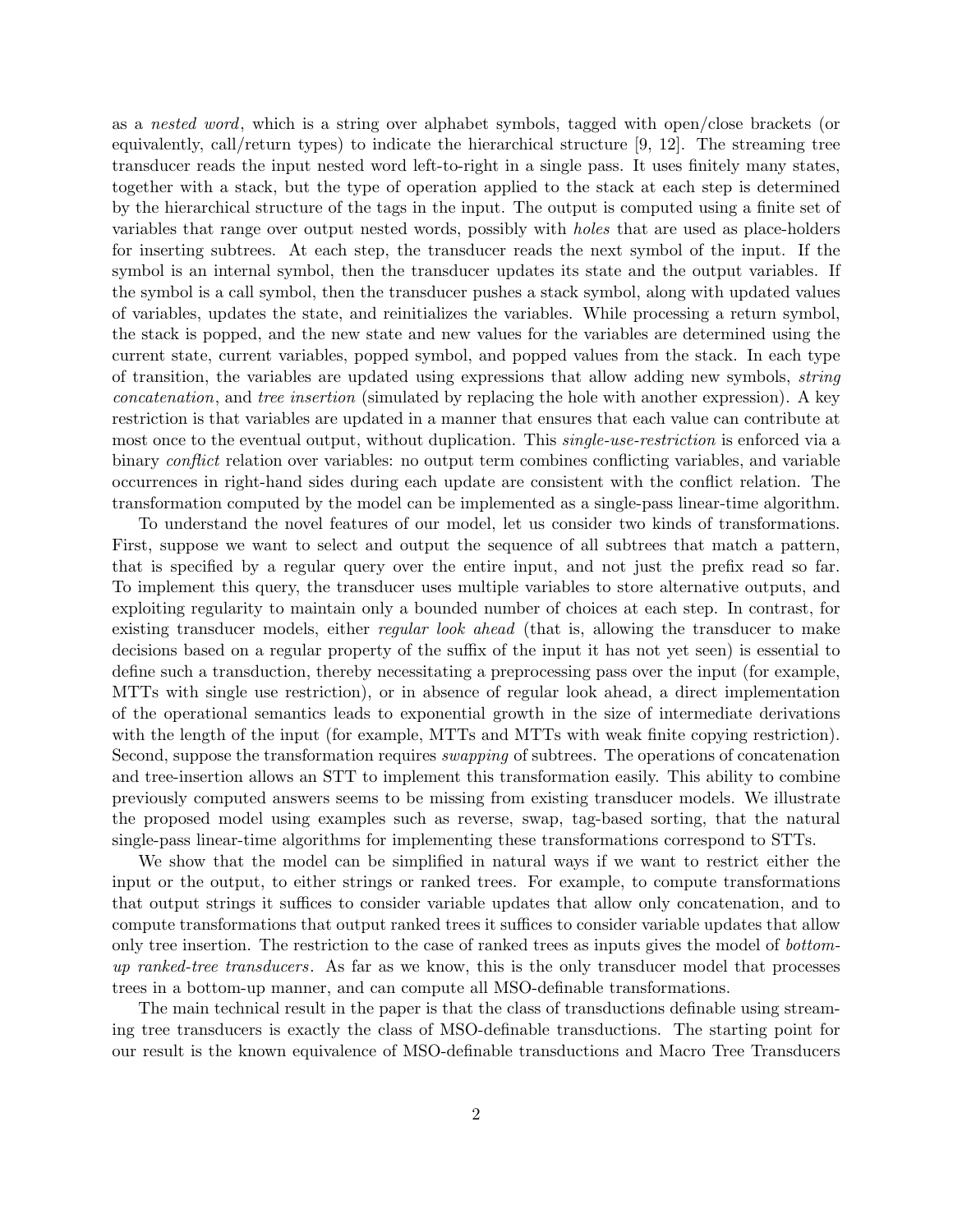as a *nested word*, which is a string over alphabet symbols, tagged with open/close brackets (or equivalently, call/return types) to indicate the hierarchical structure [9, 12]. The streaming tree transducer reads the input nested word left-to-right in a single pass. It uses finitely many states, together with a stack, but the type of operation applied to the stack at each step is determined by the hierarchical structure of the tags in the input. The output is computed using a finite set of variables that range over output nested words, possibly with *holes* that are used as place-holders for inserting subtrees. At each step, the transducer reads the next symbol of the input. If the symbol is an internal symbol, then the transducer updates its state and the output variables. If the symbol is a call symbol, then the transducer pushes a stack symbol, along with updated values of variables, updates the state, and reinitializes the variables. While processing a return symbol, the stack is popped, and the new state and new values for the variables are determined using the current state, current variables, popped symbol, and popped values from the stack. In each type of transition, the variables are updated using expressions that allow adding new symbols, *string concatenation*, and *tree insertion* (simulated by replacing the hole with another expression). A key restriction is that variables are updated in a manner that ensures that each value can contribute at most once to the eventual output, without duplication. This *single-use-restriction* is enforced via a binary *conflict* relation over variables: no output term combines conflicting variables, and variable occurrences in right-hand sides during each update are consistent with the conflict relation. The transformation computed by the model can be implemented as a single-pass linear-time algorithm.

To understand the novel features of our model, let us consider two kinds of transformations. First, suppose we want to select and output the sequence of all subtrees that match a pattern, that is specified by a regular query over the entire input, and not just the prefix read so far. To implement this query, the transducer uses multiple variables to store alternative outputs, and exploiting regularity to maintain only a bounded number of choices at each step. In contrast, for existing transducer models, either *regular look ahead* (that is, allowing the transducer to make decisions based on a regular property of the suffix of the input it has not yet seen) is essential to define such a transduction, thereby necessitating a preprocessing pass over the input (for example, MTTs with single use restriction), or in absence of regular look ahead, a direct implementation of the operational semantics leads to exponential growth in the size of intermediate derivations with the length of the input (for example, MTTs and MTTs with weak finite copying restriction). Second, suppose the transformation requires *swapping* of subtrees. The operations of concatenation and tree-insertion allows an STT to implement this transformation easily. This ability to combine previously computed answers seems to be missing from existing transducer models. We illustrate the proposed model using examples such as reverse, swap, tag-based sorting, that the natural single-pass linear-time algorithms for implementing these transformations correspond to STTs.

We show that the model can be simplified in natural ways if we want to restrict either the input or the output, to either strings or ranked trees. For example, to compute transformations that output strings it suffices to consider variable updates that allow only concatenation, and to compute transformations that output ranked trees it suffices to consider variable updates that allow only tree insertion. The restriction to the case of ranked trees as inputs gives the model of *bottom-up ranked-tree transducers*. As far as we know, this is the only transducer model that processes trees in a bottom-up manner, and can compute all MSO-definable transformations.

The main technical result in the paper is that the class of transductions definable using streaming tree transducers is exactly the class of MSO-definable transductions. The starting point for our result is the known equivalence of MSO-definable transductions and Macro Tree Transducers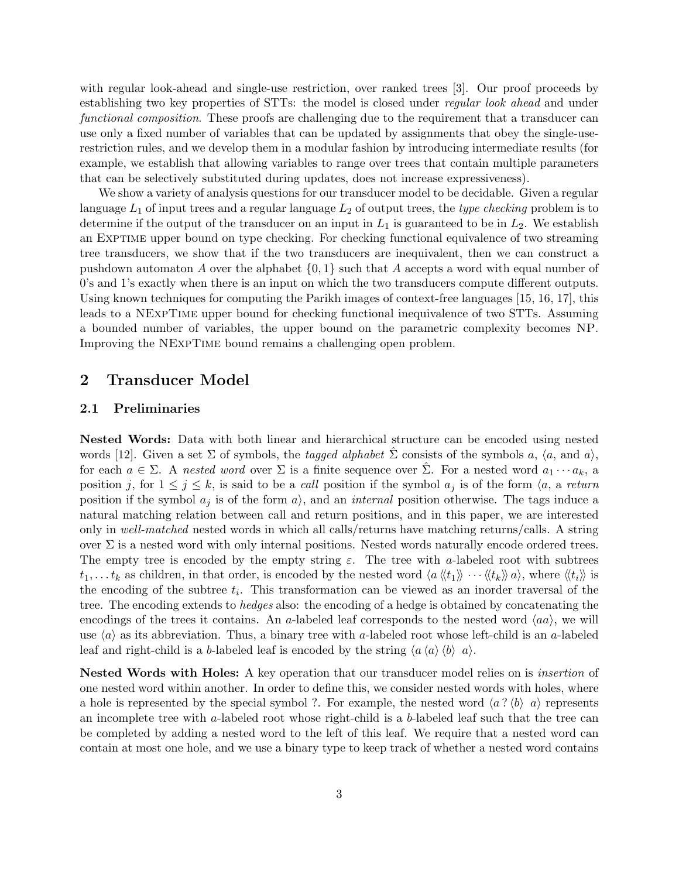with regular look-ahead and single-use restriction, over ranked trees [3]. Our proof proceeds by establishing two key properties of STTs: the model is closed under *regular look ahead* and under *functional composition*. These proofs are challenging due to the requirement that a transducer can use only a fixed number of variables that can be updated by assignments that obey the single-use-restriction rules, and we develop them in a modular fashion by introducing intermediate results (for example, we establish that allowing variables to range over trees that contain multiple parameters that can be selectively substituted during updates, does not increase expressiveness).

We show a variety of analysis questions for our transducer model to be decidable. Given a regular language $L_1$ of input trees and a regular language $L_2$ of output trees, the *type checking* problem is to determine if the output of the transducer on an input in $L_1$ is guaranteed to be in $L_2$. We establish an Exptime upper bound on type checking. For checking functional equivalence of two streaming tree transducers, we show that if the two transducers are inequivalent, then we can construct a pushdown automaton $A$ over the alphabet $\{0, 1\}$ such that $A$ accepts a word with equal number of 0's and 1's exactly when there is an input on which the two transducers compute different outputs. Using known techniques for computing the Parikh images of context-free languages [15, 16, 17], this leads to a NExpTime upper bound for checking functional inequivalence of two STTs. Assuming a bounded number of variables, the upper bound on the parametric complexity becomes NP. Improving the NExpTime bound remains a challenging open problem.

## 2 Transducer Model

### 2.1 Preliminaries

**Nested Words:** Data with both linear and hierarchical structure can be encoded using nested words [12]. Given a set $\Sigma$ of symbols, the *tagged alphabet* $\hat{\Sigma}$ consists of the symbols $a$, $\langle a$, and $a\rangle$, for each $a \in \Sigma$. A *nested word* over $\Sigma$ is a finite sequence over $\hat{\Sigma}$. For a nested word $a_1 \cdots a_k$, a position $j$, for $1 \leq j \leq k$, is said to be a *call* position if the symbol $a_j$ is of the form $\langle a$, a *return* position if the symbol $a_j$ is of the form $a\rangle$, and an *internal* position otherwise. The tags induce a natural matching relation between call and return positions, and in this paper, we are interested only in *well-matched* nested words in which all calls/returns have matching returns/calls. A string over $\Sigma$ is a nested word with only internal positions. Nested words naturally encode ordered trees. The empty tree is encoded by the empty string $\varepsilon$. The tree with $a$-labeled root with subtrees $t_1, \ldots t_k$ as children, in that order, is encoded by the nested word $\langle a \, \langle\langle t_1 \rangle\rangle \cdots \langle\langle t_k \rangle\rangle \, a\rangle$, where $\langle\langle t_i \rangle\rangle$ is the encoding of the subtree $t_i$. This transformation can be viewed as an inorder traversal of the tree. The encoding extends to *hedges* also: the encoding of a hedge is obtained by concatenating the encodings of the trees it contains. An $a$-labeled leaf corresponds to the nested word $\langle a a\rangle$, we will use $\langle a\rangle$ as its abbreviation. Thus, a binary tree with $a$-labeled root whose left-child is an $a$-labeled leaf and right-child is a $b$-labeled leaf is encoded by the string $\langle a \, \langle a\rangle \, \langle b\rangle \;\; a\rangle$.

**Nested Words with Holes:** A key operation that our transducer model relies on is *insertion* of one nested word within another. In order to define this, we consider nested words with holes, where a hole is represented by the special symbol ?. For example, the nested word $\langle a \, ? \, \langle b\rangle \;\; a\rangle$ represents an incomplete tree with $a$-labeled root whose right-child is a $b$-labeled leaf such that the tree can be completed by adding a nested word to the left of this leaf. We require that a nested word can contain at most one hole, and we use a binary type to keep track of whether a nested word contains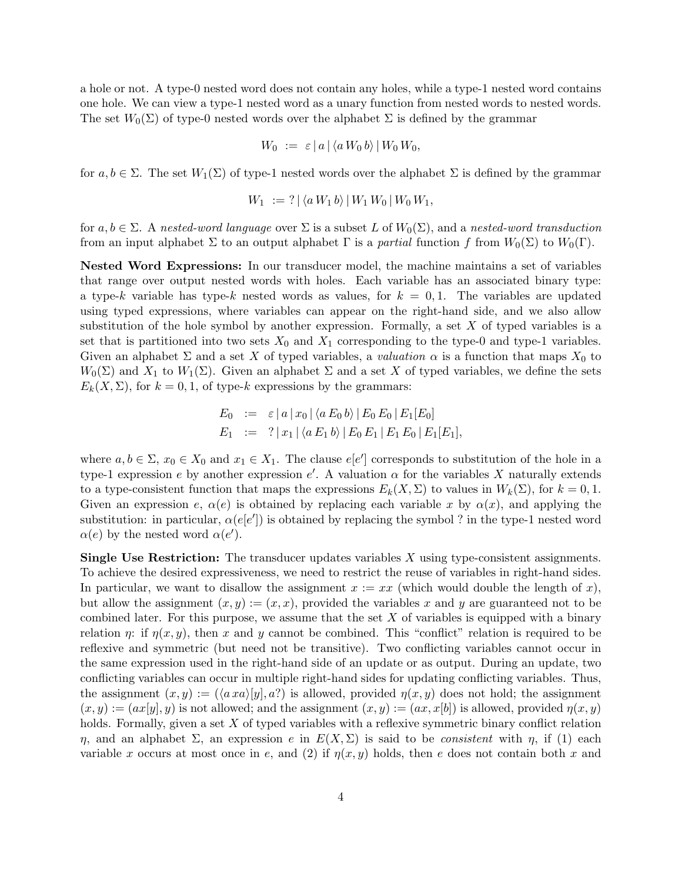a hole or not. A type-0 nested word does not contain any holes, while a type-1 nested word contains one hole. We can view a type-1 nested word as a unary function from nested words to nested words. The set $W_0(\Sigma)$ of type-0 nested words over the alphabet $\Sigma$ is defined by the grammar

$$W_0 \ := \ \varepsilon \,|\, a \,|\, \langle a \, W_0 \, b \rangle \,|\, W_0 \, W_0,$$

for $a, b \in \Sigma$. The set $W_1(\Sigma)$ of type-1 nested words over the alphabet $\Sigma$ is defined by the grammar

$$W_1 \ := \ ? \,|\, \langle a \, W_1 \, b \rangle \,|\, W_1 \, W_0 \,|\, W_0 \, W_1,$$

for $a, b \in \Sigma$. A *nested-word language* over $\Sigma$ is a subset $L$ of $W_0(\Sigma)$, and a *nested-word transduction* from an input alphabet $\Sigma$ to an output alphabet $\Gamma$ is a *partial* function $f$ from $W_0(\Sigma)$ to $W_0(\Gamma)$.

**Nested Word Expressions:** In our transducer model, the machine maintains a set of variables that range over output nested words with holes. Each variable has an associated binary type: a type-$k$ variable has type-$k$ nested words as values, for $k = 0, 1$. The variables are updated using typed expressions, where variables can appear on the right-hand side, and we also allow substitution of the hole symbol by another expression. Formally, a set $X$ of typed variables is a set that is partitioned into two sets $X_0$ and $X_1$ corresponding to the type-0 and type-1 variables. Given an alphabet $\Sigma$ and a set $X$ of typed variables, a *valuation* $\alpha$ is a function that maps $X_0$ to $W_0(\Sigma)$ and $X_1$ to $W_1(\Sigma)$. Given an alphabet $\Sigma$ and a set $X$ of typed variables, we define the sets $E_k(X, \Sigma)$, for $k = 0, 1$, of type-$k$ expressions by the grammars:

$$\begin{aligned} E_0 \ &:= \ \varepsilon \,|\, a \,|\, x_0 \,|\, \langle a \, E_0 \, b \rangle \,|\, E_0 \, E_0 \,|\, E_1[E_0] \\ E_1 \ &:= \ ? \,|\, x_1 \,|\, \langle a \, E_1 \, b \rangle \,|\, E_0 \, E_1 \,|\, E_1 \, E_0 \,|\, E_1[E_1], \end{aligned}$$

where $a, b \in \Sigma$, $x_0 \in X_0$ and $x_1 \in X_1$. The clause $e[e']$ corresponds to substitution of the hole in a type-1 expression $e$ by another expression $e'$. A valuation $\alpha$ for the variables $X$ naturally extends to a type-consistent function that maps the expressions $E_k(X, \Sigma)$ to values in $W_k(\Sigma)$, for $k = 0, 1$. Given an expression $e$, $\alpha(e)$ is obtained by replacing each variable $x$ by $\alpha(x)$, and applying the substitution: in particular, $\alpha(e[e'])$ is obtained by replacing the symbol ? in the type-1 nested word $\alpha(e)$ by the nested word $\alpha(e')$.

**Single Use Restriction:** The transducer updates variables $X$ using type-consistent assignments. To achieve the desired expressiveness, we need to restrict the reuse of variables in right-hand sides. In particular, we want to disallow the assignment $x := xx$ (which would double the length of $x$), but allow the assignment $(x, y) := (x, x)$, provided the variables $x$ and $y$ are guaranteed not to be combined later. For this purpose, we assume that the set $X$ of variables is equipped with a binary relation $\eta$: if $\eta(x, y)$, then $x$ and $y$ cannot be combined. This "conflict" relation is required to be reflexive and symmetric (but need not be transitive). Two conflicting variables cannot occur in the same expression used in the right-hand side of an update or as output. During an update, two conflicting variables can occur in multiple right-hand sides for updating conflicting variables. Thus, the assignment $(x, y) := (\langle a \, xa \rangle[y], a?)$ is allowed, provided $\eta(x, y)$ does not hold; the assignment $(x, y) := (ax[y], y)$ is not allowed; and the assignment $(x, y) := (ax, x[b])$ is allowed, provided $\eta(x, y)$ holds. Formally, given a set $X$ of typed variables with a reflexive symmetric binary conflict relation $\eta$, and an alphabet $\Sigma$, an expression $e$ in $E(X, \Sigma)$ is said to be *consistent* with $\eta$, if (1) each variable $x$ occurs at most once in $e$, and (2) if $\eta(x, y)$ holds, then $e$ does not contain both $x$ and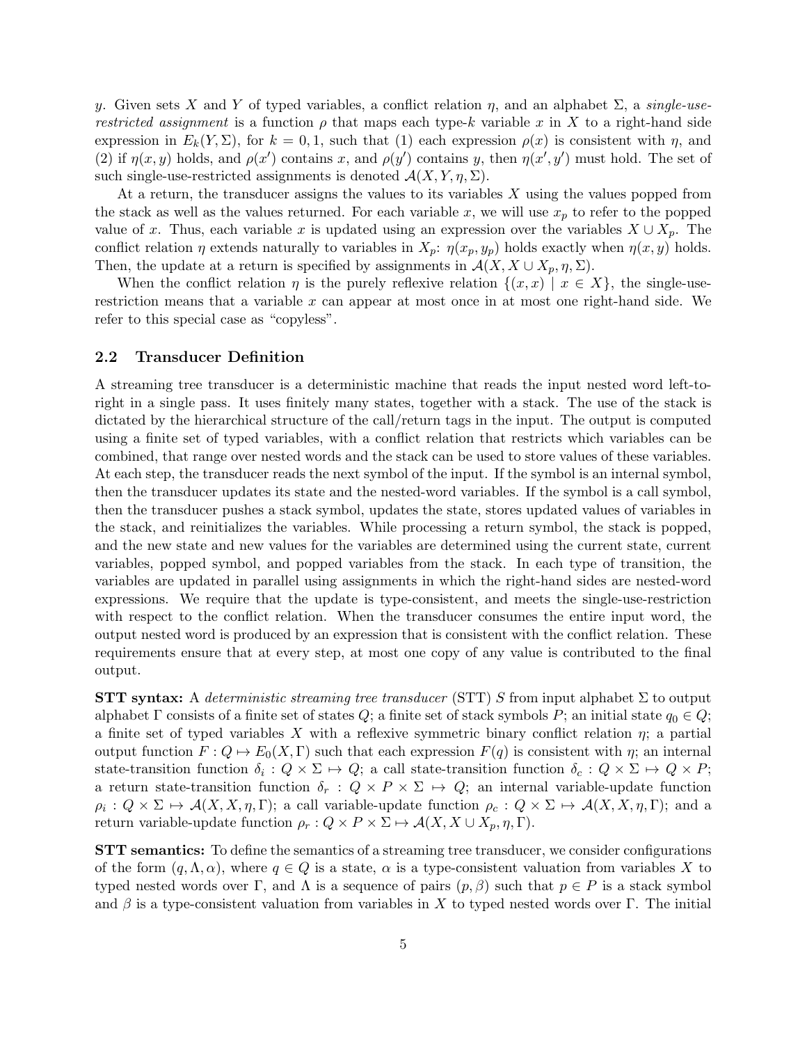$y$. Given sets $X$ and $Y$ of typed variables, a conflict relation $\eta$, and an alphabet $\Sigma$, a *single-use-restricted assignment* is a function $\rho$ that maps each type-$k$ variable $x$ in $X$ to a right-hand side expression in $E_k(Y, \Sigma)$, for $k = 0, 1$, such that (1) each expression $\rho(x)$ is consistent with $\eta$, and (2) if $\eta(x, y)$ holds, and $\rho(x')$ contains $x$, and $\rho(y')$ contains $y$, then $\eta(x', y')$ must hold. The set of such single-use-restricted assignments is denoted $\mathcal{A}(X, Y, \eta, \Sigma)$.

At a return, the transducer assigns the values to its variables $X$ using the values popped from the stack as well as the values returned. For each variable $x$, we will use $x_p$ to refer to the popped value of $x$. Thus, each variable $x$ is updated using an expression over the variables $X \cup X_p$. The conflict relation $\eta$ extends naturally to variables in $X_p$: $\eta(x_p, y_p)$ holds exactly when $\eta(x, y)$ holds. Then, the update at a return is specified by assignments in $\mathcal{A}(X, X \cup X_p, \eta, \Sigma)$.

When the conflict relation $\eta$ is the purely reflexive relation $\{(x, x) \mid x \in X\}$, the single-use-restriction means that a variable $x$ can appear at most once in at most one right-hand side. We refer to this special case as "copyless".

## 2.2 Transducer Definition

A streaming tree transducer is a deterministic machine that reads the input nested word left-to-right in a single pass. It uses finitely many states, together with a stack. The use of the stack is dictated by the hierarchical structure of the call/return tags in the input. The output is computed using a finite set of typed variables, with a conflict relation that restricts which variables can be combined, that range over nested words and the stack can be used to store values of these variables. At each step, the transducer reads the next symbol of the input. If the symbol is an internal symbol, then the transducer updates its state and the nested-word variables. If the symbol is a call symbol, then the transducer pushes a stack symbol, updates the state, stores updated values of variables in the stack, and reinitializes the variables. While processing a return symbol, the stack is popped, and the new state and new values for the variables are determined using the current state, current variables, popped symbol, and popped variables from the stack. In each type of transition, the variables are updated in parallel using assignments in which the right-hand sides are nested-word expressions. We require that the update is type-consistent, and meets the single-use-restriction with respect to the conflict relation. When the transducer consumes the entire input word, the output nested word is produced by an expression that is consistent with the conflict relation. These requirements ensure that at every step, at most one copy of any value is contributed to the final output.

**STT syntax:** A *deterministic streaming tree transducer* (STT) $S$ from input alphabet $\Sigma$ to output alphabet $\Gamma$ consists of a finite set of states $Q$; a finite set of stack symbols $P$; an initial state $q_0 \in Q$; a finite set of typed variables $X$ with a reflexive symmetric binary conflict relation $\eta$; a partial output function $F : Q \mapsto E_0(X, \Gamma)$ such that each expression $F(q)$ is consistent with $\eta$; an internal state-transition function $\delta_i : Q \times \Sigma \mapsto Q$; a call state-transition function $\delta_c : Q \times \Sigma \mapsto Q \times P$; a return state-transition function $\delta_r : Q \times P \times \Sigma \mapsto Q$; an internal variable-update function $\rho_i : Q \times \Sigma \mapsto \mathcal{A}(X, X, \eta, \Gamma)$; a call variable-update function $\rho_c : Q \times \Sigma \mapsto \mathcal{A}(X, X, \eta, \Gamma)$; and a return variable-update function $\rho_r : Q \times P \times \Sigma \mapsto \mathcal{A}(X, X \cup X_p, \eta, \Gamma)$.

**STT semantics:** To define the semantics of a streaming tree transducer, we consider configurations of the form $(q, \Lambda, \alpha)$, where $q \in Q$ is a state, $\alpha$ is a type-consistent valuation from variables $X$ to typed nested words over $\Gamma$, and $\Lambda$ is a sequence of pairs $(p, \beta)$ such that $p \in P$ is a stack symbol and $\beta$ is a type-consistent valuation from variables in $X$ to typed nested words over $\Gamma$. The initial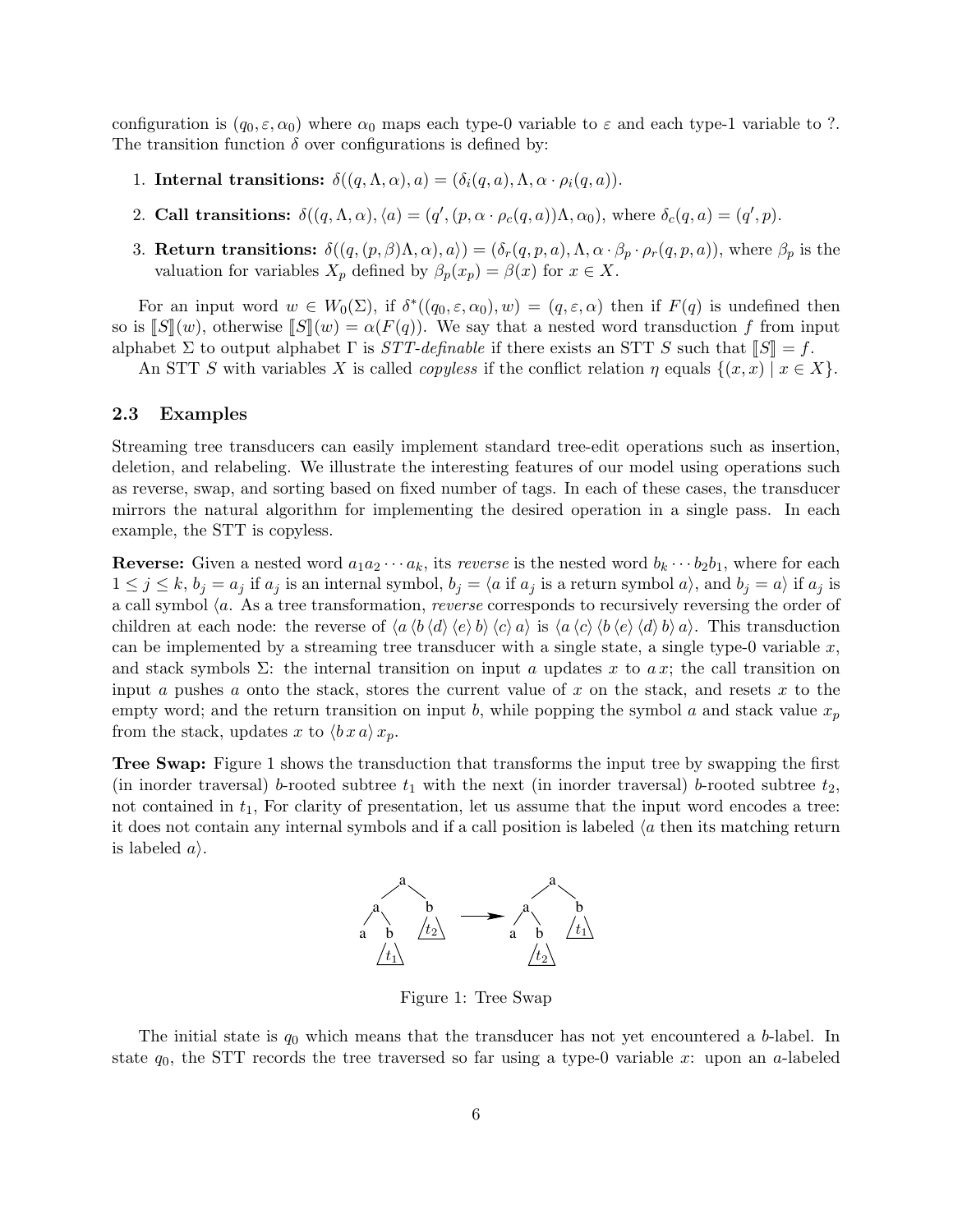configuration is $(q_0, \varepsilon, \alpha_0)$ where $\alpha_0$ maps each type-0 variable to $\varepsilon$ and each type-1 variable to ?. The transition function $\delta$ over configurations is defined by:

1. **Internal transitions:** $\delta((q, \Lambda, \alpha), a) = (\delta_i(q, a), \Lambda, \alpha \cdot \rho_i(q, a))$.
2. **Call transitions:** $\delta((q, \Lambda, \alpha), \langle a) = (q', (p, \alpha \cdot \rho_c(q, a))\Lambda, \alpha_0)$, where $\delta_c(q, a) = (q', p)$.
3. **Return transitions:** $\delta((q, (p, \beta)\Lambda, \alpha), a\rangle) = (\delta_r(q, p, a), \Lambda, \alpha \cdot \beta_p \cdot \rho_r(q, p, a))$, where $\beta_p$ is the valuation for variables $X_p$ defined by $\beta_p(x_p) = \beta(x)$ for $x \in X$.

For an input word $w \in W_0(\Sigma)$, if $\delta^*((q_0, \varepsilon, \alpha_0), w) = (q, \varepsilon, \alpha)$ then if $F(q)$ is undefined then so is $[\![S]\!](w)$, otherwise $[\![S]\!](w) = \alpha(F(q))$. We say that a nested word transduction $f$ from input alphabet $\Sigma$ to output alphabet $\Gamma$ is *STT-definable* if there exists an STT $S$ such that $[\![S]\!] = f$.

An STT $S$ with variables $X$ is called *copyless* if the conflict relation $\eta$ equals $\{(x, x) \mid x \in X\}$.

### 2.3 Examples

Streaming tree transducers can easily implement standard tree-edit operations such as insertion, deletion, and relabeling. We illustrate the interesting features of our model using operations such as reverse, swap, and sorting based on fixed number of tags. In each of these cases, the transducer mirrors the natural algorithm for implementing the desired operation in a single pass. In each example, the STT is copyless.

**Reverse:** Given a nested word $a_1 a_2 \cdots a_k$, its *reverse* is the nested word $b_k \cdots b_2 b_1$, where for each $1 \leq j \leq k$, $b_j = a_j$ if $a_j$ is an internal symbol, $b_j = \langle a$ if $a_j$ is a return symbol $a\rangle$, and $b_j = a\rangle$ if $a_j$ is a call symbol $\langle a$. As a tree transformation, *reverse* corresponds to recursively reversing the order of children at each node: the reverse of $\langle a \, \langle b \, \langle d \rangle \, \langle e \rangle \, b \rangle \, \langle c \rangle \, a \rangle$ is $\langle a \, \langle c \rangle \, \langle b \, \langle e \rangle \, \langle d \rangle \, b \rangle \, a \rangle$. This transduction can be implemented by a streaming tree transducer with a single state, a single type-0 variable $x$, and stack symbols $\Sigma$: the internal transition on input $a$ updates $x$ to $a\,x$; the call transition on input $a$ pushes $a$ onto the stack, stores the current value of $x$ on the stack, and resets $x$ to the empty word; and the return transition on input $b$, while popping the symbol $a$ and stack value $x_p$ from the stack, updates $x$ to $\langle b \, x \, a \rangle \, x_p$.

**Tree Swap:** Figure 1 shows the transduction that transforms the input tree by swapping the first (in inorder traversal) $b$-rooted subtree $t_1$ with the next (in inorder traversal) $b$-rooted subtree $t_2$, not contained in $t_1$, For clarity of presentation, let us assume that the input word encodes a tree: it does not contain any internal symbols and if a call position is labeled $\langle a$ then its matching return is labeled $a\rangle$.

Figure 1: Tree Swap

The initial state is $q_0$ which means that the transducer has not yet encountered a $b$-label. In state $q_0$, the STT records the tree traversed so far using a type-0 variable $x$: upon an $a$-labeled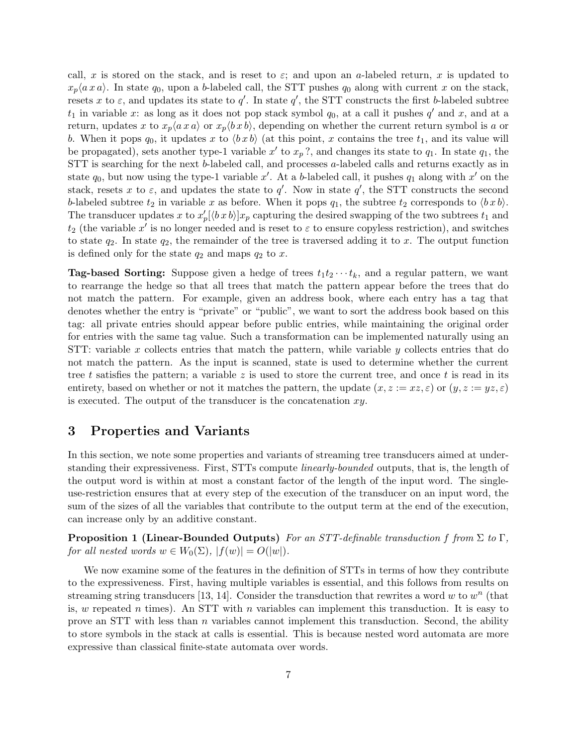call, $x$ is stored on the stack, and is reset to $\varepsilon$; and upon an $a$-labeled return, $x$ is updated to $x_p\langle a\, x\, a\rangle$. In state $q_0$, upon a $b$-labeled call, the STT pushes $q_0$ along with current $x$ on the stack, resets $x$ to $\varepsilon$, and updates its state to $q'$. In state $q'$, the STT constructs the first $b$-labeled subtree $t_1$ in variable $x$: as long as it does not pop stack symbol $q_0$, at a call it pushes $q'$ and $x$, and at a return, updates $x$ to $x_p\langle a\, x\, a\rangle$ or $x_p\langle b\, x\, b\rangle$, depending on whether the current return symbol is $a$ or $b$. When it pops $q_0$, it updates $x$ to $\langle b\, x\, b\rangle$ (at this point, $x$ contains the tree $t_1$, and its value will be propagated), sets another type-1 variable $x'$ to $x_p\,?$, and changes its state to $q_1$. In state $q_1$, the STT is searching for the next $b$-labeled call, and processes $a$-labeled calls and returns exactly as in state $q_0$, but now using the type-1 variable $x'$. At a $b$-labeled call, it pushes $q_1$ along with $x'$ on the stack, resets $x$ to $\varepsilon$, and updates the state to $q'$. Now in state $q'$, the STT constructs the second $b$-labeled subtree $t_2$ in variable $x$ as before. When it pops $q_1$, the subtree $t_2$ corresponds to $\langle b\, x\, b\rangle$. The transducer updates $x$ to $x'_p[\langle b\, x\, b\rangle]x_p$ capturing the desired swapping of the two subtrees $t_1$ and $t_2$ (the variable $x'$ is no longer needed and is reset to $\varepsilon$ to ensure copyless restriction), and switches to state $q_2$. In state $q_2$, the remainder of the tree is traversed adding it to $x$. The output function is defined only for the state $q_2$ and maps $q_2$ to $x$.

**Tag-based Sorting:** Suppose given a hedge of trees $t_1 t_2 \cdots t_k$, and a regular pattern, we want to rearrange the hedge so that all trees that match the pattern appear before the trees that do not match the pattern. For example, given an address book, where each entry has a tag that denotes whether the entry is "private" or "public", we want to sort the address book based on this tag: all private entries should appear before public entries, while maintaining the original order for entries with the same tag value. Such a transformation can be implemented naturally using an STT: variable $x$ collects entries that match the pattern, while variable $y$ collects entries that do not match the pattern. As the input is scanned, state is used to determine whether the current tree $t$ satisfies the pattern; a variable $z$ is used to store the current tree, and once $t$ is read in its entirety, based on whether or not it matches the pattern, the update $(x, z := xz, \varepsilon)$ or $(y, z := yz, \varepsilon)$ is executed. The output of the transducer is the concatenation $xy$.

## 3 Properties and Variants

In this section, we note some properties and variants of streaming tree transducers aimed at understanding their expressiveness. First, STTs compute *linearly-bounded* outputs, that is, the length of the output word is within at most a constant factor of the length of the input word. The single-use-restriction ensures that at every step of the execution of the transducer on an input word, the sum of the sizes of all the variables that contribute to the output term at the end of the execution, can increase only by an additive constant.

**Proposition 1 (Linear-Bounded Outputs)** *For an STT-definable transduction $f$ from $\Sigma$ to $\Gamma$, for all nested words $w \in W_0(\Sigma)$, $|f(w)| = O(|w|)$.*

We now examine some of the features in the definition of STTs in terms of how they contribute to the expressiveness. First, having multiple variables is essential, and this follows from results on streaming string transducers [13, 14]. Consider the transduction that rewrites a word $w$ to $w^n$ (that is, $w$ repeated $n$ times). An STT with $n$ variables can implement this transduction. It is easy to prove an STT with less than $n$ variables cannot implement this transduction. Second, the ability to store symbols in the stack at calls is essential. This is because nested word automata are more expressive than classical finite-state automata over words.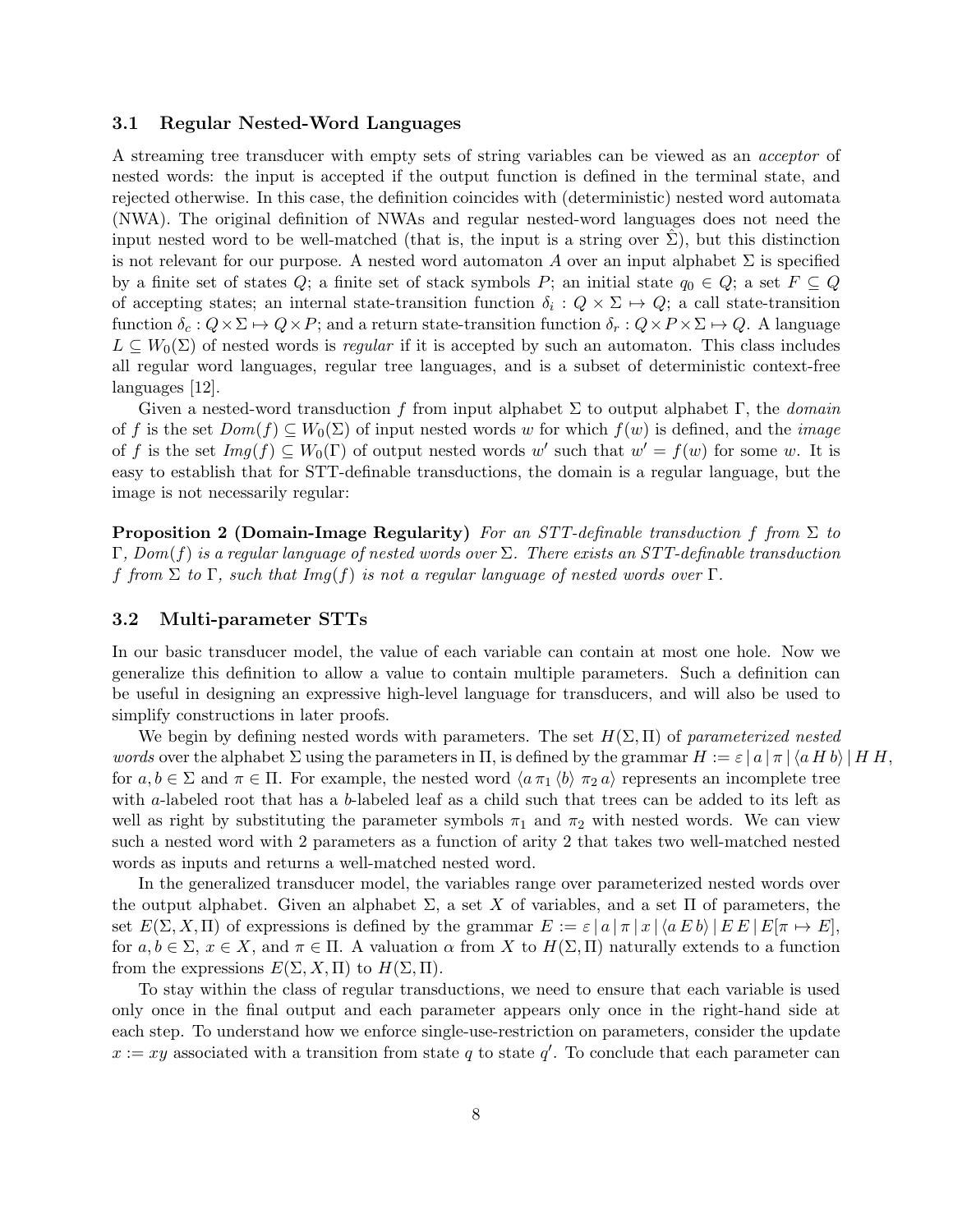### 3.1 Regular Nested-Word Languages

A streaming tree transducer with empty sets of string variables can be viewed as an *acceptor* of nested words: the input is accepted if the output function is defined in the terminal state, and rejected otherwise. In this case, the definition coincides with (deterministic) nested word automata (NWA). The original definition of NWAs and regular nested-word languages does not need the input nested word to be well-matched (that is, the input is a string over $\hat{\Sigma}$), but this distinction is not relevant for our purpose. A nested word automaton $A$ over an input alphabet $\Sigma$ is specified by a finite set of states $Q$; a finite set of stack symbols $P$; an initial state $q_0 \in Q$; a set $F \subseteq Q$ of accepting states; an internal state-transition function $\delta_i : Q \times \Sigma \mapsto Q$; a call state-transition function $\delta_c : Q \times \Sigma \mapsto Q \times P$; and a return state-transition function $\delta_r : Q \times P \times \Sigma \mapsto Q$. A language $L \subseteq W_0(\Sigma)$ of nested words is *regular* if it is accepted by such an automaton. This class includes all regular word languages, regular tree languages, and is a subset of deterministic context-free languages [12].

Given a nested-word transduction $f$ from input alphabet $\Sigma$ to output alphabet $\Gamma$, the *domain* of $f$ is the set $Dom(f) \subseteq W_0(\Sigma)$ of input nested words $w$ for which $f(w)$ is defined, and the *image* of $f$ is the set $Img(f) \subseteq W_0(\Gamma)$ of output nested words $w'$ such that $w' = f(w)$ for some $w$. It is easy to establish that for STT-definable transductions, the domain is a regular language, but the image is not necessarily regular:

**Proposition 2 (Domain-Image Regularity)** *For an STT-definable transduction $f$ from $\Sigma$ to $\Gamma$, $Dom(f)$ is a regular language of nested words over $\Sigma$. There exists an STT-definable transduction $f$ from $\Sigma$ to $\Gamma$, such that $Img(f)$ is not a regular language of nested words over $\Gamma$.*

### 3.2 Multi-parameter STTs

In our basic transducer model, the value of each variable can contain at most one hole. Now we generalize this definition to allow a value to contain multiple parameters. Such a definition can be useful in designing an expressive high-level language for transducers, and will also be used to simplify constructions in later proofs.

We begin by defining nested words with parameters. The set $H(\Sigma, \Pi)$ of *parameterized nested words* over the alphabet $\Sigma$ using the parameters in $\Pi$, is defined by the grammar $H := \varepsilon \,|\, a \,|\, \pi \,|\, \langle a\, H\, b\rangle \,|\, H\, H$, for $a, b \in \Sigma$ and $\pi \in \Pi$. For example, the nested word $\langle a\, \pi_1\, \langle b\rangle\, \pi_2\, a\rangle$ represents an incomplete tree with $a$-labeled root that has a $b$-labeled leaf as a child such that trees can be added to its left as well as right by substituting the parameter symbols $\pi_1$ and $\pi_2$ with nested words. We can view such a nested word with 2 parameters as a function of arity 2 that takes two well-matched nested words as inputs and returns a well-matched nested word.

In the generalized transducer model, the variables range over parameterized nested words over the output alphabet. Given an alphabet $\Sigma$, a set $X$ of variables, and a set $\Pi$ of parameters, the set $E(\Sigma, X, \Pi)$ of expressions is defined by the grammar $E := \varepsilon \,|\, a \,|\, \pi \,|\, x \,|\, \langle a\, E\, b\rangle \,|\, E\, E \,|\, E[\pi \mapsto E]$, for $a, b \in \Sigma$, $x \in X$, and $\pi \in \Pi$. A valuation $\alpha$ from $X$ to $H(\Sigma, \Pi)$ naturally extends to a function from the expressions $E(\Sigma, X, \Pi)$ to $H(\Sigma, \Pi)$.

To stay within the class of regular transductions, we need to ensure that each variable is used only once in the final output and each parameter appears only once in the right-hand side at each step. To understand how we enforce single-use-restriction on parameters, consider the update $x := xy$ associated with a transition from state $q$ to state $q'$. To conclude that each parameter can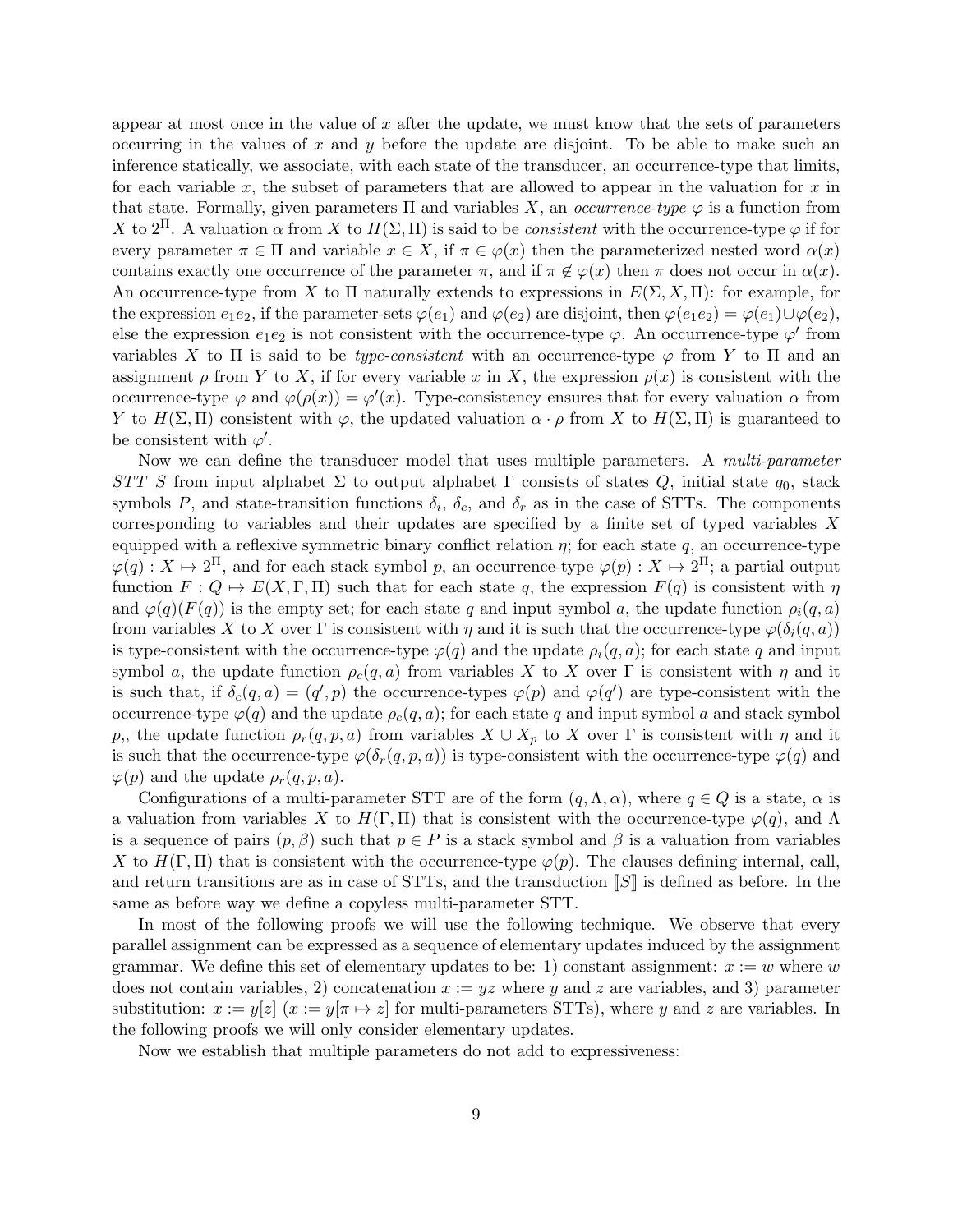appear at most once in the value of $x$ after the update, we must know that the sets of parameters occurring in the values of $x$ and $y$ before the update are disjoint. To be able to make such an inference statically, we associate, with each state of the transducer, an occurrence-type that limits, for each variable $x$, the subset of parameters that are allowed to appear in the valuation for $x$ in that state. Formally, given parameters $\Pi$ and variables $X$, an *occurrence-type* $\varphi$ is a function from $X$ to $2^{\Pi}$. A valuation $\alpha$ from $X$ to $H(\Sigma, \Pi)$ is said to be *consistent* with the occurrence-type $\varphi$ if for every parameter $\pi \in \Pi$ and variable $x \in X$, if $\pi \in \varphi(x)$ then the parameterized nested word $\alpha(x)$ contains exactly one occurrence of the parameter $\pi$, and if $\pi \notin \varphi(x)$ then $\pi$ does not occur in $\alpha(x)$. An occurrence-type from $X$ to $\Pi$ naturally extends to expressions in $E(\Sigma, X, \Pi)$: for example, for the expression $e_1 e_2$, if the parameter-sets $\varphi(e_1)$ and $\varphi(e_2)$ are disjoint, then $\varphi(e_1 e_2) = \varphi(e_1) \cup \varphi(e_2)$, else the expression $e_1 e_2$ is not consistent with the occurrence-type $\varphi$. An occurrence-type $\varphi'$ from variables $X$ to $\Pi$ is said to be *type-consistent* with an occurrence-type $\varphi$ from $Y$ to $\Pi$ and an assignment $\rho$ from $Y$ to $X$, if for every variable $x$ in $X$, the expression $\rho(x)$ is consistent with the occurrence-type $\varphi$ and $\varphi(\rho(x)) = \varphi'(x)$. Type-consistency ensures that for every valuation $\alpha$ from $Y$ to $H(\Sigma, \Pi)$ consistent with $\varphi$, the updated valuation $\alpha \cdot \rho$ from $X$ to $H(\Sigma, \Pi)$ is guaranteed to be consistent with $\varphi'$.

Now we can define the transducer model that uses multiple parameters. A *multi-parameter STT* $S$ from input alphabet $\Sigma$ to output alphabet $\Gamma$ consists of states $Q$, initial state $q_0$, stack symbols $P$, and state-transition functions $\delta_i$, $\delta_c$, and $\delta_r$ as in the case of STTs. The components corresponding to variables and their updates are specified by a finite set of typed variables $X$ equipped with a reflexive symmetric binary conflict relation $\eta$; for each state $q$, an occurrence-type $\varphi(q) : X \mapsto 2^{\Pi}$, and for each stack symbol $p$, an occurrence-type $\varphi(p) : X \mapsto 2^{\Pi}$; a partial output function $F : Q \mapsto E(X, \Gamma, \Pi)$ such that for each state $q$, the expression $F(q)$ is consistent with $\eta$ and $\varphi(q)(F(q))$ is the empty set; for each state $q$ and input symbol $a$, the update function $\rho_i(q, a)$ from variables $X$ to $X$ over $\Gamma$ is consistent with $\eta$ and it is such that the occurrence-type $\varphi(\delta_i(q, a))$ is type-consistent with the occurrence-type $\varphi(q)$ and the update $\rho_i(q, a)$; for each state $q$ and input symbol $a$, the update function $\rho_c(q, a)$ from variables $X$ to $X$ over $\Gamma$ is consistent with $\eta$ and it is such that, if $\delta_c(q, a) = (q', p)$ the occurrence-types $\varphi(p)$ and $\varphi(q')$ are type-consistent with the occurrence-type $\varphi(q)$ and the update $\rho_c(q, a)$; for each state $q$ and input symbol $a$ and stack symbol $p$,, the update function $\rho_r(q, p, a)$ from variables $X \cup X_p$ to $X$ over $\Gamma$ is consistent with $\eta$ and it is such that the occurrence-type $\varphi(\delta_r(q, p, a))$ is type-consistent with the occurrence-type $\varphi(q)$ and $\varphi(p)$ and the update $\rho_r(q, p, a)$.

Configurations of a multi-parameter STT are of the form $(q, \Lambda, \alpha)$, where $q \in Q$ is a state, $\alpha$ is a valuation from variables $X$ to $H(\Gamma, \Pi)$ that is consistent with the occurrence-type $\varphi(q)$, and $\Lambda$ is a sequence of pairs $(p, \beta)$ such that $p \in P$ is a stack symbol and $\beta$ is a valuation from variables $X$ to $H(\Gamma, \Pi)$ that is consistent with the occurrence-type $\varphi(p)$. The clauses defining internal, call, and return transitions are as in case of STTs, and the transduction $[\![S]\!]$ is defined as before. In the same as before way we define a copyless multi-parameter STT.

In most of the following proofs we will use the following technique. We observe that every parallel assignment can be expressed as a sequence of elementary updates induced by the assignment grammar. We define this set of elementary updates to be: 1) constant assignment: $x := w$ where $w$ does not contain variables, 2) concatenation $x := yz$ where $y$ and $z$ are variables, and 3) parameter substitution: $x := y[z]$ ($x := y[\pi \mapsto z]$ for multi-parameters STTs), where $y$ and $z$ are variables. In the following proofs we will only consider elementary updates.

Now we establish that multiple parameters do not add to expressiveness: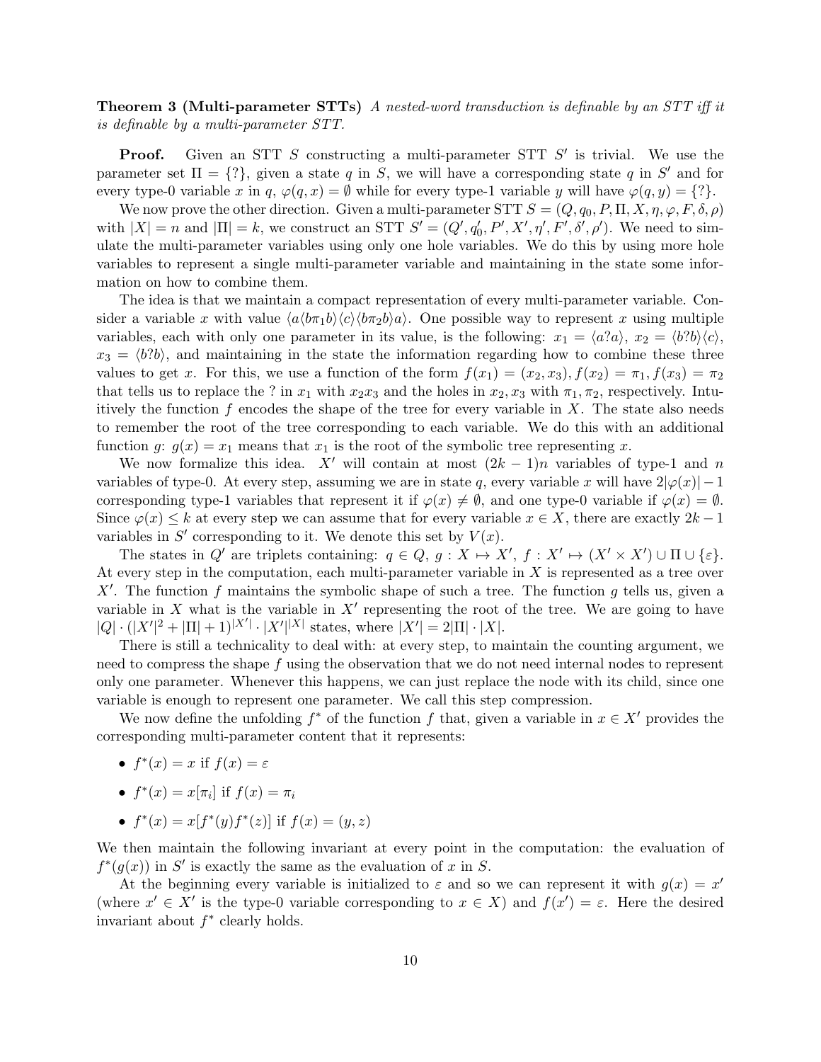**Theorem 3 (Multi-parameter STTs)** *A nested-word transduction is definable by an STT iff it is definable by a multi-parameter STT.*

**Proof.** Given an STT $S$ constructing a multi-parameter STT $S'$ is trivial. We use the parameter set $\Pi = \{?\}$, given a state $q$ in $S$, we will have a corresponding state $q$ in $S'$ and for every type-0 variable $x$ in $q$, $\varphi(q, x) = \emptyset$ while for every type-1 variable $y$ will have $\varphi(q, y) = \{?\}$.

We now prove the other direction. Given a multi-parameter STT $S = (Q, q_0, P, \Pi, X, \eta, \varphi, F, \delta, \rho)$ with $|X| = n$ and $|\Pi| = k$, we construct an STT $S' = (Q', q_0', P', X', \eta', F', \delta', \rho')$. We need to simulate the multi-parameter variables using only one hole variables. We do this by using more hole variables to represent a single multi-parameter variable and maintaining in the state some information on how to combine them.

The idea is that we maintain a compact representation of every multi-parameter variable. Consider a variable $x$ with value $\langle a\langle b\pi_1 b\rangle\langle c\rangle\langle b\pi_2 b\rangle a\rangle$. One possible way to represent $x$ using multiple variables, each with only one parameter in its value, is the following: $x_1 = \langle a?a\rangle$, $x_2 = \langle b?b\rangle\langle c\rangle$, $x_3 = \langle b?b\rangle$, and maintaining in the state the information regarding how to combine these three values to get $x$. For this, we use a function of the form $f(x_1) = (x_2, x_3), f(x_2) = \pi_1, f(x_3) = \pi_2$ that tells us to replace the ? in $x_1$ with $x_2 x_3$ and the holes in $x_2, x_3$ with $\pi_1, \pi_2$, respectively. Intuitively the function $f$ encodes the shape of the tree for every variable in $X$. The state also needs to remember the root of the tree corresponding to each variable. We do this with an additional function $g$: $g(x) = x_1$ means that $x_1$ is the root of the symbolic tree representing $x$.

We now formalize this idea. $X'$ will contain at most $(2k-1)n$ variables of type-1 and $n$ variables of type-0. At every step, assuming we are in state $q$, every variable $x$ will have $2|\varphi(x)| - 1$ corresponding type-1 variables that represent it if $\varphi(x) \neq \emptyset$, and one type-0 variable if $\varphi(x) = \emptyset$. Since $\varphi(x) \leq k$ at every step we can assume that for every variable $x \in X$, there are exactly $2k - 1$ variables in $S'$ corresponding to it. We denote this set by $V(x)$.

The states in $Q'$ are triplets containing: $q \in Q$, $g : X \mapsto X'$, $f : X' \mapsto (X' \times X') \cup \Pi \cup \{\varepsilon\}$. At every step in the computation, each multi-parameter variable in $X$ is represented as a tree over $X'$. The function $f$ maintains the symbolic shape of such a tree. The function $g$ tells us, given a variable in $X$ what is the variable in $X'$ representing the root of the tree. We are going to have $|Q| \cdot (|X'|^2 + |\Pi| + 1)^{|X'|} \cdot |X'|^{|X|}$ states, where $|X'| = 2|\Pi| \cdot |X|$.

There is still a technicality to deal with: at every step, to maintain the counting argument, we need to compress the shape $f$ using the observation that we do not need internal nodes to represent only one parameter. Whenever this happens, we can just replace the node with its child, since one variable is enough to represent one parameter. We call this step compression.

We now define the unfolding $f^*$ of the function $f$ that, given a variable in $x \in X'$ provides the corresponding multi-parameter content that it represents:

- $f^*(x) = x$ if $f(x) = \varepsilon$
- $f^*(x) = x[\pi_i]$ if $f(x) = \pi_i$
- $f^*(x) = x[f^*(y)f^*(z)]$ if $f(x) = (y, z)$

We then maintain the following invariant at every point in the computation: the evaluation of $f^*(g(x))$ in $S'$ is exactly the same as the evaluation of $x$ in $S$.

At the beginning every variable is initialized to $\varepsilon$ and so we can represent it with $g(x) = x'$ (where $x' \in X'$ is the type-0 variable corresponding to $x \in X$) and $f(x') = \varepsilon$. Here the desired invariant about $f^*$ clearly holds.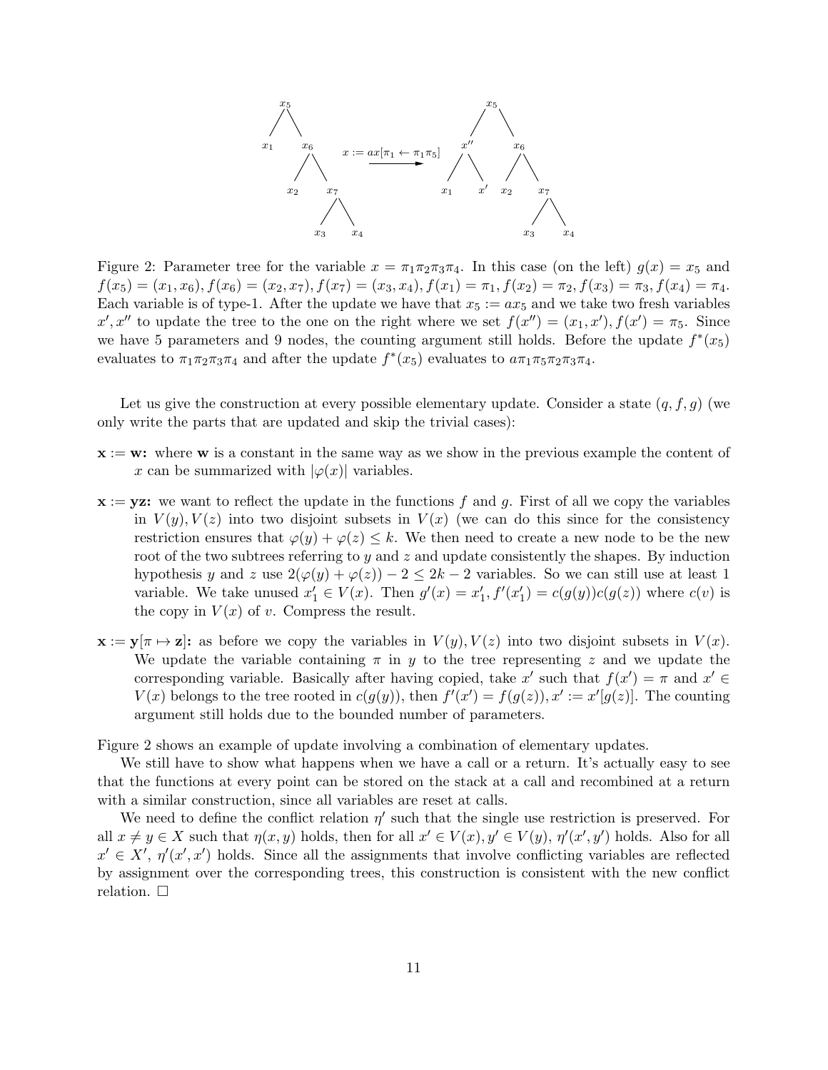Figure 2: Parameter tree for the variable $x = \pi_1\pi_2\pi_3\pi_4$. In this case (on the left) $g(x) = x_5$ and $f(x_5) = (x_1, x_6), f(x_6) = (x_2, x_7), f(x_7) = (x_3, x_4), f(x_1) = \pi_1, f(x_2) = \pi_2, f(x_3) = \pi_3, f(x_4) = \pi_4$. Each variable is of type-1. After the update we have that $x_5 := ax_5$ and we take two fresh variables $x', x''$ to update the tree to the one on the right where we set $f(x'') = (x_1, x'), f(x') = \pi_5$. Since we have 5 parameters and 9 nodes, the counting argument still holds. Before the update $f^*(x_5)$ evaluates to $\pi_1\pi_2\pi_3\pi_4$ and after the update $f^*(x_5)$ evaluates to $a\pi_1\pi_5\pi_2\pi_3\pi_4$.

Let us give the construction at every possible elementary update. Consider a state $(q, f, g)$ (we only write the parts that are updated and skip the trivial cases):

- $\mathbf{x} := \mathbf{w}$**:** where $\mathbf{w}$ is a constant in the same way as we show in the previous example the content of $x$ can be summarized with $|\varphi(x)|$ variables.
- $\mathbf{x} := \mathbf{yz}$**:** we want to reflect the update in the functions $f$ and $g$. First of all we copy the variables in $V(y), V(z)$ into two disjoint subsets in $V(x)$ (we can do this since for the consistency restriction ensures that $\varphi(y) + \varphi(z) \leq k$. We then need to create a new node to be the new root of the two subtrees referring to $y$ and $z$ and update consistently the shapes. By induction hypothesis $y$ and $z$ use $2(\varphi(y) + \varphi(z)) - 2 \leq 2k - 2$ variables. So we can still use at least 1 variable. We take unused $x'_1 \in V(x)$. Then $g'(x) = x'_1, f'(x'_1) = c(g(y))c(g(z))$ where $c(v)$ is the copy in $V(x)$ of $v$. Compress the result.
- $\mathbf{x} := \mathbf{y}[\pi \mapsto \mathbf{z}]$**:** as before we copy the variables in $V(y), V(z)$ into two disjoint subsets in $V(x)$. We update the variable containing $\pi$ in $y$ to the tree representing $z$ and we update the corresponding variable. Basically after having copied, take $x'$ such that $f(x') = \pi$ and $x' \in V(x)$ belongs to the tree rooted in $c(g(y))$, then $f'(x') = f(g(z)), x' := x'[g(z)]$. The counting argument still holds due to the bounded number of parameters.

Figure 2 shows an example of update involving a combination of elementary updates.

We still have to show what happens when we have a call or a return. It's actually easy to see that the functions at every point can be stored on the stack at a call and recombined at a return with a similar construction, since all variables are reset at calls.

We need to define the conflict relation $\eta'$ such that the single use restriction is preserved. For all $x \neq y \in X$ such that $\eta(x, y)$ holds, then for all $x' \in V(x), y' \in V(y)$, $\eta'(x', y')$ holds. Also for all $x' \in X'$, $\eta'(x', x')$ holds. Since all the assignments that involve conflicting variables are reflected by assignment over the corresponding trees, this construction is consistent with the new conflict relation. □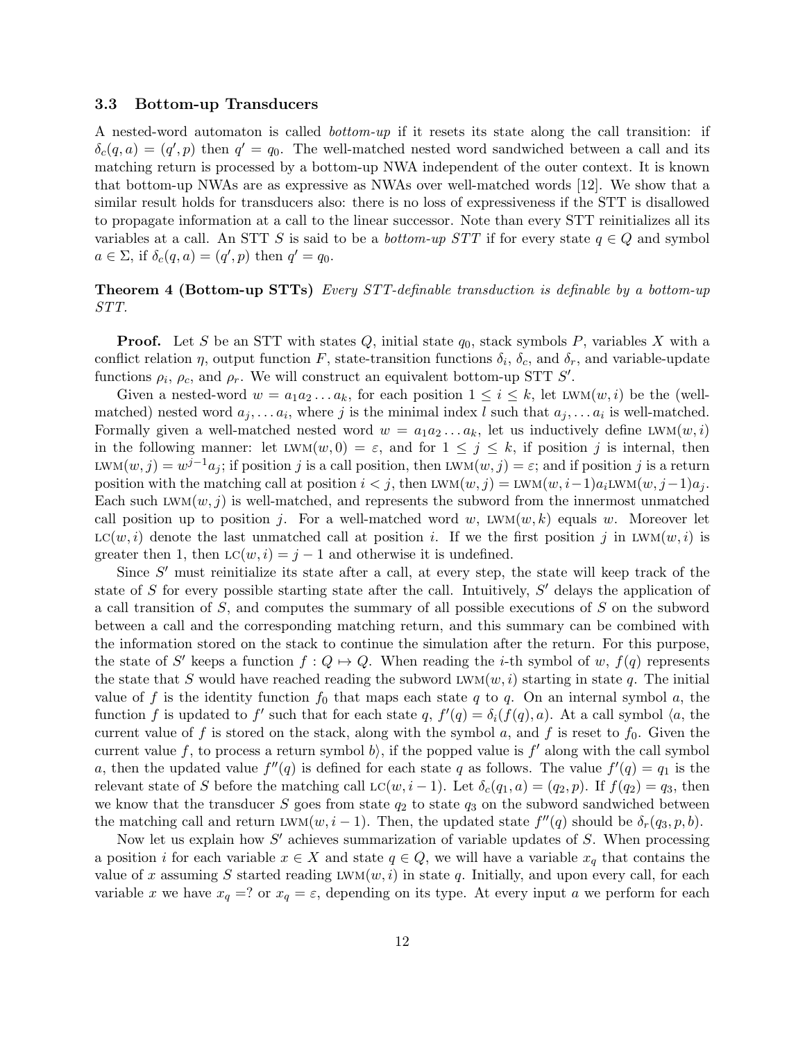### 3.3 Bottom-up Transducers

A nested-word automaton is called *bottom-up* if it resets its state along the call transition: if $\delta_c(q, a) = (q', p)$ then $q' = q_0$. The well-matched nested word sandwiched between a call and its matching return is processed by a bottom-up NWA independent of the outer context. It is known that bottom-up NWAs are as expressive as NWAs over well-matched words [12]. We show that a similar result holds for transducers also: there is no loss of expressiveness if the STT is disallowed to propagate information at a call to the linear successor. Note than every STT reinitializes all its variables at a call. An STT $S$ is said to be a *bottom-up STT* if for every state $q \in Q$ and symbol $a \in \Sigma$, if $\delta_c(q, a) = (q', p)$ then $q' = q_0$.

**Theorem 4 (Bottom-up STTs)** *Every STT-definable transduction is definable by a bottom-up STT.*

**Proof.** Let $S$ be an STT with states $Q$, initial state $q_0$, stack symbols $P$, variables $X$ with a conflict relation $\eta$, output function $F$, state-transition functions $\delta_i$, $\delta_c$, and $\delta_r$, and variable-update functions $\rho_i$, $\rho_c$, and $\rho_r$. We will construct an equivalent bottom-up STT $S'$.

Given a nested-word $w = a_1 a_2 \ldots a_k$, for each position $1 \leq i \leq k$, let $\text{LWM}(w, i)$ be the (well-matched) nested word $a_j, \ldots a_i$, where $j$ is the minimal index $l$ such that $a_j, \ldots a_i$ is well-matched. Formally given a well-matched nested word $w = a_1 a_2 \ldots a_k$, let us inductively define $\text{LWM}(w, i)$ in the following manner: let $\text{LWM}(w, 0) = \varepsilon$, and for $1 \leq j \leq k$, if position $j$ is internal, then $\text{LWM}(w, j) = w^{j-1} a_j$; if position $j$ is a call position, then $\text{LWM}(w, j) = \varepsilon$; and if position $j$ is a return position with the matching call at position $i < j$, then $\text{LWM}(w, j) = \text{LWM}(w, i-1) a_i \text{LWM}(w, j-1) a_j$. Each such $\text{LWM}(w, j)$ is well-matched, and represents the subword from the innermost unmatched call position up to position $j$. For a well-matched word $w$, $\text{LWM}(w, k)$ equals $w$. Moreover let $\text{LC}(w, i)$ denote the last unmatched call at position $i$. If we the first position $j$ in $\text{LWM}(w, i)$ is greater then 1, then $\text{LC}(w, i) = j - 1$ and otherwise it is undefined.

Since $S'$ must reinitialize its state after a call, at every step, the state will keep track of the state of $S$ for every possible starting state after the call. Intuitively, $S'$ delays the application of a call transition of $S$, and computes the summary of all possible executions of $S$ on the subword between a call and the corresponding matching return, and this summary can be combined with the information stored on the stack to continue the simulation after the return. For this purpose, the state of $S'$ keeps a function $f : Q \mapsto Q$. When reading the $i$-th symbol of $w$, $f(q)$ represents the state that $S$ would have reached reading the subword $\text{LWM}(w, i)$ starting in state $q$. The initial value of $f$ is the identity function $f_0$ that maps each state $q$ to $q$. On an internal symbol $a$, the function $f$ is updated to $f'$ such that for each state $q$, $f'(q) = \delta_i(f(q), a)$. At a call symbol $\langle a$, the current value of $f$ is stored on the stack, along with the symbol $a$, and $f$ is reset to $f_0$. Given the current value $f$, to process a return symbol $b\rangle$, if the popped value is $f'$ along with the call symbol $a$, then the updated value $f''(q)$ is defined for each state $q$ as follows. The value $f'(q) = q_1$ is the relevant state of $S$ before the matching call $\text{LC}(w, i - 1)$. Let $\delta_c(q_1, a) = (q_2, p)$. If $f(q_2) = q_3$, then we know that the transducer $S$ goes from state $q_2$ to state $q_3$ on the subword sandwiched between the matching call and return $\text{LWM}(w, i - 1)$. Then, the updated state $f''(q)$ should be $\delta_r(q_3, p, b)$.

Now let us explain how $S'$ achieves summarization of variable updates of $S$. When processing a position $i$ for each variable $x \in X$ and state $q \in Q$, we will have a variable $x_q$ that contains the value of $x$ assuming $S$ started reading $\text{LWM}(w, i)$ in state $q$. Initially, and upon every call, for each variable $x$ we have $x_q =?$ or $x_q = \varepsilon$, depending on its type. At every input $a$ we perform for each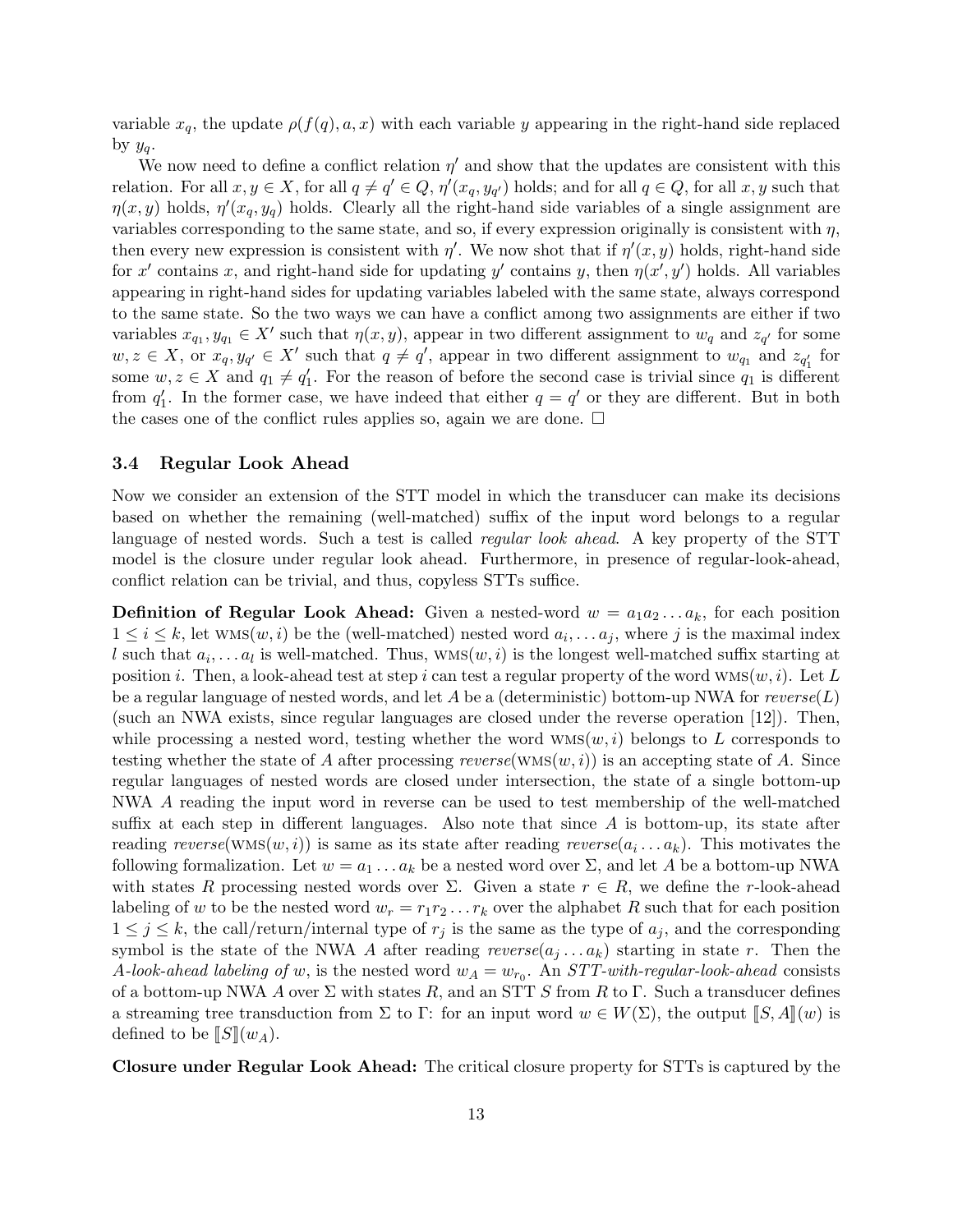variable $x_q$, the update $\rho(f(q), a, x)$ with each variable $y$ appearing in the right-hand side replaced by $y_q$.

We now need to define a conflict relation $\eta'$ and show that the updates are consistent with this relation. For all $x, y \in X$, for all $q \neq q' \in Q$, $\eta'(x_q, y_{q'})$ holds; and for all $q \in Q$, for all $x, y$ such that $\eta(x, y)$ holds, $\eta'(x_q, y_q)$ holds. Clearly all the right-hand side variables of a single assignment are variables corresponding to the same state, and so, if every expression originally is consistent with $\eta$, then every new expression is consistent with $\eta'$. We now shot that if $\eta'(x, y)$ holds, right-hand side for $x'$ contains $x$, and right-hand side for updating $y'$ contains $y$, then $\eta(x', y')$ holds. All variables appearing in right-hand sides for updating variables labeled with the same state, always correspond to the same state. So the two ways we can have a conflict among two assignments are either if two variables $x_{q_1}, y_{q_1} \in X'$ such that $\eta(x, y)$, appear in two different assignment to $w_q$ and $z_{q'}$ for some $w, z \in X$, or $x_q, y_{q'} \in X'$ such that $q \neq q'$, appear in two different assignment to $w_{q_1}$ and $z_{q'_1}$ for some $w, z \in X$ and $q_1 \neq q'_1$. For the reason of before the second case is trivial since $q_1$ is different from $q'_1$. In the former case, we have indeed that either $q = q'$ or they are different. But in both the cases one of the conflict rules applies so, again we are done. $\square$

### 3.4 Regular Look Ahead

Now we consider an extension of the STT model in which the transducer can make its decisions based on whether the remaining (well-matched) suffix of the input word belongs to a regular language of nested words. Such a test is called *regular look ahead*. A key property of the STT model is the closure under regular look ahead. Furthermore, in presence of regular-look-ahead, conflict relation can be trivial, and thus, copyless STTs suffice.

**Definition of Regular Look Ahead:** Given a nested-word $w = a_1 a_2 \ldots a_k$, for each position $1 \leq i \leq k$, let $\text{WMS}(w, i)$ be the (well-matched) nested word $a_i, \ldots a_j$, where $j$ is the maximal index $l$ such that $a_i, \ldots a_l$ is well-matched. Thus, $\text{WMS}(w, i)$ is the longest well-matched suffix starting at position $i$. Then, a look-ahead test at step $i$ can test a regular property of the word $\text{WMS}(w, i)$. Let $L$ be a regular language of nested words, and let $A$ be a (deterministic) bottom-up NWA for $\textit{reverse}(L)$ (such an NWA exists, since regular languages are closed under the reverse operation [12]). Then, while processing a nested word, testing whether the word $\text{WMS}(w, i)$ belongs to $L$ corresponds to testing whether the state of $A$ after processing $\textit{reverse}(\text{WMS}(w, i))$ is an accepting state of $A$. Since regular languages of nested words are closed under intersection, the state of a single bottom-up NWA $A$ reading the input word in reverse can be used to test membership of the well-matched suffix at each step in different languages. Also note that since $A$ is bottom-up, its state after reading $\textit{reverse}(\text{WMS}(w, i))$ is same as its state after reading $\textit{reverse}(a_i \ldots a_k)$. This motivates the following formalization. Let $w = a_1 \ldots a_k$ be a nested word over $\Sigma$, and let $A$ be a bottom-up NWA with states $R$ processing nested words over $\Sigma$. Given a state $r \in R$, we define the $r$-look-ahead labeling of $w$ to be the nested word $w_r = r_1 r_2 \ldots r_k$ over the alphabet $R$ such that for each position $1 \leq j \leq k$, the call/return/internal type of $r_j$ is the same as the type of $a_j$, and the corresponding symbol is the state of the NWA $A$ after reading $\textit{reverse}(a_j \ldots a_k)$ starting in state $r$. Then the *$A$-look-ahead labeling of* $w$, is the nested word $w_A = w_{r_0}$. An *STT-with-regular-look-ahead* consists of a bottom-up NWA $A$ over $\Sigma$ with states $R$, and an STT $S$ from $R$ to $\Gamma$. Such a transducer defines a streaming tree transduction from $\Sigma$ to $\Gamma$: for an input word $w \in W(\Sigma)$, the output $[\![S, A]\!](w)$ is defined to be $[\![S]\!](w_A)$.

**Closure under Regular Look Ahead:** The critical closure property for STTs is captured by the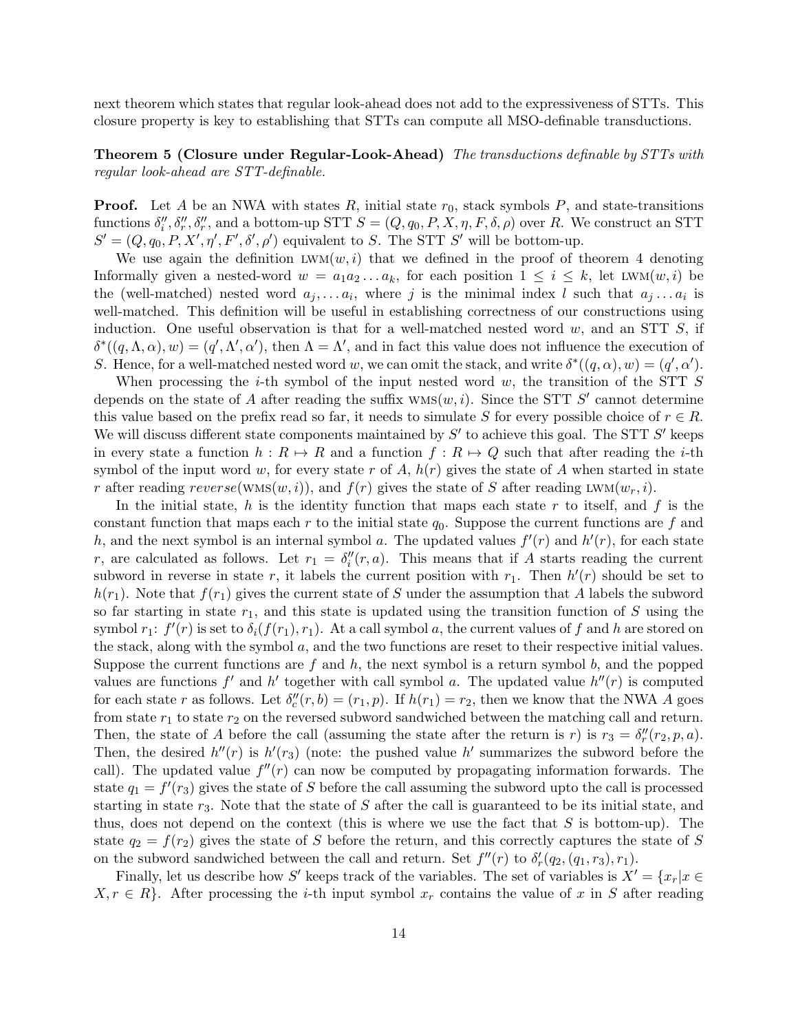next theorem which states that regular look-ahead does not add to the expressiveness of STTs. This closure property is key to establishing that STTs can compute all MSO-definable transductions.

**Theorem 5 (Closure under Regular-Look-Ahead)** *The transductions definable by STTs with regular look-ahead are STT-definable.*

**Proof.** Let $A$ be an NWA with states $R$, initial state $r_0$, stack symbols $P$, and state-transitions functions $\delta_i'', \delta_r'', \delta_r''$, and a bottom-up STT $S = (Q, q_0, P, X, \eta, F, \delta, \rho)$ over $R$. We construct an STT $S' = (Q, q_0, P, X', \eta', F', \delta', \rho')$ equivalent to $S$. The STT $S'$ will be bottom-up.

We use again the definition $\text{LWM}(w, i)$ that we defined in the proof of theorem 4 denoting Informally given a nested-word $w = a_1 a_2 \ldots a_k$, for each position $1 \leq i \leq k$, let $\text{LWM}(w, i)$ be the (well-matched) nested word $a_j, \ldots a_i$, where $j$ is the minimal index $l$ such that $a_j \ldots a_i$ is well-matched. This definition will be useful in establishing correctness of our constructions using induction. One useful observation is that for a well-matched nested word $w$, and an STT $S$, if $\delta^*((q, \Lambda, \alpha), w) = (q', \Lambda', \alpha')$, then $\Lambda = \Lambda'$, and in fact this value does not influence the execution of $S$. Hence, for a well-matched nested word $w$, we can omit the stack, and write $\delta^*((q, \alpha), w) = (q', \alpha')$.

When processing the $i$-th symbol of the input nested word $w$, the transition of the STT $S$ depends on the state of $A$ after reading the suffix $\text{WMS}(w, i)$. Since the STT $S'$ cannot determine this value based on the prefix read so far, it needs to simulate $S$ for every possible choice of $r \in R$. We will discuss different state components maintained by $S'$ to achieve this goal. The STT $S'$ keeps in every state a function $h : R \mapsto R$ and a function $f : R \mapsto Q$ such that after reading the $i$-th symbol of the input word $w$, for every state $r$ of $A$, $h(r)$ gives the state of $A$ when started in state $r$ after reading $reverse(\text{WMS}(w, i))$, and $f(r)$ gives the state of $S$ after reading $\text{LWM}(w_r, i)$.

In the initial state, $h$ is the identity function that maps each state $r$ to itself, and $f$ is the constant function that maps each $r$ to the initial state $q_0$. Suppose the current functions are $f$ and $h$, and the next symbol is an internal symbol $a$. The updated values $f'(r)$ and $h'(r)$, for each state $r$, are calculated as follows. Let $r_1 = \delta_i''(r, a)$. This means that if $A$ starts reading the current subword in reverse in state $r$, it labels the current position with $r_1$. Then $h'(r)$ should be set to $h(r_1)$. Note that $f(r_1)$ gives the current state of $S$ under the assumption that $A$ labels the subword so far starting in state $r_1$, and this state is updated using the transition function of $S$ using the symbol $r_1$: $f'(r)$ is set to $\delta_i(f(r_1), r_1)$. At a call symbol $a$, the current values of $f$ and $h$ are stored on the stack, along with the symbol $a$, and the two functions are reset to their respective initial values. Suppose the current functions are $f$ and $h$, the next symbol is a return symbol $b$, and the popped values are functions $f'$ and $h'$ together with call symbol $a$. The updated value $h''(r)$ is computed for each state $r$ as follows. Let $\delta_c''(r, b) = (r_1, p)$. If $h(r_1) = r_2$, then we know that the NWA $A$ goes from state $r_1$ to state $r_2$ on the reversed subword sandwiched between the matching call and return. Then, the state of $A$ before the call (assuming the state after the return is $r$) is $r_3 = \delta_r''(r_2, p, a)$. Then, the desired $h''(r)$ is $h'(r_3)$ (note: the pushed value $h'$ summarizes the subword before the call). The updated value $f''(r)$ can now be computed by propagating information forwards. The state $q_1 = f'(r_3)$ gives the state of $S$ before the call assuming the subword upto the call is processed starting in state $r_3$. Note that the state of $S$ after the call is guaranteed to be its initial state, and thus, does not depend on the context (this is where we use the fact that $S$ is bottom-up). The state $q_2 = f(r_2)$ gives the state of $S$ before the return, and this correctly captures the state of $S$ on the subword sandwiched between the call and return. Set $f''(r)$ to $\delta_r'(q_2, (q_1, r_3), r_1)$.

Finally, let us describe how $S'$ keeps track of the variables. The set of variables is $X' = \{x_r | x \in X, r \in R\}$. After processing the $i$-th input symbol $x_r$ contains the value of $x$ in $S$ after reading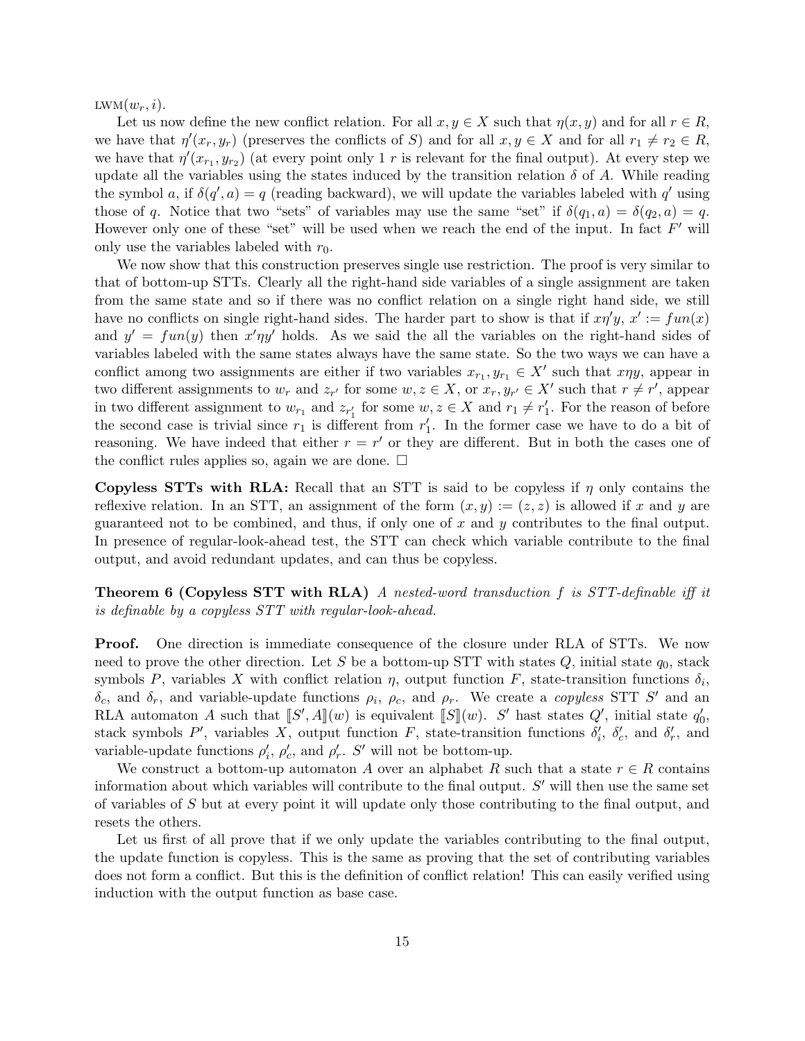$\text{LWM}(w_r, i)$.

Let us now define the new conflict relation. For all $x, y \in X$ such that $\eta(x, y)$ and for all $r \in R$, we have that $\eta'(x_r, y_r)$ (preserves the conflicts of $S$) and for all $x, y \in X$ and for all $r_1 \neq r_2 \in R$, we have that $\eta'(x_{r_1}, y_{r_2})$ (at every point only 1 $r$ is relevant for the final output). At every step we update all the variables using the states induced by the transition relation $\delta$ of $A$. While reading the symbol $a$, if $\delta(q', a) = q$ (reading backward), we will update the variables labeled with $q'$ using those of $q$. Notice that two "sets" of variables may use the same "set" if $\delta(q_1, a) = \delta(q_2, a) = q$. However only one of these "set" will be used when we reach the end of the input. In fact $F'$ will only use the variables labeled with $r_0$.

We now show that this construction preserves single use restriction. The proof is very similar to that of bottom-up STTs. Clearly all the right-hand side variables of a single assignment are taken from the same state and so if there was no conflict relation on a single right hand side, we still have no conflicts on single right-hand sides. The harder part to show is that if $x\eta' y$, $x' := fun(x)$ and $y' = fun(y)$ then $x'\eta y'$ holds. As we said the all the variables on the right-hand sides of variables labeled with the same states always have the same state. So the two ways we can have a conflict among two assignments are either if two variables $x_{r_1}, y_{r_1} \in X'$ such that $x\eta y$, appear in two different assignments to $w_r$ and $z_{r'}$ for some $w, z \in X$, or $x_r, y_{r'} \in X'$ such that $r \neq r'$, appear in two different assignment to $w_{r_1}$ and $z_{r'_1}$ for some $w, z \in X$ and $r_1 \neq r'_1$. For the reason of before the second case is trivial since $r_1$ is different from $r'_1$. In the former case we have to do a bit of reasoning. We have indeed that either $r = r'$ or they are different. But in both the cases one of the conflict rules applies so, again we are done. □

**Copyless STTs with RLA:** Recall that an STT is said to be copyless if $\eta$ only contains the reflexive relation. In an STT, an assignment of the form $(x, y) := (z, z)$ is allowed if $x$ and $y$ are guaranteed not to be combined, and thus, if only one of $x$ and $y$ contributes to the final output. In presence of regular-look-ahead test, the STT can check which variable contribute to the final output, and avoid redundant updates, and can thus be copyless.

**Theorem 6 (Copyless STT with RLA)** *A nested-word transduction $f$ is STT-definable iff it is definable by a copyless STT with regular-look-ahead.*

**Proof.** One direction is immediate consequence of the closure under RLA of STTs. We now need to prove the other direction. Let $S$ be a bottom-up STT with states $Q$, initial state $q_0$, stack symbols $P$, variables $X$ with conflict relation $\eta$, output function $F$, state-transition functions $\delta_i$, $\delta_c$, and $\delta_r$, and variable-update functions $\rho_i$, $\rho_c$, and $\rho_r$. We create a *copyless* STT $S'$ and an RLA automaton $A$ such that $[\![S', A]\!](w)$ is equivalent $[\![S]\!](w)$. $S'$ hast states $Q'$, initial state $q'_0$, stack symbols $P'$, variables $X$, output function $F$, state-transition functions $\delta'_i$, $\delta'_c$, and $\delta'_r$, and variable-update functions $\rho'_i$, $\rho'_c$, and $\rho'_r$. $S'$ will not be bottom-up.

We construct a bottom-up automaton $A$ over an alphabet $R$ such that a state $r \in R$ contains information about which variables will contribute to the final output. $S'$ will then use the same set of variables of $S$ but at every point it will update only those contributing to the final output, and resets the others.

Let us first of all prove that if we only update the variables contributing to the final output, the update function is copyless. This is the same as proving that the set of contributing variables does not form a conflict. But this is the definition of conflict relation! This can easily verified using induction with the output function as base case.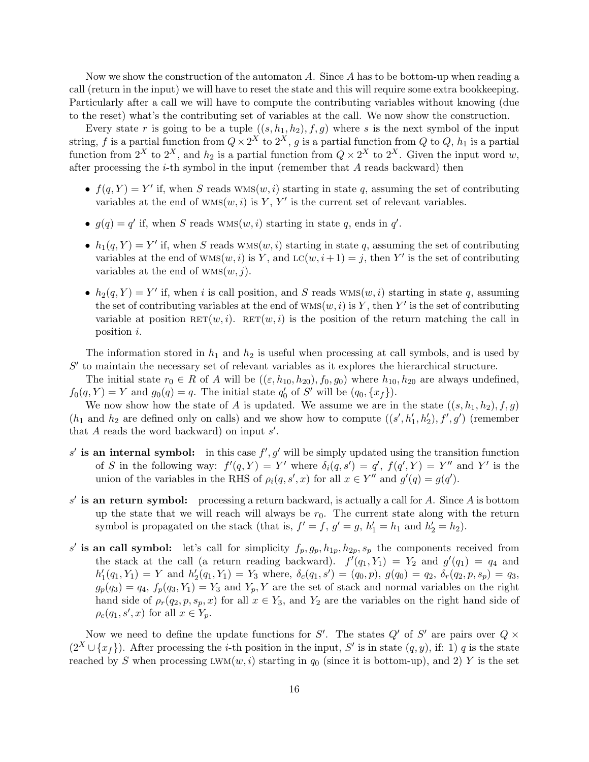Now we show the construction of the automaton $A$. Since $A$ has to be bottom-up when reading a call (return in the input) we will have to reset the state and this will require some extra bookkeeping. Particularly after a call we will have to compute the contributing variables without knowing (due to the reset) what's the contributing set of variables at the call. We now show the construction.

Every state $r$ is going to be a tuple $((s, h_1, h_2), f, g)$ where $s$ is the next symbol of the input string, $f$ is a partial function from $Q \times 2^X$ to $2^X$, $g$ is a partial function from $Q$ to $Q$, $h_1$ is a partial function from $2^X$ to $2^X$, and $h_2$ is a partial function from $Q \times 2^X$ to $2^X$. Given the input word $w$, after processing the $i$-th symbol in the input (remember that $A$ reads backward) then

- $f(q, Y) = Y'$ if, when $S$ reads $\text{WMS}(w, i)$ starting in state $q$, assuming the set of contributing variables at the end of $\text{WMS}(w, i)$ is $Y$, $Y'$ is the current set of relevant variables.
- $g(q) = q'$ if, when $S$ reads $\text{WMS}(w, i)$ starting in state $q$, ends in $q'$.
- $h_1(q, Y) = Y'$ if, when $S$ reads $\text{WMS}(w, i)$ starting in state $q$, assuming the set of contributing variables at the end of $\text{WMS}(w, i)$ is $Y$, and $\text{LC}(w, i+1) = j$, then $Y'$ is the set of contributing variables at the end of $\text{WMS}(w, j)$.
- $h_2(q, Y) = Y'$ if, when $i$ is call position, and $S$ reads $\text{WMS}(w, i)$ starting in state $q$, assuming the set of contributing variables at the end of $\text{WMS}(w, i)$ is $Y$, then $Y'$ is the set of contributing variable at position $\text{RET}(w, i)$. $\text{RET}(w, i)$ is the position of the return matching the call in position $i$.

The information stored in $h_1$ and $h_2$ is useful when processing at call symbols, and is used by $S'$ to maintain the necessary set of relevant variables as it explores the hierarchical structure.

The initial state $r_0 \in R$ of $A$ will be $((\varepsilon, h_{10}, h_{20}), f_0, g_0)$ where $h_{10}, h_{20}$ are always undefined, $f_0(q, Y) = Y$ and $g_0(q) = q$. The initial state $q'_0$ of $S'$ will be $(q_0, \{x_f\})$.

We now show how the state of $A$ is updated. We assume we are in the state $((s, h_1, h_2), f, g)$ ($h_1$ and $h_2$ are defined only on calls) and we show how to compute $((s', h'_1, h'_2), f', g')$ (remember that $A$ reads the word backward) on input $s'$.

**$s'$ is an internal symbol:** in this case $f', g'$ will be simply updated using the transition function of $S$ in the following way: $f'(q, Y) = Y'$ where $\delta_i(q, s') = q'$, $f(q', Y) = Y''$ and $Y'$ is the union of the variables in the RHS of $\rho_i(q, s', x)$ for all $x \in Y''$ and $g'(q) = g(q')$.

**$s'$ is an return symbol:** processing a return backward, is actually a call for $A$. Since $A$ is bottom up the state that we will reach will always be $r_0$. The current state along with the return symbol is propagated on the stack (that is, $f' = f$, $g' = g$, $h'_1 = h_1$ and $h'_2 = h_2$).

**$s'$ is an call symbol:** let's call for simplicity $f_p, g_p, h_{1p}, h_{2p}, s_p$ the components received from the stack at the call (a return reading backward). $f'(q_1, Y_1) = Y_2$ and $g'(q_1) = q_4$ and $h'_1(q_1, Y_1) = Y$ and $h'_2(q_1, Y_1) = Y_3$ where, $\delta_c(q_1, s') = (q_0, p)$, $g(q_0) = q_2$, $\delta_r(q_2, p, s_p) = q_3$, $g_p(q_3) = q_4$, $f_p(q_3, Y_1) = Y_3$ and $Y_p, Y$ are the set of stack and normal variables on the right hand side of $\rho_r(q_2, p, s_p, x)$ for all $x \in Y_3$, and $Y_2$ are the variables on the right hand side of $\rho_c(q_1, s', x)$ for all $x \in Y_p$.

Now we need to define the update functions for $S'$. The states $Q'$ of $S'$ are pairs over $Q \times (2^X \cup \{x_f\})$. After processing the $i$-th position in the input, $S'$ is in state $(q, y)$, if: 1) $q$ is the state reached by $S$ when processing $\text{LWM}(w, i)$ starting in $q_0$ (since it is bottom-up), and 2) $Y$ is the set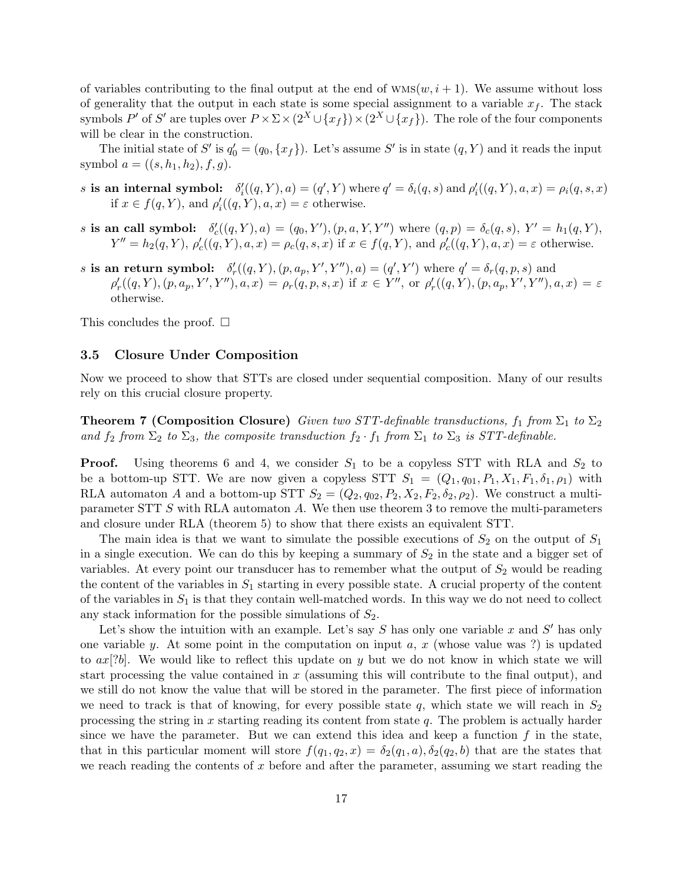of variables contributing to the final output at the end of $\textsc{wms}(w, i+1)$. We assume without loss of generality that the output in each state is some special assignment to a variable $x_f$. The stack symbols $P'$ of $S'$ are tuples over $P \times \Sigma \times (2^X \cup \{x_f\}) \times (2^X \cup \{x_f\})$. The role of the four components will be clear in the construction.

The initial state of $S'$ is $q'_0 = (q_0, \{x_f\})$. Let's assume $S'$ is in state $(q, Y)$ and it reads the input symbol $a = ((s, h_1, h_2), f, g)$.

- **$s$ is an internal symbol:** $\delta'_i((q, Y), a) = (q', Y)$ where $q' = \delta_i(q, s)$ and $\rho'_i((q, Y), a, x) = \rho_i(q, s, x)$ if $x \in f(q, Y)$, and $\rho'_i((q, Y), a, x) = \varepsilon$ otherwise.
- **$s$ is a call symbol:** $\delta'_c((q, Y), a) = (q_0, Y'), (p, a, Y, Y'')$ where $(q, p) = \delta_c(q, s)$, $Y' = h_1(q, Y)$, $Y'' = h_2(q, Y)$, $\rho'_c((q, Y), a, x) = \rho_c(q, s, x)$ if $x \in f(q, Y)$, and $\rho'_c((q, Y), a, x) = \varepsilon$ otherwise.
- **$s$ is a return symbol:** $\delta'_r((q, Y), (p, a_p, Y', Y''), a) = (q', Y')$ where $q' = \delta_r(q, p, s)$ and $\rho'_r((q, Y), (p, a_p, Y', Y''), a, x) = \rho_r(q, p, s, x)$ if $x \in Y''$, or $\rho'_r((q, Y), (p, a_p, Y', Y''), a, x) = \varepsilon$ otherwise.

This concludes the proof. $\square$

### 3.5 Closure Under Composition

Now we proceed to show that STTs are closed under sequential composition. Many of our results rely on this crucial closure property.

**Theorem 7 (Composition Closure)** *Given two STT-definable transductions, $f_1$ from $\Sigma_1$ to $\Sigma_2$ and $f_2$ from $\Sigma_2$ to $\Sigma_3$, the composite transduction $f_2 \cdot f_1$ from $\Sigma_1$ to $\Sigma_3$ is STT-definable.*

**Proof.** Using theorems 6 and 4, we consider $S_1$ to be a copyless STT with RLA and $S_2$ to be a bottom-up STT. We are now given a copyless STT $S_1 = (Q_1, q_{01}, P_1, X_1, F_1, \delta_1, \rho_1)$ with RLA automaton $A$ and a bottom-up STT $S_2 = (Q_2, q_{02}, P_2, X_2, F_2, \delta_2, \rho_2)$. We construct a multi-parameter STT $S$ with RLA automaton $A$. We then use theorem 3 to remove the multi-parameters and closure under RLA (theorem 5) to show that there exists an equivalent STT.

The main idea is that we want to simulate the possible executions of $S_2$ on the output of $S_1$ in a single execution. We can do this by keeping a summary of $S_2$ in the state and a bigger set of variables. At every point our transducer has to remember what the output of $S_2$ would be reading the content of the variables in $S_1$ starting in every possible state. A crucial property of the content of the variables in $S_1$ is that they contain well-matched words. In this way we do not need to collect any stack information for the possible simulations of $S_2$.

Let's show the intuition with an example. Let's say $S$ has only one variable $x$ and $S'$ has only one variable $y$. At some point in the computation on input $a$, $x$ (whose value was ?) is updated to $ax[?b]$. We would like to reflect this update on $y$ but we do not know in which state we will start processing the value contained in $x$ (assuming this will contribute to the final output), and we still do not know the value that will be stored in the parameter. The first piece of information we need to track is that of knowing, for every possible state $q$, which state we will reach in $S_2$ processing the string in $x$ starting reading its content from state $q$. The problem is actually harder since we have the parameter. But we can extend this idea and keep a function $f$ in the state, that in this particular moment will store $f(q_1, q_2, x) = \delta_2(q_1, a), \delta_2(q_2, b)$ that are the states that we reach reading the contents of $x$ before and after the parameter, assuming we start reading the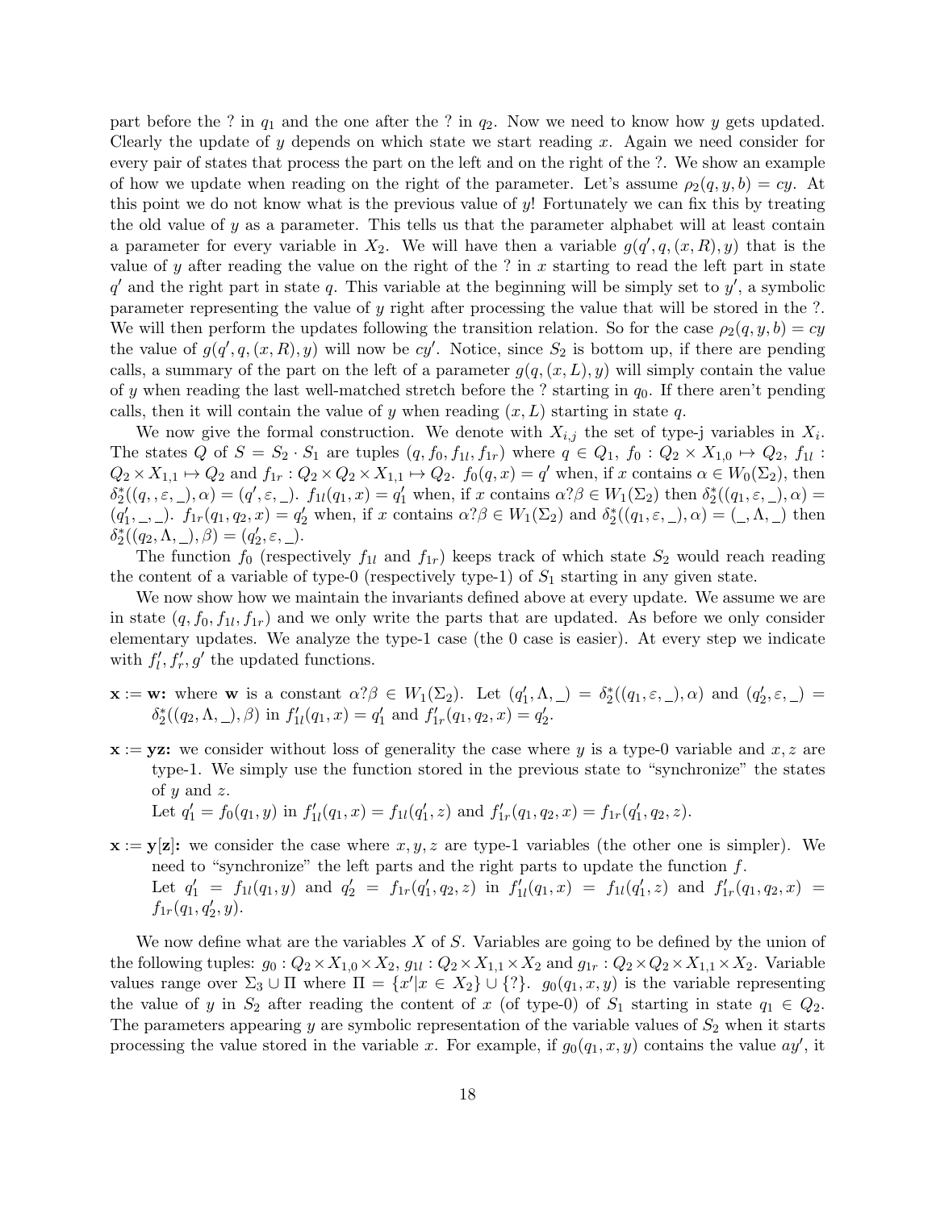part before the ? in $q_1$ and the one after the ? in $q_2$. Now we need to know how $y$ gets updated. Clearly the update of $y$ depends on which state we start reading $x$. Again we need consider for every pair of states that process the part on the left and on the right of the ?. We show an example of how we update when reading on the right of the parameter. Let's assume $\rho_2(q, y, b) = cy$. At this point we do not know what is the previous value of $y$! Fortunately we can fix this by treating the old value of $y$ as a parameter. This tells us that the parameter alphabet will at least contain a parameter for every variable in $X_2$. We will have then a variable $g(q', q, (x, R), y)$ that is the value of $y$ after reading the value on the right of the ? in $x$ starting to read the left part in state $q'$ and the right part in state $q$. This variable at the beginning will be simply set to $y'$, a symbolic parameter representing the value of $y$ right after processing the value that will be stored in the ?. We will then perform the updates following the transition relation. So for the case $\rho_2(q, y, b) = cy$ the value of $g(q', q, (x, R), y)$ will now be $cy'$. Notice, since $S_2$ is bottom up, if there are pending calls, a summary of the part on the left of a parameter $g(q, (x, L), y)$ will simply contain the value of $y$ when reading the last well-matched stretch before the ? starting in $q_0$. If there aren't pending calls, then it will contain the value of $y$ when reading $(x, L)$ starting in state $q$.

We now give the formal construction. We denote with $X_{i,j}$ the set of type-j variables in $X_i$. The states $Q$ of $S = S_2 \cdot S_1$ are tuples $(q, f_0, f_{1l}, f_{1r})$ where $q \in Q_1$, $f_0 : Q_2 \times X_{1,0} \mapsto Q_2$, $f_{1l} : Q_2 \times X_{1,1} \mapsto Q_2$ and $f_{1r} : Q_2 \times Q_2 \times X_{1,1} \mapsto Q_2$. $f_0(q, x) = q'$ when, if $x$ contains $\alpha \in W_0(\Sigma_2)$, then $\delta_2^*((q, , \varepsilon, \_), \alpha) = (q', \varepsilon, \_)$. $f_{1l}(q_1, x) = q_1'$ when, if $x$ contains $\alpha?\beta \in W_1(\Sigma_2)$ then $\delta_2^*((q_1, \varepsilon, \_), \alpha) = (q_1', \_, \_)$. $f_{1r}(q_1, q_2, x) = q_2'$ when, if $x$ contains $\alpha?\beta \in W_1(\Sigma_2)$ and $\delta_2^*((q_1, \varepsilon, \_), \alpha) = (\_, \Lambda, \_)$ then $\delta_2^*((q_2, \Lambda, \_), \beta) = (q_2', \varepsilon, \_)$.

The function $f_0$ (respectively $f_{1l}$ and $f_{1r}$) keeps track of which state $S_2$ would reach reading the content of a variable of type-0 (respectively type-1) of $S_1$ starting in any given state.

We now show how we maintain the invariants defined above at every update. We assume we are in state $(q, f_0, f_{1l}, f_{1r})$ and we only write the parts that are updated. As before we only consider elementary updates. We analyze the type-1 case (the 0 case is easier). At every step we indicate with $f_l', f_r', g'$ the updated functions.

- **$\mathbf{x} := \mathbf{w}$:** where $\mathbf{w}$ is a constant $\alpha?\beta \in W_1(\Sigma_2)$. Let $(q_1', \Lambda, \_) = \delta_2^*((q_1, \varepsilon, \_), \alpha)$ and $(q_2', \varepsilon, \_) = \delta_2^*((q_2, \Lambda, \_), \beta)$ in $f_{1l}'(q_1, x) = q_1'$ and $f_{1r}'(q_1, q_2, x) = q_2'$.

- **$\mathbf{x} := \mathbf{yz}$:** we consider without loss of generality the case where $y$ is a type-0 variable and $x, z$ are type-1. We simply use the function stored in the previous state to "synchronize" the states of $y$ and $z$.
  Let $q_1' = f_0(q_1, y)$ in $f_{1l}'(q_1, x) = f_{1l}(q_1', z)$ and $f_{1r}'(q_1, q_2, x) = f_{1r}(q_1', q_2, z)$.

- **$\mathbf{x} := \mathbf{y}[\mathbf{z}]$:** we consider the case where $x, y, z$ are type-1 variables (the other one is simpler). We need to "synchronize" the left parts and the right parts to update the function $f$.
  Let $q_1' = f_{1l}(q_1, y)$ and $q_2' = f_{1r}(q_1', q_2, z)$ in $f_{1l}'(q_1, x) = f_{1l}(q_1', z)$ and $f_{1r}'(q_1, q_2, x) = f_{1r}(q_1, q_2', y)$.

We now define what are the variables $X$ of $S$. Variables are going to be defined by the union of the following tuples: $g_0 : Q_2 \times X_{1,0} \times X_2$, $g_{1l} : Q_2 \times X_{1,1} \times X_2$ and $g_{1r} : Q_2 \times Q_2 \times X_{1,1} \times X_2$. Variable values range over $\Sigma_3 \cup \Pi$ where $\Pi = \{x' | x \in X_2\} \cup \{?\}$. $g_0(q_1, x, y)$ is the variable representing the value of $y$ in $S_2$ after reading the content of $x$ (of type-0) of $S_1$ starting in state $q_1 \in Q_2$. The parameters appearing $y$ are symbolic representation of the variable values of $S_2$ when it starts processing the value stored in the variable $x$. For example, if $g_0(q_1, x, y)$ contains the value $ay'$, it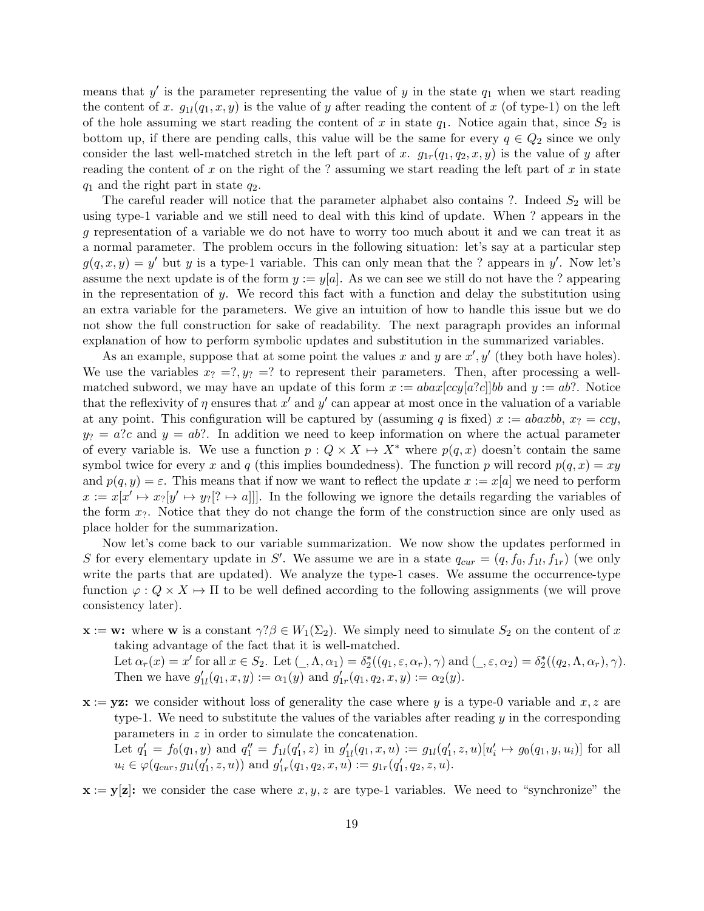means that $y'$ is the parameter representing the value of $y$ in the state $q_1$ when we start reading the content of $x$. $g_{1l}(q_1, x, y)$ is the value of $y$ after reading the content of $x$ (of type-1) on the left of the hole assuming we start reading the content of $x$ in state $q_1$. Notice again that, since $S_2$ is bottom up, if there are pending calls, this value will be the same for every $q \in Q_2$ since we only consider the last well-matched stretch in the left part of $x$. $g_{1r}(q_1, q_2, x, y)$ is the value of $y$ after reading the content of $x$ on the right of the ? assuming we start reading the left part of $x$ in state $q_1$ and the right part in state $q_2$.

The careful reader will notice that the parameter alphabet also contains ?. Indeed $S_2$ will be using type-1 variable and we still need to deal with this kind of update. When ? appears in the $g$ representation of a variable we do not have to worry too much about it and we can treat it as a normal parameter. The problem occurs in the following situation: let's say at a particular step $g(q, x, y) = y'$ but $y$ is a type-1 variable. This can only mean that the ? appears in $y'$. Now let's assume the next update is of the form $y := y[a]$. As we can see we still do not have the ? appearing in the representation of $y$. We record this fact with a function and delay the substitution using an extra variable for the parameters. We give an intuition of how to handle this issue but we do not show the full construction for sake of readability. The next paragraph provides an informal explanation of how to perform symbolic updates and substitution in the summarized variables.

As an example, suppose that at some point the values $x$ and $y$ are $x', y'$ (they both have holes). We use the variables $x_? = ?, y_? = ?$ to represent their parameters. Then, after processing a well-matched subword, we may have an update of this form $x := abax[ccy[a?c]]bb$ and $y := ab?$. Notice that the reflexivity of $\eta$ ensures that $x'$ and $y'$ can appear at most once in the valuation of a variable at any point. This configuration will be captured by (assuming $q$ is fixed) $x := abaxbb$, $x_? = ccy$, $y_? = a?c$ and $y = ab?$. In addition we need to keep information on where the actual parameter of every variable is. We use a function $p : Q \times X \mapsto X^*$ where $p(q, x)$ doesn't contain the same symbol twice for every $x$ and $q$ (this implies boundedness). The function $p$ will record $p(q, x) = xy$ and $p(q, y) = \varepsilon$. This means that if now we want to reflect the update $x := x[a]$ we need to perform $x := x[x' \mapsto x_?[y' \mapsto y_?[? \mapsto a]]]$. In the following we ignore the details regarding the variables of the form $x_?$. Notice that they do not change the form of the construction since are only used as place holder for the summarization.

Now let's come back to our variable summarization. We now show the updates performed in $S$ for every elementary update in $S'$. We assume we are in a state $q_{cur} = (q, f_0, f_{1l}, f_{1r})$ (we only write the parts that are updated). We analyze the type-1 cases. We assume the occurrence-type function $\varphi : Q \times X \mapsto \Pi$ to be well defined according to the following assignments (we will prove consistency later).

- $\mathbf{x} := \mathbf{w}$**:** where $\mathbf{w}$ is a constant $\gamma?\beta \in W_1(\Sigma_2)$. We simply need to simulate $S_2$ on the content of $x$ taking advantage of the fact that it is well-matched.
  Let $\alpha_r(x) = x'$ for all $x \in S_2$. Let $(\_, \Lambda, \alpha_1) = \delta_2^*((q_1, \varepsilon, \alpha_r), \gamma)$ and $(\_, \varepsilon, \alpha_2) = \delta_2^*((q_2, \Lambda, \alpha_r), \gamma)$. Then we have $g'_{1l}(q_1, x, y) := \alpha_1(y)$ and $g'_{1r}(q_1, q_2, x, y) := \alpha_2(y)$.
- $\mathbf{x} := \mathbf{yz}$**:** we consider without loss of generality the case where $y$ is a type-0 variable and $x, z$ are type-1. We need to substitute the values of the variables after reading $y$ in the corresponding parameters in $z$ in order to simulate the concatenation.
  Let $q'_1 = f_0(q_1, y)$ and $q''_1 = f_{1l}(q'_1, z)$ in $g'_{1l}(q_1, x, u) := g_{1l}(q'_1, z, u)[u'_i \mapsto g_0(q_1, y, u_i)]$ for all $u_i \in \varphi(q_{cur}, g_{1l}(q'_1, z, u))$ and $g'_{1r}(q_1, q_2, x, u) := g_{1r}(q'_1, q_2, z, u)$.
- $\mathbf{x} := \mathbf{y}[\mathbf{z}]$**:** we consider the case where $x, y, z$ are type-1 variables. We need to "synchronize" the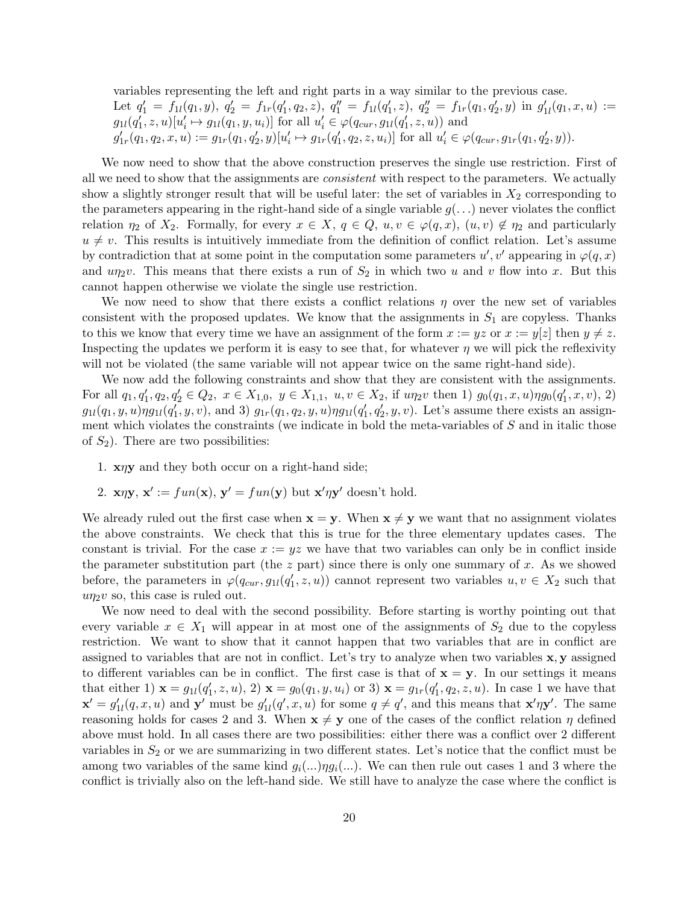variables representing the left and right parts in a way similar to the previous case. Let $q_1' = f_{1l}(q_1, y)$, $q_2' = f_{1r}(q_1', q_2, z)$, $q_1'' = f_{1l}(q_1', z)$, $q_2'' = f_{1r}(q_1, q_2', y)$ in $g_{1l}'(q_1, x, u) := g_{1l}(q_1', z, u)[u_i' \mapsto g_{1l}(q_1, y, u_i)]$ for all $u_i' \in \varphi(q_{cur}, g_{1l}(q_1', z, u))$ and $g_{1r}'(q_1, q_2, x, u) := g_{1r}(q_1, q_2', y)[u_i' \mapsto g_{1r}(q_1', q_2, z, u_i)]$ for all $u_i' \in \varphi(q_{cur}, g_{1r}(q_1, q_2', y))$.

We now need to show that the above construction preserves the single use restriction. First of all we need to show that the assignments are *consistent* with respect to the parameters. We actually show a slightly stronger result that will be useful later: the set of variables in $X_2$ corresponding to the parameters appearing in the right-hand side of a single variable $g(\ldots)$ never violates the conflict relation $\eta_2$ of $X_2$. Formally, for every $x \in X$, $q \in Q$, $u, v \in \varphi(q, x)$, $(u, v) \notin \eta_2$ and particularly $u \neq v$. This results is intuitively immediate from the definition of conflict relation. Let's assume by contradiction that at some point in the computation some parameters $u', v'$ appearing in $\varphi(q, x)$ and $u\eta_2 v$. This means that there exists a run of $S_2$ in which two $u$ and $v$ flow into $x$. But this cannot happen otherwise we violate the single use restriction.

We now need to show that there exists a conflict relations $\eta$ over the new set of variables consistent with the proposed updates. We know that the assignments in $S_1$ are copyless. Thanks to this we know that every time we have an assignment of the form $x := yz$ or $x := y[z]$ then $y \neq z$. Inspecting the updates we perform it is easy to see that, for whatever $\eta$ we will pick the reflexivity will not be violated (the same variable will not appear twice on the same right-hand side).

We now add the following constraints and show that they are consistent with the assignments. For all $q_1, q_1', q_2, q_2' \in Q_2$, $x \in X_{1,0}$, $y \in X_{1,1}$, $u, v \in X_2$, if $u\eta_2 v$ then 1) $g_0(q_1, x, u)\eta g_0(q_1', x, v)$, 2) $g_{1l}(q_1, y, u)\eta g_{1l}(q_1', y, v)$, and 3) $g_{1r}(q_1, q_2, y, u)\eta g_{1l}(q_1', q_2', y, v)$. Let's assume there exists an assignment which violates the constraints (we indicate in bold the meta-variables of $S$ and in italic those of $S_2$). There are two possibilities:

1. $\mathbf{x}\eta\mathbf{y}$ and they both occur on a right-hand side;
2. $\mathbf{x}\eta\mathbf{y}$, $\mathbf{x}' := fun(\mathbf{x})$, $\mathbf{y}' = fun(\mathbf{y})$ but $\mathbf{x}'\eta\mathbf{y}'$ doesn't hold.

We already ruled out the first case when $\mathbf{x} = \mathbf{y}$. When $\mathbf{x} \neq \mathbf{y}$ we want that no assignment violates the above constraints. We check that this is true for the three elementary updates cases. The constant is trivial. For the case $x := yz$ we have that two variables can only be in conflict inside the parameter substitution part (the $z$ part) since there is only one summary of $x$. As we showed before, the parameters in $\varphi(q_{cur}, g_{1l}(q_1', z, u))$ cannot represent two variables $u, v \in X_2$ such that $u\eta_2 v$ so, this case is ruled out.

We now need to deal with the second possibility. Before starting is worthy pointing out that every variable $x \in X_1$ will appear in at most one of the assignments of $S_2$ due to the copyless restriction. We want to show that it cannot happen that two variables that are in conflict are assigned to variables that are not in conflict. Let's try to analyze when two variables $\mathbf{x}, \mathbf{y}$ assigned to different variables can be in conflict. The first case is that of $\mathbf{x} = \mathbf{y}$. In our settings it means that either 1) $\mathbf{x} = g_{1l}(q_1', z, u)$, 2) $\mathbf{x} = g_0(q_1, y, u_i)$ or 3) $\mathbf{x} = g_{1r}(q_1', q_2, z, u)$. In case 1 we have that $\mathbf{x}' = g_{1l}'(q, x, u)$ and $\mathbf{y}'$ must be $g_{1l}'(q', x, u)$ for some $q \neq q'$, and this means that $\mathbf{x}'\eta\mathbf{y}'$. The same reasoning holds for cases 2 and 3. When $\mathbf{x} \neq \mathbf{y}$ one of the cases of the conflict relation $\eta$ defined above must hold. In all cases there are two possibilities: either there was a conflict over 2 different variables in $S_2$ or we are summarizing in two different states. Let's notice that the conflict must be among two variables of the same kind $g_i(\ldots)\eta g_i(\ldots)$. We can then rule out cases 1 and 3 where the conflict is trivially also on the left-hand side. We still have to analyze the case where the conflict is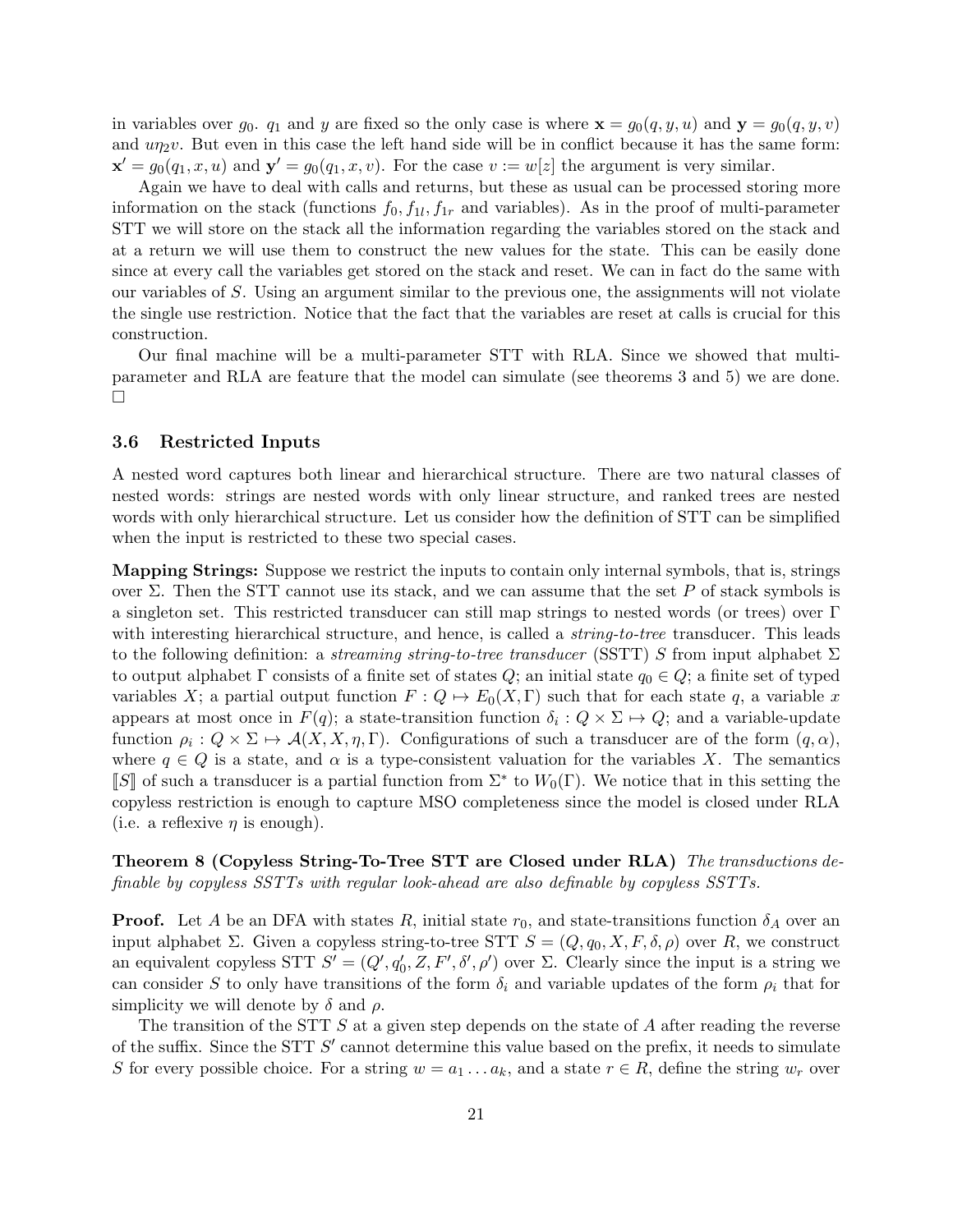in variables over $g_0$. $q_1$ and $y$ are fixed so the only case is where $\mathbf{x} = g_0(q, y, u)$ and $\mathbf{y} = g_0(q, y, v)$ and $u\eta_2 v$. But even in this case the left hand side will be in conflict because it has the same form: $\mathbf{x}' = g_0(q_1, x, u)$ and $\mathbf{y}' = g_0(q_1, x, v)$. For the case $v := w[z]$ the argument is very similar.

Again we have to deal with calls and returns, but these as usual can be processed storing more information on the stack (functions $f_0, f_{1l}, f_{1r}$ and variables). As in the proof of multi-parameter STT we will store on the stack all the information regarding the variables stored on the stack and at a return we will use them to construct the new values for the state. This can be easily done since at every call the variables get stored on the stack and reset. We can in fact do the same with our variables of $S$. Using an argument similar to the previous one, the assignments will not violate the single use restriction. Notice that the fact that the variables are reset at calls is crucial for this construction.

Our final machine will be a multi-parameter STT with RLA. Since we showed that multi-parameter and RLA are feature that the model can simulate (see theorems 3 and 5) we are done. $\square$

### 3.6 Restricted Inputs

A nested word captures both linear and hierarchical structure. There are two natural classes of nested words: strings are nested words with only linear structure, and ranked trees are nested words with only hierarchical structure. Let us consider how the definition of STT can be simplified when the input is restricted to these two special cases.

**Mapping Strings:** Suppose we restrict the inputs to contain only internal symbols, that is, strings over $\Sigma$. Then the STT cannot use its stack, and we can assume that the set $P$ of stack symbols is a singleton set. This restricted transducer can still map strings to nested words (or trees) over $\Gamma$ with interesting hierarchical structure, and hence, is called a *string-to-tree* transducer. This leads to the following definition: a *streaming string-to-tree transducer* (SSTT) $S$ from input alphabet $\Sigma$ to output alphabet $\Gamma$ consists of a finite set of states $Q$; an initial state $q_0 \in Q$; a finite set of typed variables $X$; a partial output function $F : Q \mapsto E_0(X, \Gamma)$ such that for each state $q$, a variable $x$ appears at most once in $F(q)$; a state-transition function $\delta_i : Q \times \Sigma \mapsto Q$; and a variable-update function $\rho_i : Q \times \Sigma \mapsto \mathcal{A}(X, X, \eta, \Gamma)$. Configurations of such a transducer are of the form $(q, \alpha)$, where $q \in Q$ is a state, and $\alpha$ is a type-consistent valuation for the variables $X$. The semantics $[\![S]\!]$ of such a transducer is a partial function from $\Sigma^*$ to $W_0(\Gamma)$. We notice that in this setting the copyless restriction is enough to capture MSO completeness since the model is closed under RLA (i.e. a reflexive $\eta$ is enough).

**Theorem 8 (Copyless String-To-Tree STT are Closed under RLA)** *The transductions definable by copyless SSTTs with regular look-ahead are also definable by copyless SSTTs.*

**Proof.** Let $A$ be an DFA with states $R$, initial state $r_0$, and state-transitions function $\delta_A$ over an input alphabet $\Sigma$. Given a copyless string-to-tree STT $S = (Q, q_0, X, F, \delta, \rho)$ over $R$, we construct an equivalent copyless STT $S' = (Q', q'_0, Z, F', \delta', \rho')$ over $\Sigma$. Clearly since the input is a string we can consider $S$ to only have transitions of the form $\delta_i$ and variable updates of the form $\rho_i$ that for simplicity we will denote by $\delta$ and $\rho$.

The transition of the STT $S$ at a given step depends on the state of $A$ after reading the reverse of the suffix. Since the STT $S'$ cannot determine this value based on the prefix, it needs to simulate $S$ for every possible choice. For a string $w = a_1 \ldots a_k$, and a state $r \in R$, define the string $w_r$ over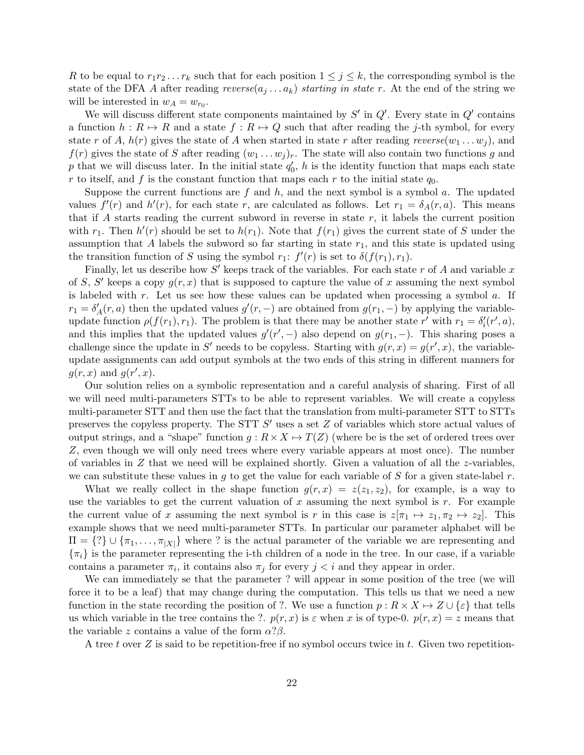$R$ to be equal to $r_1 r_2 \dots r_k$ such that for each position $1 \leq j \leq k$, the corresponding symbol is the state of the DFA $A$ after reading *reverse*$(a_j \dots a_k)$ *starting in state* $r$. At the end of the string we will be interested in $w_A = w_{r_0}$.

We will discuss different state components maintained by $S'$ in $Q'$. Every state in $Q'$ contains a function $h : R \mapsto R$ and a state $f : R \mapsto Q$ such that after reading the $j$-th symbol, for every state $r$ of $A$, $h(r)$ gives the state of $A$ when started in state $r$ after reading *reverse*$(w_1 \dots w_j)$, and $f(r)$ gives the state of $S$ after reading $(w_1 \dots w_j)_r$. The state will also contain two functions $g$ and $p$ that we will discuss later. In the initial state $q'_0$, $h$ is the identity function that maps each state $r$ to itself, and $f$ is the constant function that maps each $r$ to the initial state $q_0$.

Suppose the current functions are $f$ and $h$, and the next symbol is a symbol $a$. The updated values $f'(r)$ and $h'(r)$, for each state $r$, are calculated as follows. Let $r_1 = \delta_A(r, a)$. This means that if $A$ starts reading the current subword in reverse in state $r$, it labels the current position with $r_1$. Then $h'(r)$ should be set to $h(r_1)$. Note that $f(r_1)$ gives the current state of $S$ under the assumption that $A$ labels the subword so far starting in state $r_1$, and this state is updated using the transition function of $S$ using the symbol $r_1$: $f'(r)$ is set to $\delta(f(r_1), r_1)$.

Finally, let us describe how $S'$ keeps track of the variables. For each state $r$ of $A$ and variable $x$ of $S$, $S'$ keeps a copy $g(r, x)$ that is supposed to capture the value of $x$ assuming the next symbol is labeled with $r$. Let us see how these values can be updated when processing a symbol $a$. If $r_1 = \delta'_A(r, a)$ then the updated values $g'(r, -)$ are obtained from $g(r_1, -)$ by applying the variable-update function $\rho(f(r_1), r_1)$. The problem is that there may be another state $r'$ with $r_1 = \delta'_i(r', a)$, and this implies that the updated values $g'(r', -)$ also depend on $g(r_1, -)$. This sharing poses a challenge since the update in $S'$ needs to be copyless. Starting with $g(r, x) = g(r', x)$, the variable-update assignments can add output symbols at the two ends of this string in different manners for $g(r, x)$ and $g(r', x)$.

Our solution relies on a symbolic representation and a careful analysis of sharing. First of all we will need multi-parameters STTs to be able to represent variables. We will create a copyless multi-parameter STT and then use the fact that the translation from multi-parameter STT to STTs preserves the copyless property. The STT $S'$ uses a set $Z$ of variables which store actual values of output strings, and a "shape" function $g : R \times X \mapsto T(Z)$ (where be is the set of ordered trees over $Z$, even though we will only need trees where every variable appears at most once). The number of variables in $Z$ that we need will be explained shortly. Given a valuation of all the $z$-variables, we can substitute these values in $g$ to get the value for each variable of $S$ for a given state-label $r$.

What we really collect in the shape function $g(r, x) = z(z_1, z_2)$, for example, is a way to use the variables to get the current valuation of $x$ assuming the next symbol is $r$. For example the current value of $x$ assuming the next symbol is $r$ in this case is $z[\pi_1 \mapsto z_1, \pi_2 \mapsto z_2]$. This example shows that we need multi-parameter STTs. In particular our parameter alphabet will be $\Pi = \{?\} \cup \{\pi_1, \dots, \pi_{|X|}\}$ where ? is the actual parameter of the variable we are representing and $\{\pi_i\}$ is the parameter representing the i-th children of a node in the tree. In our case, if a variable contains a parameter $\pi_i$, it contains also $\pi_j$ for every $j < i$ and they appear in order.

We can immediately se that the parameter ? will appear in some position of the tree (we will force it to be a leaf) that may change during the computation. This tells us that we need a new function in the state recording the position of ?. We use a function $p : R \times X \mapsto Z \cup \{\varepsilon\}$ that tells us which variable in the tree contains the ?. $p(r, x)$ is $\varepsilon$ when $x$ is of type-0. $p(r, x) = z$ means that the variable $z$ contains a value of the form $\alpha ? \beta$.

A tree $t$ over $Z$ is said to be repetition-free if no symbol occurs twice in $t$. Given two repetition-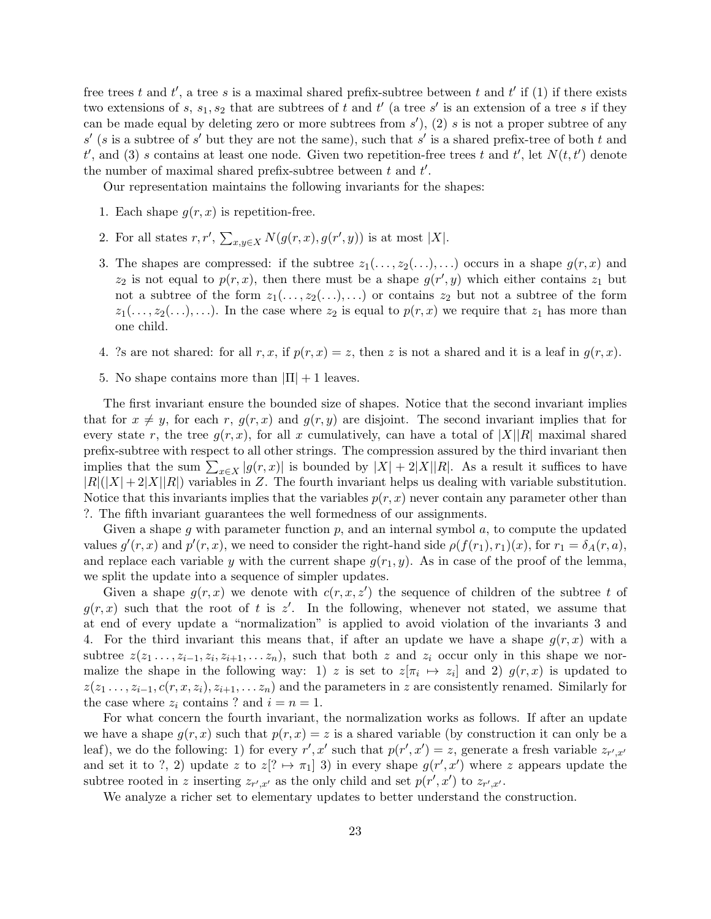free trees $t$ and $t'$, a tree $s$ is a maximal shared prefix-subtree between $t$ and $t'$ if (1) if there exists two extensions of $s$, $s_1, s_2$ that are subtrees of $t$ and $t'$ (a tree $s'$ is an extension of a tree $s$ if they can be made equal by deleting zero or more subtrees from $s'$), (2) $s$ is not a proper subtree of any $s'$ ($s$ is a subtree of $s'$ but they are not the same), such that $s'$ is a shared prefix-tree of both $t$ and $t'$, and (3) $s$ contains at least one node. Given two repetition-free trees $t$ and $t'$, let $N(t, t')$ denote the number of maximal shared prefix-subtree between $t$ and $t'$.

Our representation maintains the following invariants for the shapes:

1. Each shape $g(r, x)$ is repetition-free.
2. For all states $r, r'$, $\sum_{x,y \in X} N(g(r, x), g(r', y))$ is at most $|X|$.
3. The shapes are compressed: if the subtree $z_1(\ldots, z_2(\ldots), \ldots)$ occurs in a shape $g(r, x)$ and $z_2$ is not equal to $p(r, x)$, then there must be a shape $g(r', y)$ which either contains $z_1$ but not a subtree of the form $z_1(\ldots, z_2(\ldots), \ldots)$ or contains $z_2$ but not a subtree of the form $z_1(\ldots, z_2(\ldots), \ldots)$. In the case where $z_2$ is equal to $p(r, x)$ we require that $z_1$ has more than one child.
4. ?s are not shared: for all $r, x$, if $p(r, x) = z$, then $z$ is not a shared and it is a leaf in $g(r, x)$.
5. No shape contains more than $|\Pi| + 1$ leaves.

The first invariant ensure the bounded size of shapes. Notice that the second invariant implies that for $x \neq y$, for each $r$, $g(r, x)$ and $g(r, y)$ are disjoint. The second invariant implies that for every state $r$, the tree $g(r, x)$, for all $x$ cumulatively, can have a total of $|X||R|$ maximal shared prefix-subtree with respect to all other strings. The compression assured by the third invariant then implies that the sum $\sum_{x \in X} |g(r, x)|$ is bounded by $|X| + 2|X||R|$. As a result it suffices to have $|R|(|X| + 2|X||R|)$ variables in $Z$. The fourth invariant helps us dealing with variable substitution. Notice that this invariants implies that the variables $p(r, x)$ never contain any parameter other than ?. The fifth invariant guarantees the well formedness of our assignments.

Given a shape $g$ with parameter function $p$, and an internal symbol $a$, to compute the updated values $g'(r, x)$ and $p'(r, x)$, we need to consider the right-hand side $\rho(f(r_1), r_1)(x)$, for $r_1 = \delta_A(r, a)$, and replace each variable $y$ with the current shape $g(r_1, y)$. As in case of the proof of the lemma, we split the update into a sequence of simpler updates.

Given a shape $g(r, x)$ we denote with $c(r, x, z')$ the sequence of children of the subtree $t$ of $g(r, x)$ such that the root of $t$ is $z'$. In the following, whenever not stated, we assume that at end of every update a "normalization" is applied to avoid violation of the invariants 3 and 4. For the third invariant this means that, if after an update we have a shape $g(r, x)$ with a subtree $z(z_1 \ldots, z_{i-1}, z_i, z_{i+1}, \ldots z_n)$, such that both $z$ and $z_i$ occur only in this shape we normalize the shape in the following way: 1) $z$ is set to $z[\pi_i \mapsto z_i]$ and 2) $g(r, x)$ is updated to $z(z_1 \ldots, z_{i-1}, c(r, x, z_i), z_{i+1}, \ldots z_n)$ and the parameters in $z$ are consistently renamed. Similarly for the case where $z_i$ contains ? and $i = n = 1$.

For what concern the fourth invariant, the normalization works as follows. If after an update we have a shape $g(r, x)$ such that $p(r, x) = z$ is a shared variable (by construction it can only be a leaf), we do the following: 1) for every $r', x'$ such that $p(r', x') = z$, generate a fresh variable $z_{r',x'}$ and set it to ?, 2) update $z$ to $z[? \mapsto \pi_1]$ 3) in every shape $g(r', x')$ where $z$ appears update the subtree rooted in $z$ inserting $z_{r',x'}$ as the only child and set $p(r', x')$ to $z_{r',x'}$.

We analyze a richer set to elementary updates to better understand the construction.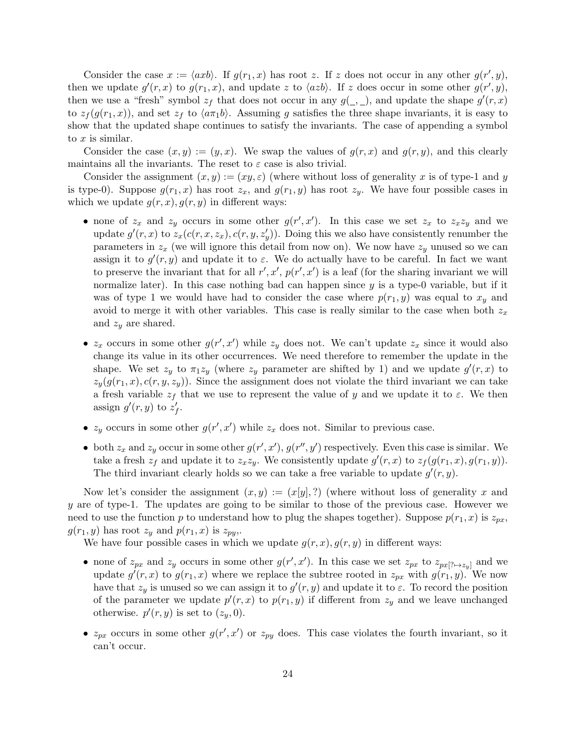Consider the case $x := \langle axb \rangle$. If $g(r_1, x)$ has root $z$. If $z$ does not occur in any other $g(r', y)$, then we update $g'(r, x)$ to $g(r_1, x)$, and update $z$ to $\langle azb \rangle$. If $z$ does occur in some other $g(r', y)$, then we use a "fresh" symbol $z_f$ that does not occur in any $g(\_, \_)$, and update the shape $g'(r, x)$ to $z_f(g(r_1, x))$, and set $z_f$ to $\langle a\pi_1 b \rangle$. Assuming $g$ satisfies the three shape invariants, it is easy to show that the updated shape continues to satisfy the invariants. The case of appending a symbol to $x$ is similar.

Consider the case $(x, y) := (y, x)$. We swap the values of $g(r, x)$ and $g(r, y)$, and this clearly maintains all the invariants. The reset to $\varepsilon$ case is also trivial.

Consider the assignment $(x, y) := (xy, \varepsilon)$ (where without loss of generality $x$ is of type-1 and $y$ is type-0). Suppose $g(r_1, x)$ has root $z_x$, and $g(r_1, y)$ has root $z_y$. We have four possible cases in which we update $g(r, x), g(r, y)$ in different ways:

- none of $z_x$ and $z_y$ occurs in some other $g(r', x')$. In this case we set $z_x$ to $z_x z_y$ and we update $g'(r, x)$ to $z_x(c(r, x, z_x), c(r, y, z'_y))$. Doing this we also have consistently renumber the parameters in $z_x$ (we will ignore this detail from now on). We now have $z_y$ unused so we can assign it to $g'(r, y)$ and update it to $\varepsilon$. We do actually have to be careful. In fact we want to preserve the invariant that for all $r', x'$, $p(r', x')$ is a leaf (for the sharing invariant we will normalize later). In this case nothing bad can happen since $y$ is a type-0 variable, but if it was of type 1 we would have had to consider the case where $p(r_1, y)$ was equal to $x_y$ and avoid to merge it with other variables. This case is really similar to the case when both $z_x$ and $z_y$ are shared.
- $z_x$ occurs in some other $g(r', x')$ while $z_y$ does not. We can't update $z_x$ since it would also change its value in its other occurrences. We need therefore to remember the update in the shape. We set $z_y$ to $\pi_1 z_y$ (where $z_y$ parameter are shifted by 1) and we update $g'(r, x)$ to $z_y(g(r_1, x), c(r, y, z_y))$. Since the assignment does not violate the third invariant we can take a fresh variable $z_f$ that we use to represent the value of $y$ and we update it to $\varepsilon$. We then assign $g'(r, y)$ to $z'_f$.
- $z_y$ occurs in some other $g(r', x')$ while $z_x$ does not. Similar to previous case.
- both $z_x$ and $z_y$ occur in some other $g(r', x')$, $g(r'', y')$ respectively. Even this case is similar. We take a fresh $z_f$ and update it to $z_x z_y$. We consistently update $g'(r, x)$ to $z_f(g(r_1, x), g(r_1, y))$. The third invariant clearly holds so we can take a free variable to update $g'(r, y)$.

Now let's consider the assignment $(x, y) := (x[y], ?)$ (where without loss of generality $x$ and $y$ are of type-1. The updates are going to be similar to those of the previous case. However we need to use the function $p$ to understand how to plug the shapes together). Suppose $p(r_1, x)$ is $z_{px}$, $g(r_1, y)$ has root $z_y$ and $p(r_1, x)$ is $z_{py}$,.

We have four possible cases in which we update $g(r, x), g(r, y)$ in different ways:

- none of $z_{px}$ and $z_y$ occurs in some other $g(r', x')$. In this case we set $z_{px}$ to $z_{px[?\mapsto z_y]}$ and we update $g'(r, x)$ to $g(r_1, x)$ where we replace the subtree rooted in $z_{px}$ with $g(r_1, y)$. We now have that $z_y$ is unused so we can assign it to $g'(r, y)$ and update it to $\varepsilon$. To record the position of the parameter we update $p'(r, x)$ to $p(r_1, y)$ if different from $z_y$ and we leave unchanged otherwise. $p'(r, y)$ is set to $(z_y, 0)$.
- $z_{px}$ occurs in some other $g(r', x')$ or $z_{py}$ does. This case violates the fourth invariant, so it can't occur.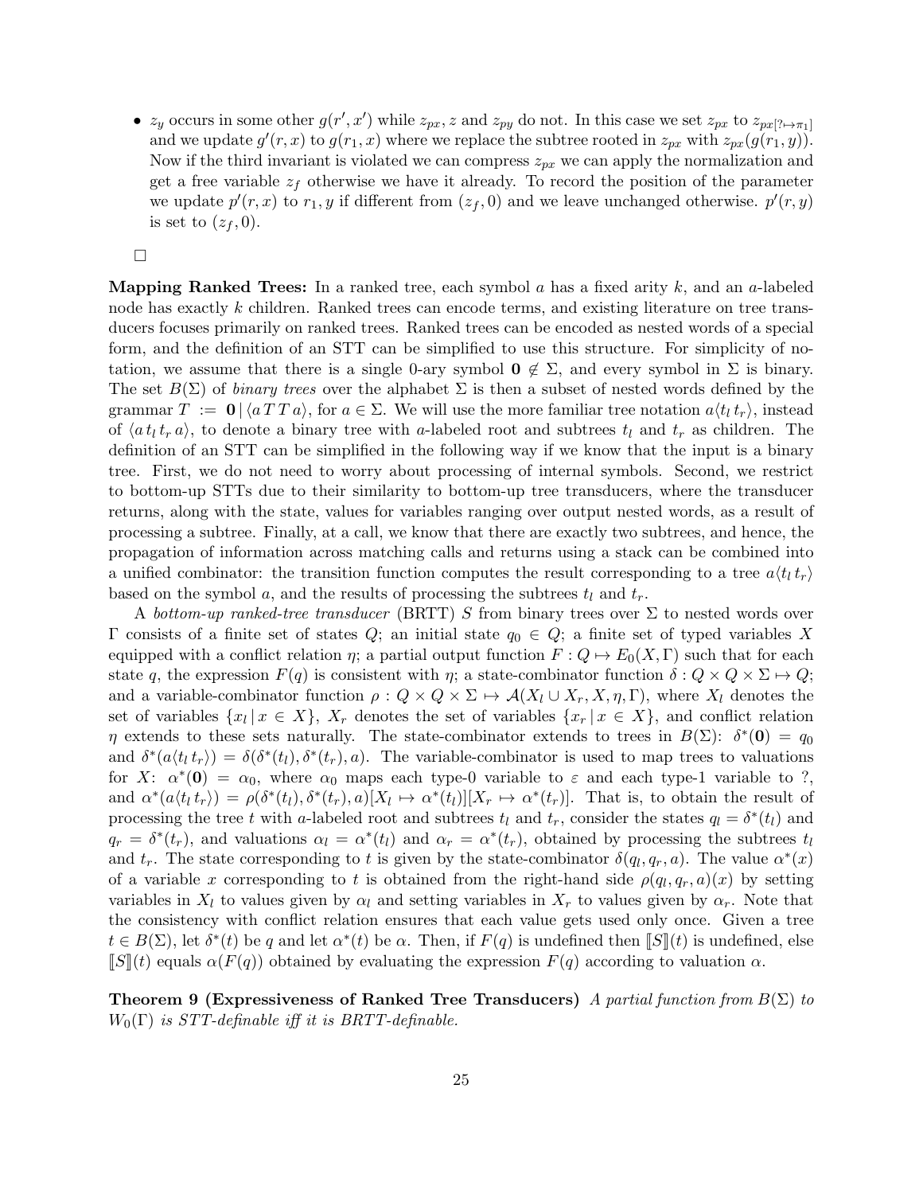- $z_y$ occurs in some other $g(r', x')$ while $z_{px}$, $z$ and $z_{py}$ do not. In this case we set $z_{px}$ to $z_{px[?\mapsto\pi_1]}$ and we update $g'(r,x)$ to $g(r_1,x)$ where we replace the subtree rooted in $z_{px}$ with $z_{px}(g(r_1,y))$. Now if the third invariant is violated we can compress $z_{px}$ we can apply the normalization and get a free variable $z_f$ otherwise we have it already. To record the position of the parameter we update $p'(r,x)$ to $r_1, y$ if different from $(z_f, 0)$ and we leave unchanged otherwise. $p'(r,y)$ is set to $(z_f, 0)$.

□

**Mapping Ranked Trees:** In a ranked tree, each symbol $a$ has a fixed arity $k$, and an $a$-labeled node has exactly $k$ children. Ranked trees can encode terms, and existing literature on tree transducers focuses primarily on ranked trees. Ranked trees can be encoded as nested words of a special form, and the definition of an STT can be simplified to use this structure. For simplicity of notation, we assume that there is a single 0-ary symbol $\mathbf{0} \notin \Sigma$, and every symbol in $\Sigma$ is binary. The set $B(\Sigma)$ of *binary trees* over the alphabet $\Sigma$ is then a subset of nested words defined by the grammar $T := \mathbf{0} \,|\, \langle a\, T\, T\, a\rangle$, for $a \in \Sigma$. We will use the more familiar tree notation $a\langle t_l\, t_r\rangle$, instead of $\langle a\, t_l\, t_r\, a\rangle$, to denote a binary tree with $a$-labeled root and subtrees $t_l$ and $t_r$ as children. The definition of an STT can be simplified in the following way if we know that the input is a binary tree. First, we do not need to worry about processing of internal symbols. Second, we restrict to bottom-up STTs due to their similarity to bottom-up tree transducers, where the transducer returns, along with the state, values for variables ranging over output nested words, as a result of processing a subtree. Finally, at a call, we know that there are exactly two subtrees, and hence, the propagation of information across matching calls and returns using a stack can be combined into a unified combinator: the transition function computes the result corresponding to a tree $a\langle t_l\, t_r\rangle$ based on the symbol $a$, and the results of processing the subtrees $t_l$ and $t_r$.

A *bottom-up ranked-tree transducer* (BRTT) $S$ from binary trees over $\Sigma$ to nested words over $\Gamma$ consists of a finite set of states $Q$; an initial state $q_0 \in Q$; a finite set of typed variables $X$ equipped with a conflict relation $\eta$; a partial output function $F : Q \mapsto E_0(X, \Gamma)$ such that for each state $q$, the expression $F(q)$ is consistent with $\eta$; a state-combinator function $\delta : Q \times Q \times \Sigma \mapsto Q$; and a variable-combinator function $\rho : Q \times Q \times \Sigma \mapsto \mathcal{A}(X_l \cup X_r, X, \eta, \Gamma)$, where $X_l$ denotes the set of variables $\{x_l \,|\, x \in X\}$, $X_r$ denotes the set of variables $\{x_r \,|\, x \in X\}$, and conflict relation $\eta$ extends to these sets naturally. The state-combinator extends to trees in $B(\Sigma)$: $\delta^*(\mathbf{0}) = q_0$ and $\delta^*(a\langle t_l\, t_r\rangle) = \delta(\delta^*(t_l), \delta^*(t_r), a)$. The variable-combinator is used to map trees to valuations for $X$: $\alpha^*(\mathbf{0}) = \alpha_0$, where $\alpha_0$ maps each type-0 variable to $\varepsilon$ and each type-1 variable to ?, and $\alpha^*(a\langle t_l\, t_r\rangle) = \rho(\delta^*(t_l), \delta^*(t_r), a)[X_l \mapsto \alpha^*(t_l)][X_r \mapsto \alpha^*(t_r)]$. That is, to obtain the result of processing the tree $t$ with $a$-labeled root and subtrees $t_l$ and $t_r$, consider the states $q_l = \delta^*(t_l)$ and $q_r = \delta^*(t_r)$, and valuations $\alpha_l = \alpha^*(t_l)$ and $\alpha_r = \alpha^*(t_r)$, obtained by processing the subtrees $t_l$ and $t_r$. The state corresponding to $t$ is given by the state-combinator $\delta(q_l, q_r, a)$. The value $\alpha^*(x)$ of a variable $x$ corresponding to $t$ is obtained from the right-hand side $\rho(q_l, q_r, a)(x)$ by setting variables in $X_l$ to values given by $\alpha_l$ and setting variables in $X_r$ to values given by $\alpha_r$. Note that the consistency with conflict relation ensures that each value gets used only once. Given a tree $t \in B(\Sigma)$, let $\delta^*(t)$ be $q$ and let $\alpha^*(t)$ be $\alpha$. Then, if $F(q)$ is undefined then $[\![S]\!](t)$ is undefined, else $[\![S]\!](t)$ equals $\alpha(F(q))$ obtained by evaluating the expression $F(q)$ according to valuation $\alpha$.

**Theorem 9 (Expressiveness of Ranked Tree Transducers)** *A partial function from $B(\Sigma)$ to $W_0(\Gamma)$ is STT-definable iff it is BRTT-definable.*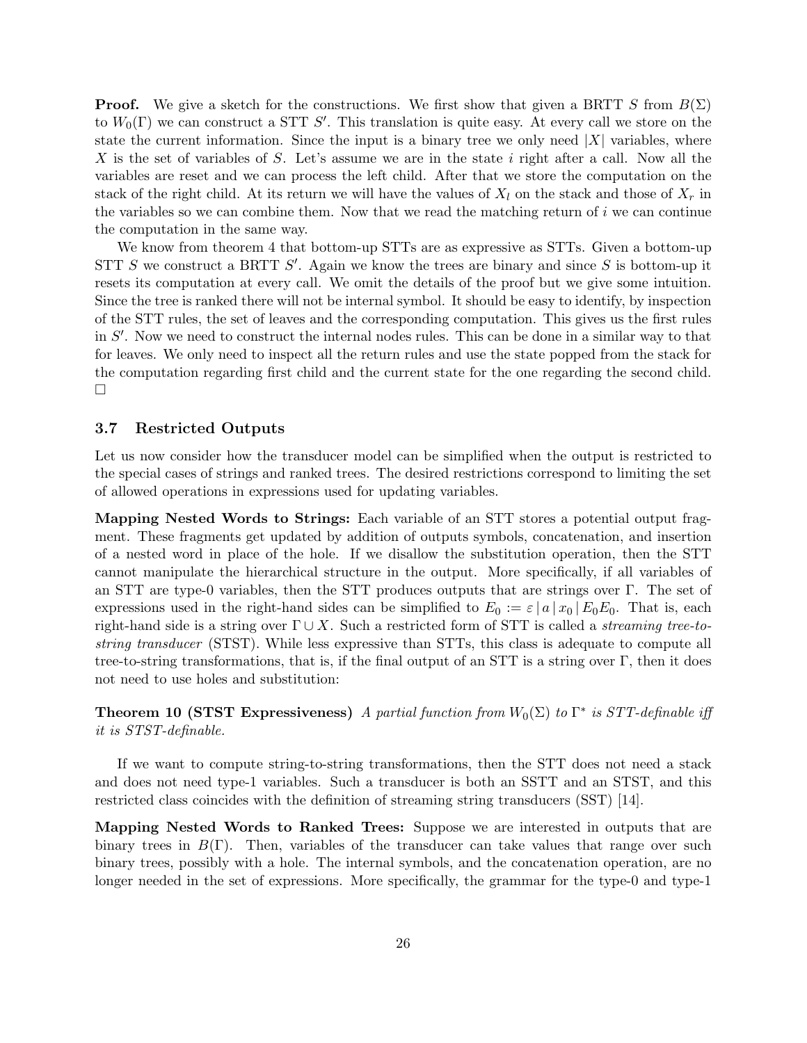**Proof.** We give a sketch for the constructions. We first show that given a BRTT $S$ from $B(\Sigma)$ to $W_0(\Gamma)$ we can construct a STT $S'$. This translation is quite easy. At every call we store on the state the current information. Since the input is a binary tree we only need $|X|$ variables, where $X$ is the set of variables of $S$. Let's assume we are in the state $i$ right after a call. Now all the variables are reset and we can process the left child. After that we store the computation on the stack of the right child. At its return we will have the values of $X_l$ on the stack and those of $X_r$ in the variables so we can combine them. Now that we read the matching return of $i$ we can continue the computation in the same way.

We know from theorem 4 that bottom-up STTs are as expressive as STTs. Given a bottom-up STT $S$ we construct a BRTT $S'$. Again we know the trees are binary and since $S$ is bottom-up it resets its computation at every call. We omit the details of the proof but we give some intuition. Since the tree is ranked there will not be internal symbol. It should be easy to identify, by inspection of the STT rules, the set of leaves and the corresponding computation. This gives us the first rules in $S'$. Now we need to construct the internal nodes rules. This can be done in a similar way to that for leaves. We only need to inspect all the return rules and use the state popped from the stack for the computation regarding first child and the current state for the one regarding the second child. □

### 3.7 Restricted Outputs

Let us now consider how the transducer model can be simplified when the output is restricted to the special cases of strings and ranked trees. The desired restrictions correspond to limiting the set of allowed operations in expressions used for updating variables.

**Mapping Nested Words to Strings:** Each variable of an STT stores a potential output fragment. These fragments get updated by addition of outputs symbols, concatenation, and insertion of a nested word in place of the hole. If we disallow the substitution operation, then the STT cannot manipulate the hierarchical structure in the output. More specifically, if all variables of an STT are type-0 variables, then the STT produces outputs that are strings over $\Gamma$. The set of expressions used in the right-hand sides can be simplified to $E_0 := \varepsilon \,|\, a \,|\, x_0 \,|\, E_0 E_0$. That is, each right-hand side is a string over $\Gamma \cup X$. Such a restricted form of STT is called a *streaming tree-to-string transducer* (STST). While less expressive than STTs, this class is adequate to compute all tree-to-string transformations, that is, if the final output of an STT is a string over $\Gamma$, then it does not need to use holes and substitution:

**Theorem 10 (STST Expressiveness)** *A partial function from $W_0(\Sigma)$ to $\Gamma^*$ is STT-definable iff it is STST-definable.*

If we want to compute string-to-string transformations, then the STT does not need a stack and does not need type-1 variables. Such a transducer is both an SSTT and an STST, and this restricted class coincides with the definition of streaming string transducers (SST) [14].

**Mapping Nested Words to Ranked Trees:** Suppose we are interested in outputs that are binary trees in $B(\Gamma)$. Then, variables of the transducer can take values that range over such binary trees, possibly with a hole. The internal symbols, and the concatenation operation, are no longer needed in the set of expressions. More specifically, the grammar for the type-0 and type-1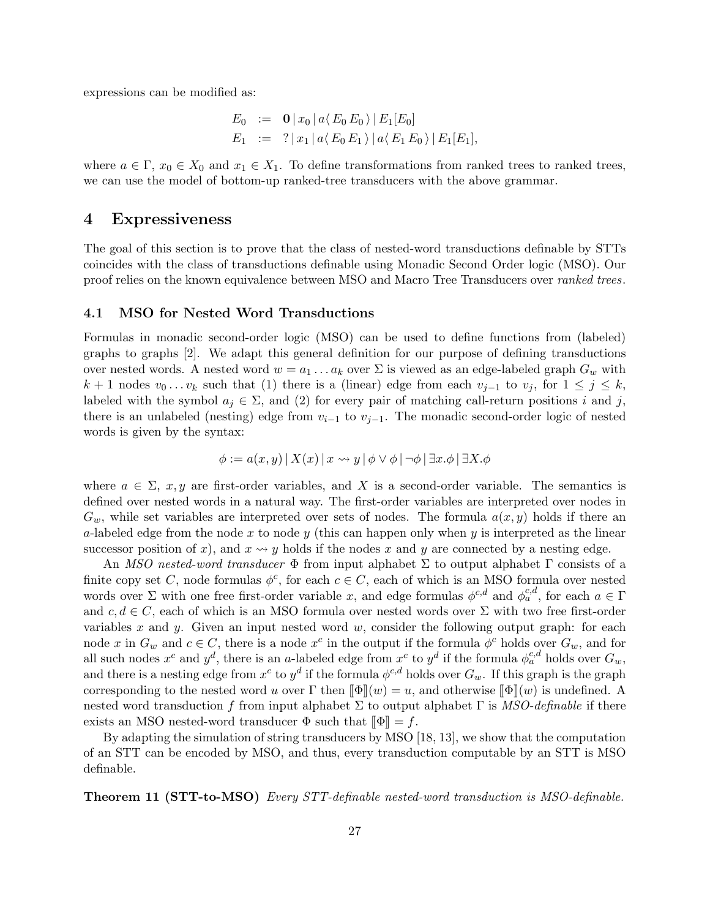expressions can be modified as:

$$
\begin{array}{rcl}
E_0 & := & \mathbf{0} \,|\, x_0 \,|\, a\langle\, E_0\, E_0 \,\rangle \,|\, E_1[E_0] \\
E_1 & := & ? \,|\, x_1 \,|\, a\langle\, E_0\, E_1 \,\rangle \,|\, a\langle\, E_1\, E_0 \,\rangle \,|\, E_1[E_1],
\end{array}
$$

where $a \in \Gamma$, $x_0 \in X_0$ and $x_1 \in X_1$. To define transformations from ranked trees to ranked trees, we can use the model of bottom-up ranked-tree transducers with the above grammar.

# 4 Expressiveness

The goal of this section is to prove that the class of nested-word transductions definable by STTs coincides with the class of transductions definable using Monadic Second Order logic (MSO). Our proof relies on the known equivalence between MSO and Macro Tree Transducers over *ranked trees*.

## 4.1 MSO for Nested Word Transductions

Formulas in monadic second-order logic (MSO) can be used to define functions from (labeled) graphs to graphs [2]. We adapt this general definition for our purpose of defining transductions over nested words. A nested word $w = a_1 \ldots a_k$ over $\Sigma$ is viewed as an edge-labeled graph $G_w$ with $k+1$ nodes $v_0 \ldots v_k$ such that (1) there is a (linear) edge from each $v_{j-1}$ to $v_j$, for $1 \leq j \leq k$, labeled with the symbol $a_j \in \Sigma$, and (2) for every pair of matching call-return positions $i$ and $j$, there is an unlabeled (nesting) edge from $v_{i-1}$ to $v_{j-1}$. The monadic second-order logic of nested words is given by the syntax:

$$
\phi := a(x,y) \,|\, X(x) \,|\, x \rightsquigarrow y \,|\, \phi \vee \phi \,|\, \neg\phi \,|\, \exists x.\phi \,|\, \exists X.\phi
$$

where $a \in \Sigma$, $x, y$ are first-order variables, and $X$ is a second-order variable. The semantics is defined over nested words in a natural way. The first-order variables are interpreted over nodes in $G_w$, while set variables are interpreted over sets of nodes. The formula $a(x, y)$ holds if there an $a$-labeled edge from the node $x$ to node $y$ (this can happen only when $y$ is interpreted as the linear successor position of $x$), and $x \rightsquigarrow y$ holds if the nodes $x$ and $y$ are connected by a nesting edge.

An *MSO nested-word transducer* $\Phi$ from input alphabet $\Sigma$ to output alphabet $\Gamma$ consists of a finite copy set $C$, node formulas $\phi^c$, for each $c \in C$, each of which is an MSO formula over nested words over $\Sigma$ with one free first-order variable $x$, and edge formulas $\phi^{c,d}$ and $\phi_a^{c,d}$, for each $a \in \Gamma$ and $c, d \in C$, each of which is an MSO formula over nested words over $\Sigma$ with two free first-order variables $x$ and $y$. Given an input nested word $w$, consider the following output graph: for each node $x$ in $G_w$ and $c \in C$, there is a node $x^c$ in the output if the formula $\phi^c$ holds over $G_w$, and for all such nodes $x^c$ and $y^d$, there is an $a$-labeled edge from $x^c$ to $y^d$ if the formula $\phi_a^{c,d}$ holds over $G_w$, and there is a nesting edge from $x^c$ to $y^d$ if the formula $\phi^{c,d}$ holds over $G_w$. If this graph is the graph corresponding to the nested word $u$ over $\Gamma$ then $[\![\Phi]\!](w) = u$, and otherwise $[\![\Phi]\!](w)$ is undefined. A nested word transduction $f$ from input alphabet $\Sigma$ to output alphabet $\Gamma$ is *MSO-definable* if there exists an MSO nested-word transducer $\Phi$ such that $[\![\Phi]\!] = f$.

By adapting the simulation of string transducers by MSO [18, 13], we show that the computation of an STT can be encoded by MSO, and thus, every transduction computable by an STT is MSO definable.

**Theorem 11 (STT-to-MSO)** *Every STT-definable nested-word transduction is MSO-definable.*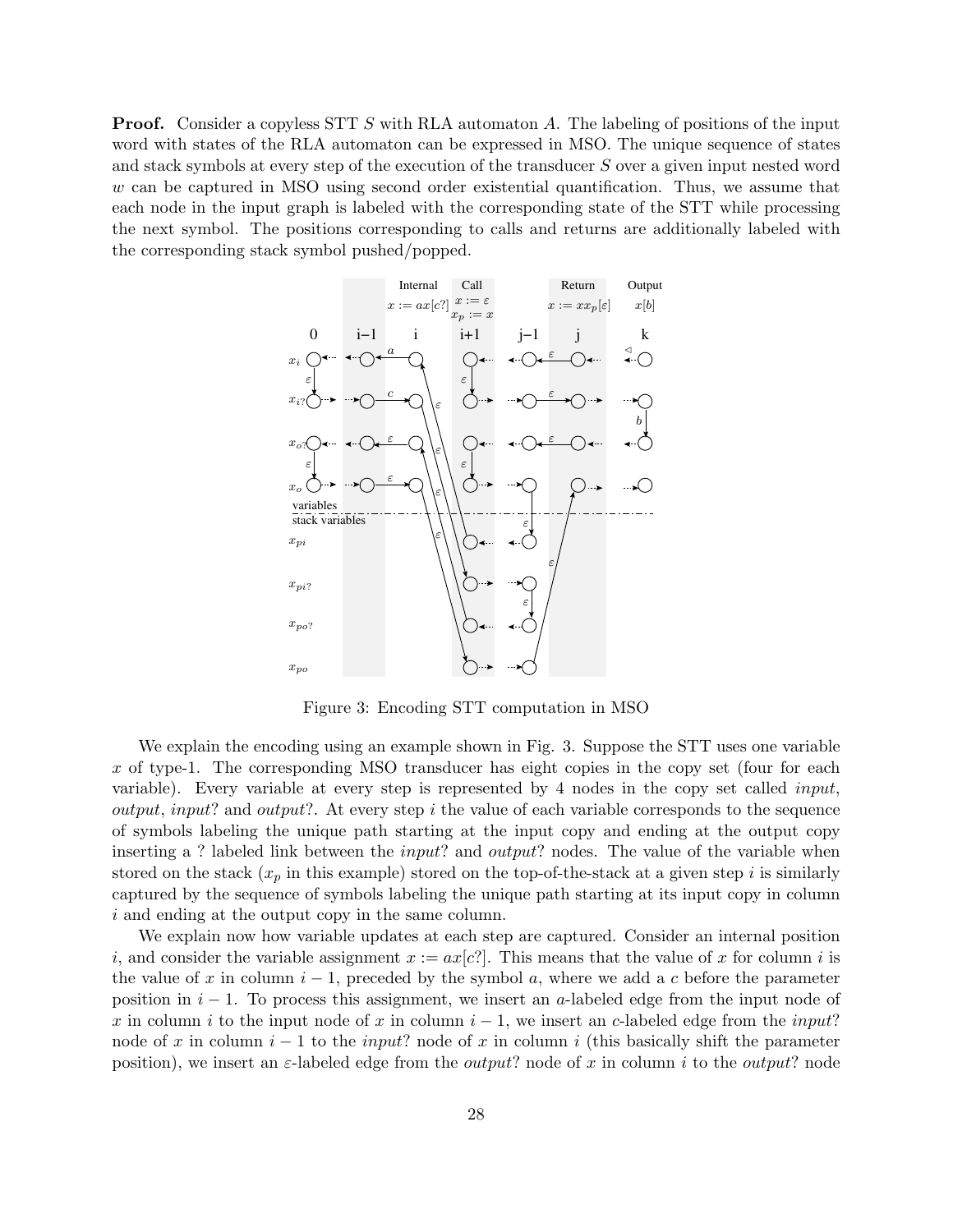**Proof.** Consider a copyless STT $S$ with RLA automaton $A$. The labeling of positions of the input word with states of the RLA automaton can be expressed in MSO. The unique sequence of states and stack symbols at every step of the execution of the transducer $S$ over a given input nested word $w$ can be captured in MSO using second order existential quantification. Thus, we assume that each node in the input graph is labeled with the corresponding state of the STT while processing the next symbol. The positions corresponding to calls and returns are additionally labeled with the corresponding stack symbol pushed/popped.

Figure 3: Encoding STT computation in MSO

We explain the encoding using an example shown in Fig. 3. Suppose the STT uses one variable $x$ of type-1. The corresponding MSO transducer has eight copies in the copy set (four for each variable). Every variable at every step is represented by 4 nodes in the copy set called *input*, *output*, *input*? and *output*?. At every step $i$ the value of each variable corresponds to the sequence of symbols labeling the unique path starting at the input copy and ending at the output copy inserting a ? labeled link between the *input*? and *output*? nodes. The value of the variable when stored on the stack ($x_p$ in this example) stored on the top-of-the-stack at a given step $i$ is similarly captured by the sequence of symbols labeling the unique path starting at its input copy in column $i$ and ending at the output copy in the same column.

We explain now how variable updates at each step are captured. Consider an internal position $i$, and consider the variable assignment $x := ax[c?]$. This means that the value of $x$ for column $i$ is the value of $x$ in column $i-1$, preceded by the symbol $a$, where we add a $c$ before the parameter position in $i-1$. To process this assignment, we insert an $a$-labeled edge from the input node of $x$ in column $i$ to the input node of $x$ in column $i-1$, we insert an $c$-labeled edge from the *input*? node of $x$ in column $i-1$ to the *input*? node of $x$ in column $i$ (this basically shift the parameter position), we insert an $\varepsilon$-labeled edge from the *output*? node of $x$ in column $i$ to the *output*? node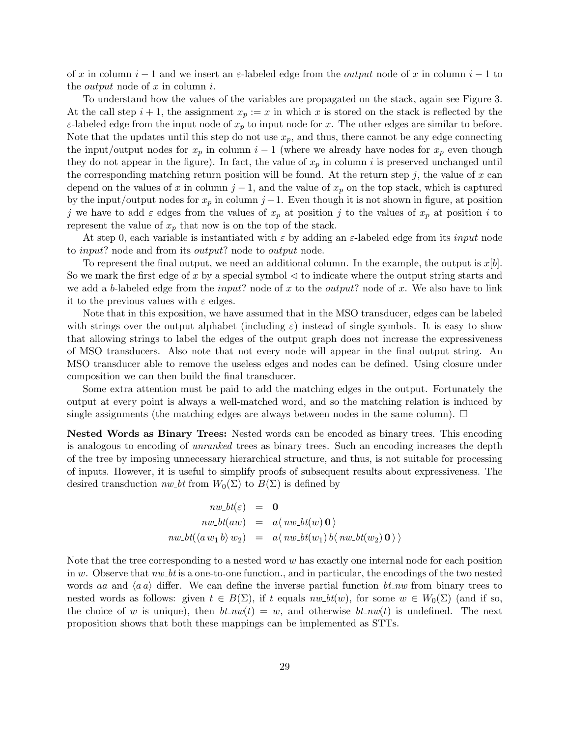of $x$ in column $i-1$ and we insert an $\varepsilon$-labeled edge from the *output* node of $x$ in column $i-1$ to the *output* node of $x$ in column $i$.

To understand how the values of the variables are propagated on the stack, again see Figure 3. At the call step $i+1$, the assignment $x_p := x$ in which $x$ is stored on the stack is reflected by the $\varepsilon$-labeled edge from the input node of $x_p$ to input node for $x$. The other edges are similar to before. Note that the updates until this step do not use $x_p$, and thus, there cannot be any edge connecting the input/output nodes for $x_p$ in column $i-1$ (where we already have nodes for $x_p$ even though they do not appear in the figure). In fact, the value of $x_p$ in column $i$ is preserved unchanged until the corresponding matching return position will be found. At the return step $j$, the value of $x$ can depend on the values of $x$ in column $j-1$, and the value of $x_p$ on the top stack, which is captured by the input/output nodes for $x_p$ in column $j-1$. Even though it is not shown in figure, at position $j$ we have to add $\varepsilon$ edges from the values of $x_p$ at position $j$ to the values of $x_p$ at position $i$ to represent the value of $x_p$ that now is on the top of the stack.

At step 0, each variable is instantiated with $\varepsilon$ by adding an $\varepsilon$-labeled edge from its *input* node to *input*? node and from its *output*? node to *output* node.

To represent the final output, we need an additional column. In the example, the output is $x[b]$. So we mark the first edge of $x$ by a special symbol $\lhd$ to indicate where the output string starts and we add a $b$-labeled edge from the *input*? node of $x$ to the *output*? node of $x$. We also have to link it to the previous values with $\varepsilon$ edges.

Note that in this exposition, we have assumed that in the MSO transducer, edges can be labeled with strings over the output alphabet (including $\varepsilon$) instead of single symbols. It is easy to show that allowing strings to label the edges of the output graph does not increase the expressiveness of MSO transducers. Also note that not every node will appear in the final output string. An MSO transducer able to remove the useless edges and nodes can be defined. Using closure under composition we can then build the final transducer.

Some extra attention must be paid to add the matching edges in the output. Fortunately the output at every point is always a well-matched word, and so the matching relation is induced by single assignments (the matching edges are always between nodes in the same column). $\square$

**Nested Words as Binary Trees:** Nested words can be encoded as binary trees. This encoding is analogous to encoding of *unranked* trees as binary trees. Such an encoding increases the depth of the tree by imposing unnecessary hierarchical structure, and thus, is not suitable for processing of inputs. However, it is useful to simplify proofs of subsequent results about expressiveness. The desired transduction *nw_bt* from $W_0(\Sigma)$ to $B(\Sigma)$ is defined by

$$
\begin{aligned}
nw\_bt(\varepsilon) &= \mathbf{0} \\
nw\_bt(aw) &= a\langle\, nw\_bt(w)\, \mathbf{0}\,\rangle \\
nw\_bt(\langle a\, w_1\, b\rangle\, w_2) &= a\langle\, nw\_bt(w_1)\, b\langle\, nw\_bt(w_2)\, \mathbf{0}\,\rangle\,\rangle
\end{aligned}
$$

Note that the tree corresponding to a nested word $w$ has exactly one internal node for each position in $w$. Observe that *nw_bt* is a one-to-one function., and in particular, the encodings of the two nested words $aa$ and $\langle a\, a\rangle$ differ. We can define the inverse partial function *bt_nw* from binary trees to nested words as follows: given $t \in B(\Sigma)$, if $t$ equals $nw\_bt(w)$, for some $w \in W_0(\Sigma)$ (and if so, the choice of $w$ is unique), then $bt\_nw(t) = w$, and otherwise $bt\_nw(t)$ is undefined. The next proposition shows that both these mappings can be implemented as STTs.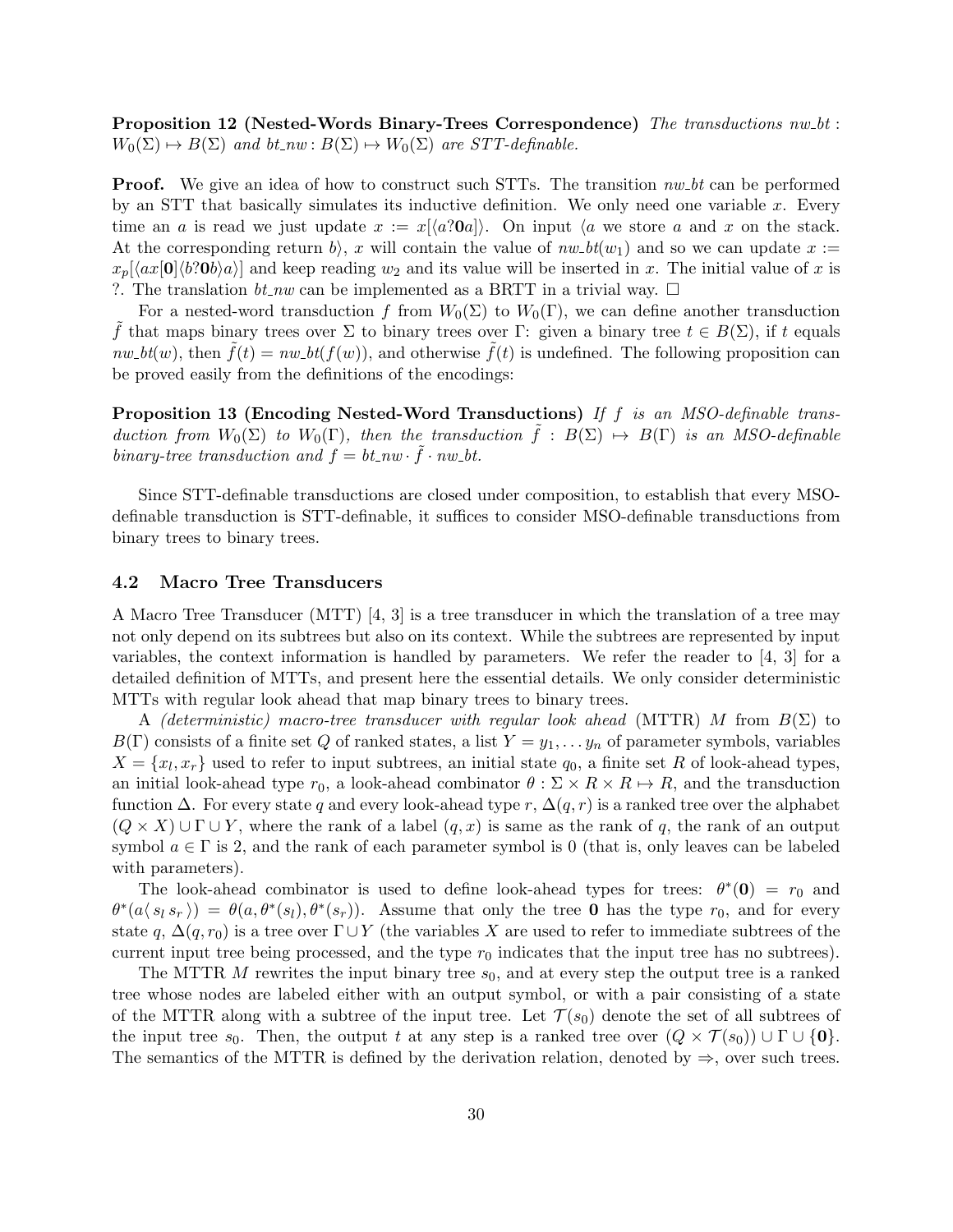**Proposition 12 (Nested-Words Binary-Trees Correspondence)** *The transductions $nw\_bt : W_0(\Sigma) \mapsto B(\Sigma)$ and $bt\_nw : B(\Sigma) \mapsto W_0(\Sigma)$ are STT-definable.*

**Proof.** We give an idea of how to construct such STTs. The transition *nw_bt* can be performed by an STT that basically simulates its inductive definition. We only need one variable $x$. Every time an $a$ is read we just update $x := x[\langle a?\mathbf{0}a]\rangle$. On input $\langle a$ we store $a$ and $x$ on the stack. At the corresponding return $b\rangle$, $x$ will contain the value of $nw\_bt(w_1)$ and so we can update $x := x_p[\langle ax[\mathbf{0}]\langle b?\mathbf{0}b\rangle a\rangle]$ and keep reading $w_2$ and its value will be inserted in $x$. The initial value of $x$ is ?. The translation *bt_nw* can be implemented as a BRTT in a trivial way. $\square$

For a nested-word transduction $f$ from $W_0(\Sigma)$ to $W_0(\Gamma)$, we can define another transduction $\tilde{f}$ that maps binary trees over $\Sigma$ to binary trees over $\Gamma$: given a binary tree $t \in B(\Sigma)$, if $t$ equals $nw\_bt(w)$, then $\tilde{f}(t) = nw\_bt(f(w))$, and otherwise $\tilde{f}(t)$ is undefined. The following proposition can be proved easily from the definitions of the encodings:

**Proposition 13 (Encoding Nested-Word Transductions)** *If $f$ is an MSO-definable transduction from $W_0(\Sigma)$ to $W_0(\Gamma)$, then the transduction $\tilde{f} : B(\Sigma) \mapsto B(\Gamma)$ is an MSO-definable binary-tree transduction and $f = bt\_nw \cdot \tilde{f} \cdot nw\_bt$.*

Since STT-definable transductions are closed under composition, to establish that every MSO-definable transduction is STT-definable, it suffices to consider MSO-definable transductions from binary trees to binary trees.

### 4.2 Macro Tree Transducers

A Macro Tree Transducer (MTT) [4, 3] is a tree transducer in which the translation of a tree may not only depend on its subtrees but also on its context. While the subtrees are represented by input variables, the context information is handled by parameters. We refer the reader to [4, 3] for a detailed definition of MTTs, and present here the essential details. We only consider deterministic MTTs with regular look ahead that map binary trees to binary trees.

A *(deterministic) macro-tree transducer with regular look ahead* (MTTR) $M$ from $B(\Sigma)$ to $B(\Gamma)$ consists of a finite set $Q$ of ranked states, a list $Y = y_1, \ldots y_n$ of parameter symbols, variables $X = \{x_l, x_r\}$ used to refer to input subtrees, an initial state $q_0$, a finite set $R$ of look-ahead types, an initial look-ahead type $r_0$, a look-ahead combinator $\theta : \Sigma \times R \times R \mapsto R$, and the transduction function $\Delta$. For every state $q$ and every look-ahead type $r$, $\Delta(q, r)$ is a ranked tree over the alphabet $(Q \times X) \cup \Gamma \cup Y$, where the rank of a label $(q, x)$ is same as the rank of $q$, the rank of an output symbol $a \in \Gamma$ is 2, and the rank of each parameter symbol is 0 (that is, only leaves can be labeled with parameters).

The look-ahead combinator is used to define look-ahead types for trees: $\theta^*(\mathbf{0}) = r_0$ and $\theta^*(a\langle\, s_l\, s_r\,\rangle) = \theta(a, \theta^*(s_l), \theta^*(s_r))$. Assume that only the tree $\mathbf{0}$ has the type $r_0$, and for every state $q$, $\Delta(q, r_0)$ is a tree over $\Gamma \cup Y$ (the variables $X$ are used to refer to immediate subtrees of the current input tree being processed, and the type $r_0$ indicates that the input tree has no subtrees).

The MTTR $M$ rewrites the input binary tree $s_0$, and at every step the output tree is a ranked tree whose nodes are labeled either with an output symbol, or with a pair consisting of a state of the MTTR along with a subtree of the input tree. Let $\mathcal{T}(s_0)$ denote the set of all subtrees of the input tree $s_0$. Then, the output $t$ at any step is a ranked tree over $(Q \times \mathcal{T}(s_0)) \cup \Gamma \cup \{\mathbf{0}\}$. The semantics of the MTTR is defined by the derivation relation, denoted by $\Rightarrow$, over such trees.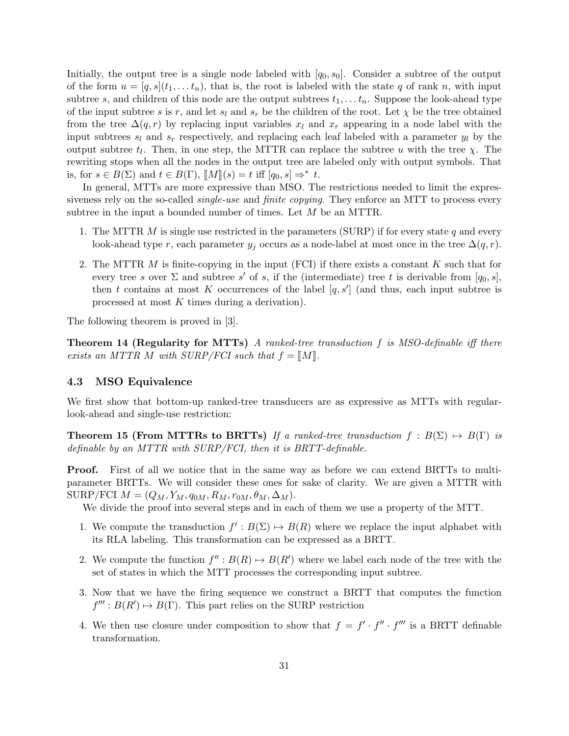Initially, the output tree is a single node labeled with $[q_0, s_0]$. Consider a subtree of the output of the form $u = [q, s](t_1, \dots t_n)$, that is, the root is labeled with the state $q$ of rank $n$, with input subtree $s$, and children of this node are the output subtrees $t_1, \dots t_n$. Suppose the look-ahead type of the input subtree $s$ is $r$, and let $s_l$ and $s_r$ be the children of the root. Let $\chi$ be the tree obtained from the tree $\Delta(q, r)$ by replacing input variables $x_l$ and $x_r$ appearing in a node label with the input subtrees $s_l$ and $s_r$ respectively, and replacing each leaf labeled with a parameter $y_l$ by the output subtree $t_l$. Then, in one step, the MTTR can replace the subtree $u$ with the tree $\chi$. The rewriting stops when all the nodes in the output tree are labeled only with output symbols. That is, for $s \in B(\Sigma)$ and $t \in B(\Gamma)$, $[\![M]\!](s) = t$ iff $[q_0, s] \Rightarrow^* t$.

In general, MTTs are more expressive than MSO. The restrictions needed to limit the expressiveness rely on the so-called *single-use* and *finite copying*. They enforce an MTT to process every subtree in the input a bounded number of times. Let $M$ be an MTTR.

1. The MTTR $M$ is single use restricted in the parameters (SURP) if for every state $q$ and every look-ahead type $r$, each parameter $y_j$ occurs as a node-label at most once in the tree $\Delta(q, r)$.
2. The MTTR $M$ is finite-copying in the input (FCI) if there exists a constant $K$ such that for every tree $s$ over $\Sigma$ and subtree $s'$ of $s$, if the (intermediate) tree $t$ is derivable from $[q_0, s]$, then $t$ contains at most $K$ occurrences of the label $[q, s']$ (and thus, each input subtree is processed at most $K$ times during a derivation).

The following theorem is proved in [3].

**Theorem 14 (Regularity for MTTs)** *A ranked-tree transduction $f$ is MSO-definable iff there exists an MTTR $M$ with SURP/FCI such that $f = [\![M]\!]$.*

### 4.3 MSO Equivalence

We first show that bottom-up ranked-tree transducers are as expressive as MTTs with regular-look-ahead and single-use restriction:

**Theorem 15 (From MTTRs to BRTTs)** *If a ranked-tree transduction $f : B(\Sigma) \mapsto B(\Gamma)$ is definable by an MTTR with SURP/FCI, then it is BRTT-definable.*

**Proof.** First of all we notice that in the same way as before we can extend BRTTs to multi-parameter BRTTs. We will consider these ones for sake of clarity. We are given a MTTR with SURP/FCI $M = (Q_M, Y_M, q_{0M}, R_M, r_{0M}, \theta_M, \Delta_M)$.

We divide the proof into several steps and in each of them we use a property of the MTT.

1. We compute the transduction $f' : B(\Sigma) \mapsto B(R)$ where we replace the input alphabet with its RLA labeling. This transformation can be expressed as a BRTT.
2. We compute the function $f'' : B(R) \mapsto B(R')$ where we label each node of the tree with the set of states in which the MTT processes the corresponding input subtree.
3. Now that we have the firing sequence we construct a BRTT that computes the function $f''' : B(R') \mapsto B(\Gamma)$. This part relies on the SURP restriction
4. We then use closure under composition to show that $f = f' \cdot f'' \cdot f'''$ is a BRTT definable transformation.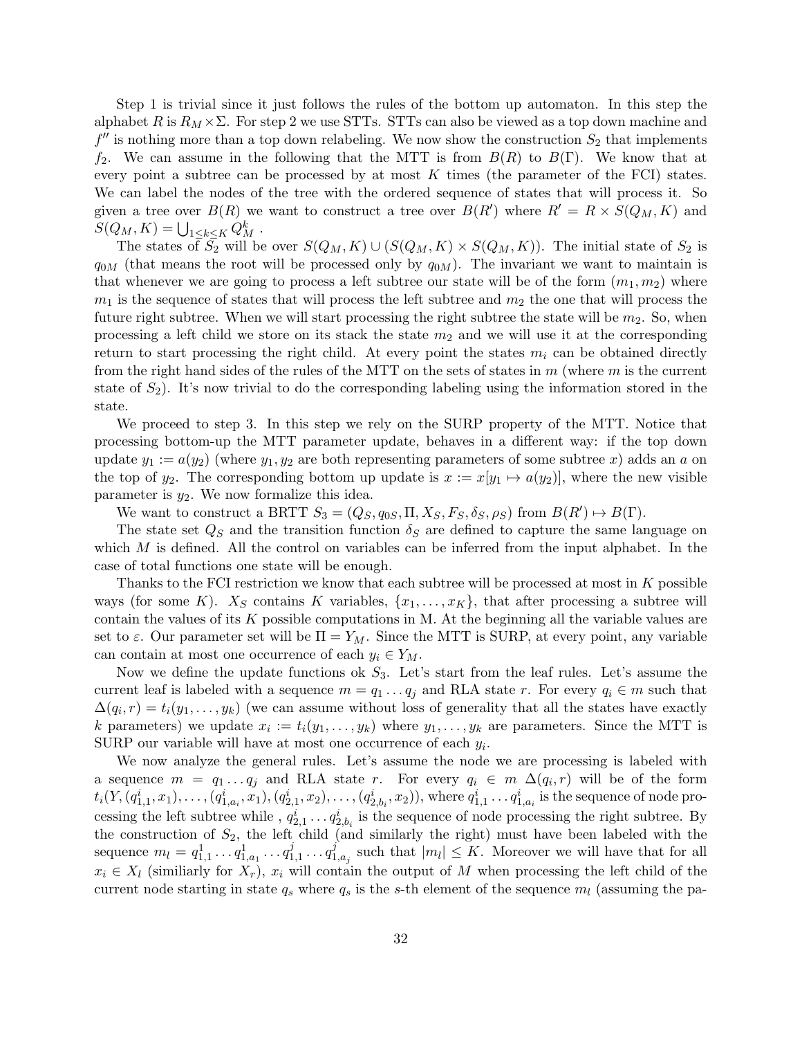Step 1 is trivial since it just follows the rules of the bottom up automaton. In this step the alphabet $R$ is $R_M \times \Sigma$. For step 2 we use STTs. STTs can also be viewed as a top down machine and $f''$ is nothing more than a top down relabeling. We now show the construction $S_2$ that implements $f_2$. We can assume in the following that the MTT is from $B(R)$ to $B(\Gamma)$. We know that at every point a subtree can be processed by at most $K$ times (the parameter of the FCI) states. We can label the nodes of the tree with the ordered sequence of states that will process it. So given a tree over $B(R)$ we want to construct a tree over $B(R')$ where $R' = R \times S(Q_M, K)$ and $S(Q_M, K) = \bigcup_{1 \le k \le K} Q_M^k$ .

The states of $S_2$ will be over $S(Q_M, K) \cup (S(Q_M, K) \times S(Q_M, K))$. The initial state of $S_2$ is $q_{0M}$ (that means the root will be processed only by $q_{0M}$). The invariant we want to maintain is that whenever we are going to process a left subtree our state will be of the form $(m_1, m_2)$ where $m_1$ is the sequence of states that will process the left subtree and $m_2$ the one that will process the future right subtree. When we will start processing the right subtree the state will be $m_2$. So, when processing a left child we store on its stack the state $m_2$ and we will use it at the corresponding return to start processing the right child. At every point the states $m_i$ can be obtained directly from the right hand sides of the rules of the MTT on the sets of states in $m$ (where $m$ is the current state of $S_2$). It's now trivial to do the corresponding labeling using the information stored in the state.

We proceed to step 3. In this step we rely on the SURP property of the MTT. Notice that processing bottom-up the MTT parameter update, behaves in a different way: if the top down update $y_1 := a(y_2)$ (where $y_1, y_2$ are both representing parameters of some subtree $x$) adds an $a$ on the top of $y_2$. The corresponding bottom up update is $x := x[y_1 \mapsto a(y_2)]$, where the new visible parameter is $y_2$. We now formalize this idea.

We want to construct a BRTT $S_3 = (Q_S, q_{0S}, \Pi, X_S, F_S, \delta_S, \rho_S)$ from $B(R') \mapsto B(\Gamma)$.

The state set $Q_S$ and the transition function $\delta_S$ are defined to capture the same language on which $M$ is defined. All the control on variables can be inferred from the input alphabet. In the case of total functions one state will be enough.

Thanks to the FCI restriction we know that each subtree will be processed at most in $K$ possible ways (for some $K$). $X_S$ contains $K$ variables, $\{x_1, \dots, x_K\}$, that after processing a subtree will contain the values of its $K$ possible computations in M. At the beginning all the variable values are set to $\varepsilon$. Our parameter set will be $\Pi = Y_M$. Since the MTT is SURP, at every point, any variable can contain at most one occurrence of each $y_i \in Y_M$.

Now we define the update functions ok $S_3$. Let's start from the leaf rules. Let's assume the current leaf is labeled with a sequence $m = q_1 \dots q_j$ and RLA state $r$. For every $q_i \in m$ such that $\Delta(q_i, r) = t_i(y_1, \dots, y_k)$ (we can assume without loss of generality that all the states have exactly $k$ parameters) we update $x_i := t_i(y_1, \dots, y_k)$ where $y_1, \dots, y_k$ are parameters. Since the MTT is SURP our variable will have at most one occurrence of each $y_i$.

We now analyze the general rules. Let's assume the node we are processing is labeled with a sequence $m = q_1 \dots q_j$ and RLA state $r$. For every $q_i \in m$ $\Delta(q_i, r)$ will be of the form $t_i(Y, (q^i_{1,1}, x_1), \dots, (q^i_{1,a_i}, x_1), (q^i_{2,1}, x_2), \dots, (q^i_{2,b_i}, x_2))$, where $q^i_{1,1} \dots q^i_{1,a_i}$ is the sequence of node processing the left subtree while , $q^i_{2,1} \dots q^i_{2,b_i}$ is the sequence of node processing the right subtree. By the construction of $S_2$, the left child (and similarly the right) must have been labeled with the sequence $m_l = q^1_{1,1} \dots q^1_{1,a_1} \dots q^j_{1,1} \dots q^j_{1,a_j}$ such that $|m_l| \le K$. Moreover we will have that for all $x_i \in X_l$ (similiarly for $X_r$), $x_i$ will contain the output of $M$ when processing the left child of the current node starting in state $q_s$ where $q_s$ is the $s$-th element of the sequence $m_l$ (assuming the pa-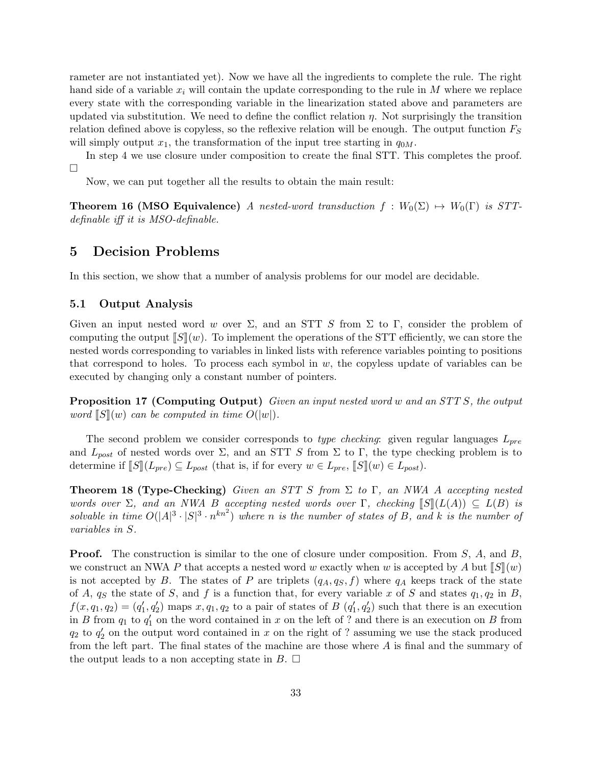rameter are not instantiated yet). Now we have all the ingredients to complete the rule. The right hand side of a variable $x_i$ will contain the update corresponding to the rule in $M$ where we replace every state with the corresponding variable in the linearization stated above and parameters are updated via substitution. We need to define the conflict relation $\eta$. Not surprisingly the transition relation defined above is copyless, so the reflexive relation will be enough. The output function $F_S$ will simply output $x_1$, the transformation of the input tree starting in $q_{0M}$.

In step 4 we use closure under composition to create the final STT. This completes the proof. □

Now, we can put together all the results to obtain the main result:

**Theorem 16 (MSO Equivalence)** *A nested-word transduction $f : W_0(\Sigma) \mapsto W_0(\Gamma)$ is STT-definable iff it is MSO-definable.*

# 5 Decision Problems

In this section, we show that a number of analysis problems for our model are decidable.

## 5.1 Output Analysis

Given an input nested word $w$ over $\Sigma$, and an STT $S$ from $\Sigma$ to $\Gamma$, consider the problem of computing the output $[\![S]\!](w)$. To implement the operations of the STT efficiently, we can store the nested words corresponding to variables in linked lists with reference variables pointing to positions that correspond to holes. To process each symbol in $w$, the copyless update of variables can be executed by changing only a constant number of pointers.

**Proposition 17 (Computing Output)** *Given an input nested word $w$ and an STT $S$, the output word $[\![S]\!](w)$ can be computed in time $O(|w|)$.*

The second problem we consider corresponds to *type checking*: given regular languages $L_{pre}$ and $L_{post}$ of nested words over $\Sigma$, and an STT $S$ from $\Sigma$ to $\Gamma$, the type checking problem is to determine if $[\![S]\!](L_{pre}) \subseteq L_{post}$ (that is, if for every $w \in L_{pre}$, $[\![S]\!](w) \in L_{post}$).

**Theorem 18 (Type-Checking)** *Given an STT $S$ from $\Sigma$ to $\Gamma$, an NWA $A$ accepting nested words over $\Sigma$, and an NWA $B$ accepting nested words over $\Gamma$, checking $[\![S]\!](L(A)) \subseteq L(B)$ is solvable in time $O(|A|^3 \cdot |S|^3 \cdot n^{kn^2})$ where $n$ is the number of states of $B$, and $k$ is the number of variables in $S$.*

**Proof.** The construction is similar to the one of closure under composition. From $S$, $A$, and $B$, we construct an NWA $P$ that accepts a nested word $w$ exactly when $w$ is accepted by $A$ but $[\![S]\!](w)$ is not accepted by $B$. The states of $P$ are triplets $(q_A, q_S, f)$ where $q_A$ keeps track of the state of $A$, $q_S$ the state of $S$, and $f$ is a function that, for every variable $x$ of $S$ and states $q_1, q_2$ in $B$, $f(x, q_1, q_2) = (q_1', q_2')$ maps $x, q_1, q_2$ to a pair of states of $B$ $(q_1', q_2')$ such that there is an execution in $B$ from $q_1$ to $q_1'$ on the word contained in $x$ on the left of ? and there is an execution on $B$ from $q_2$ to $q_2'$ on the output word contained in $x$ on the right of ? assuming we use the stack produced from the left part. The final states of the machine are those where $A$ is final and the summary of the output leads to a non accepting state in $B$. □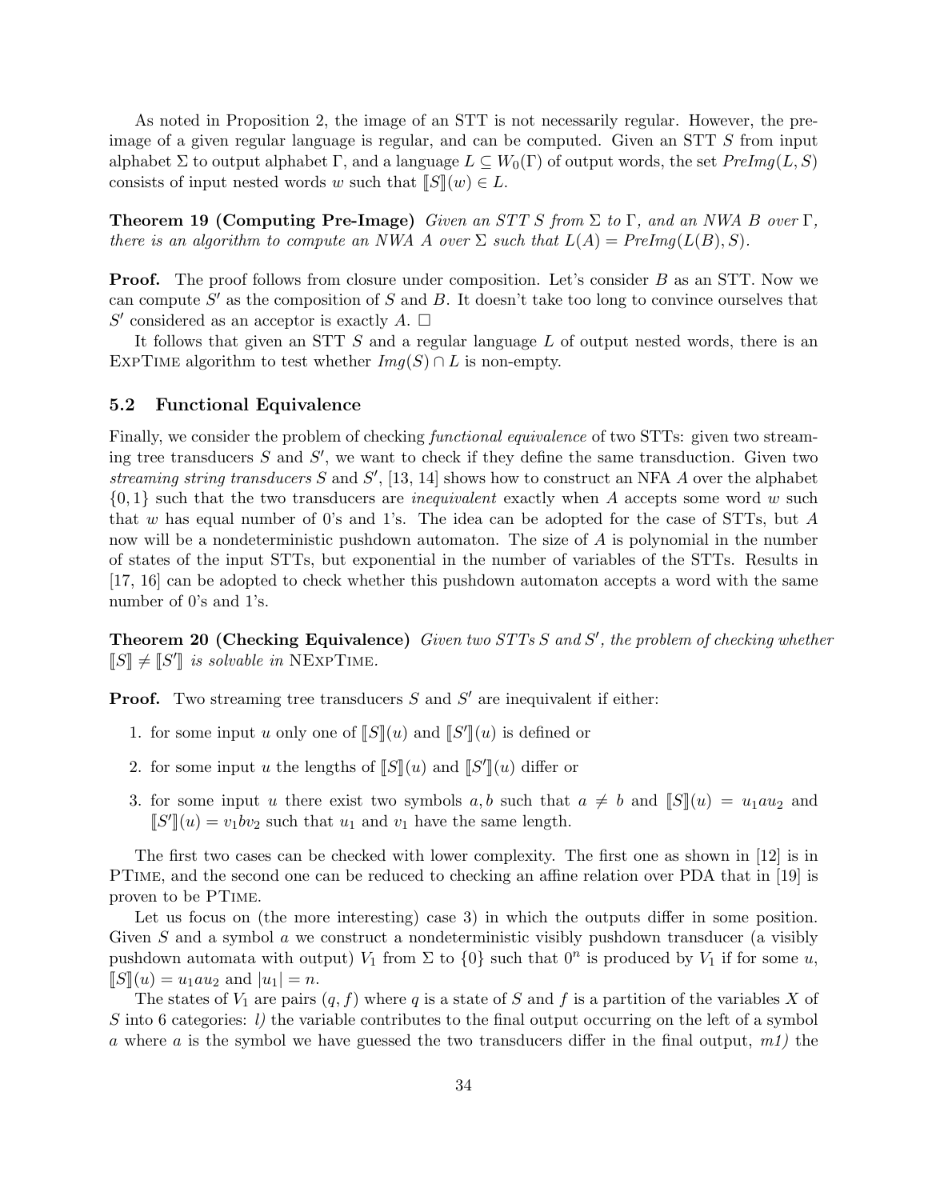As noted in Proposition 2, the image of an STT is not necessarily regular. However, the pre-image of a given regular language is regular, and can be computed. Given an STT $S$ from input alphabet $\Sigma$ to output alphabet $\Gamma$, and a language $L \subseteq W_0(\Gamma)$ of output words, the set $PreImg(L, S)$ consists of input nested words $w$ such that $[\![S]\!](w) \in L$.

**Theorem 19 (Computing Pre-Image)** *Given an STT $S$ from $\Sigma$ to $\Gamma$, and an NWA $B$ over $\Gamma$, there is an algorithm to compute an NWA $A$ over $\Sigma$ such that $L(A) = PreImg(L(B), S)$.*

**Proof.** The proof follows from closure under composition. Let's consider $B$ as an STT. Now we can compute $S'$ as the composition of $S$ and $B$. It doesn't take too long to convince ourselves that $S'$ considered as an acceptor is exactly $A$. $\square$

It follows that given an STT $S$ and a regular language $L$ of output nested words, there is an ExpTime algorithm to test whether $Img(S) \cap L$ is non-empty.

### 5.2 Functional Equivalence

Finally, we consider the problem of checking *functional equivalence* of two STTs: given two streaming tree transducers $S$ and $S'$, we want to check if they define the same transduction. Given two *streaming string transducers* $S$ and $S'$, [13, 14] shows how to construct an NFA $A$ over the alphabet $\{0, 1\}$ such that the two transducers are *inequivalent* exactly when $A$ accepts some word $w$ such that $w$ has equal number of 0's and 1's. The idea can be adopted for the case of STTs, but $A$ now will be a nondeterministic pushdown automaton. The size of $A$ is polynomial in the number of states of the input STTs, but exponential in the number of variables of the STTs. Results in [17, 16] can be adopted to check whether this pushdown automaton accepts a word with the same number of 0's and 1's.

**Theorem 20 (Checking Equivalence)** *Given two STTs $S$ and $S'$, the problem of checking whether $[\![S]\!] \neq [\![S']\!]$ is solvable in* NExpTime.

**Proof.** Two streaming tree transducers $S$ and $S'$ are inequivalent if either:

1. for some input $u$ only one of $[\![S]\!](u)$ and $[\![S']\!](u)$ is defined or
2. for some input $u$ the lengths of $[\![S]\!](u)$ and $[\![S']\!](u)$ differ or
3. for some input $u$ there exist two symbols $a, b$ such that $a \neq b$ and $[\![S]\!](u) = u_1 a u_2$ and $[\![S']\!](u) = v_1 b v_2$ such that $u_1$ and $v_1$ have the same length.

The first two cases can be checked with lower complexity. The first one as shown in [12] is in PTime, and the second one can be reduced to checking an affine relation over PDA that in [19] is proven to be PTime.

Let us focus on (the more interesting) case 3) in which the outputs differ in some position. Given $S$ and a symbol $a$ we construct a nondeterministic visibly pushdown transducer (a visibly pushdown automata with output) $V_1$ from $\Sigma$ to $\{0\}$ such that $0^n$ is produced by $V_1$ if for some $u$, $[\![S]\!](u) = u_1 a u_2$ and $|u_1| = n$.

The states of $V_1$ are pairs $(q, f)$ where $q$ is a state of $S$ and $f$ is a partition of the variables $X$ of $S$ into 6 categories: *l)* the variable contributes to the final output occurring on the left of a symbol $a$ where $a$ is the symbol we have guessed the two transducers differ in the final output, *m1)* the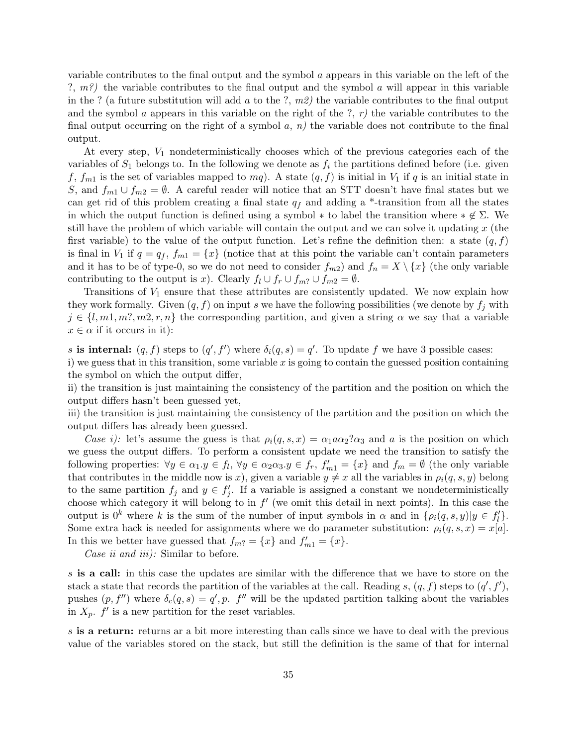variable contributes to the final output and the symbol $a$ appears in this variable on the left of the ?, *m?)* the variable contributes to the final output and the symbol $a$ will appear in this variable in the ? (a future substitution will add $a$ to the ?, *m2)* the variable contributes to the final output and the symbol $a$ appears in this variable on the right of the ?, *r)* the variable contributes to the final output occurring on the right of a symbol $a$, *n)* the variable does not contribute to the final output.

At every step, $V_1$ nondeterministically chooses which of the previous categories each of the variables of $S_1$ belongs to. In the following we denote as $f_i$ the partitions defined before (i.e. given $f$, $f_{m1}$ is the set of variables mapped to $mq$). A state $(q, f)$ is initial in $V_1$ if $q$ is an initial state in $S$, and $f_{m1} \cup f_{m2} = \emptyset$. A careful reader will notice that an STT doesn't have final states but we can get rid of this problem creating a final state $q_f$ and adding a *-transition from all the states in which the output function is defined using a symbol $*$ to label the transition where $* \notin \Sigma$. We still have the problem of which variable will contain the output and we can solve it updating $x$ (the first variable) to the value of the output function. Let's refine the definition then: a state $(q, f)$ is final in $V_1$ if $q = q_f$, $f_{m1} = \{x\}$ (notice that at this point the variable can't contain parameters and it has to be of type-0, so we do not need to consider $f_{m2}$) and $f_n = X \setminus \{x\}$ (the only variable contributing to the output is $x$). Clearly $f_l \cup f_r \cup f_{m?} \cup f_{m2} = \emptyset$.

Transitions of $V_1$ ensure that these attributes are consistently updated. We now explain how they work formally. Given $(q, f)$ on input $s$ we have the following possibilities (we denote by $f_j$ with $j \in \{l, m1, m?, m2, r, n\}$ the corresponding partition, and given a string $\alpha$ we say that a variable $x \in \alpha$ if it occurs in it):

$s$ **is internal:** $(q, f)$ steps to $(q', f')$ where $\delta_i(q, s) = q'$. To update $f$ we have 3 possible cases:
i) we guess that in this transition, some variable $x$ is going to contain the guessed position containing the symbol on which the output differ,
ii) the transition is just maintaining the consistency of the partition and the position on which the output differs hasn't been guessed yet,
iii) the transition is just maintaining the consistency of the partition and the position on which the output differs has already been guessed.

*Case i):* let's assume the guess is that $\rho_i(q, s, x) = \alpha_1 a \alpha_2 ? \alpha_3$ and $a$ is the position on which we guess the output differs. To perform a consistent update we need the transition to satisfy the following properties: $\forall y \in \alpha_1 . y \in f_l$, $\forall y \in \alpha_2 \alpha_3 . y \in f_r$, $f'_{m1} = \{x\}$ and $f_m = \emptyset$ (the only variable that contributes in the middle now is $x$), given a variable $y \neq x$ all the variables in $\rho_i(q, s, y)$ belong to the same partition $f_j$ and $y \in f'_j$. If a variable is assigned a constant we nondeterministically choose which category it will belong to in $f'$ (we omit this detail in next points). In this case the output is $0^k$ where $k$ is the sum of the number of input symbols in $\alpha$ and in $\{\rho_i(q, s, y) | y \in f'_l\}$. Some extra hack is needed for assignments where we do parameter substitution: $\rho_i(q, s, x) = x[a]$. In this we better have guessed that $f_{m?} = \{x\}$ and $f'_{m1} = \{x\}$.

*Case ii and iii):* Similar to before.

$s$ **is a call:** in this case the updates are similar with the difference that we have to store on the stack a state that records the partition of the variables at the call. Reading $s$, $(q, f)$ steps to $(q', f')$, pushes $(p, f'')$ where $\delta_c(q, s) = q', p$. $f''$ will be the updated partition talking about the variables in $X_p$. $f'$ is a new partition for the reset variables.

$s$ **is a return:** returns ar a bit more interesting than calls since we have to deal with the previous value of the variables stored on the stack, but still the definition is the same of that for internal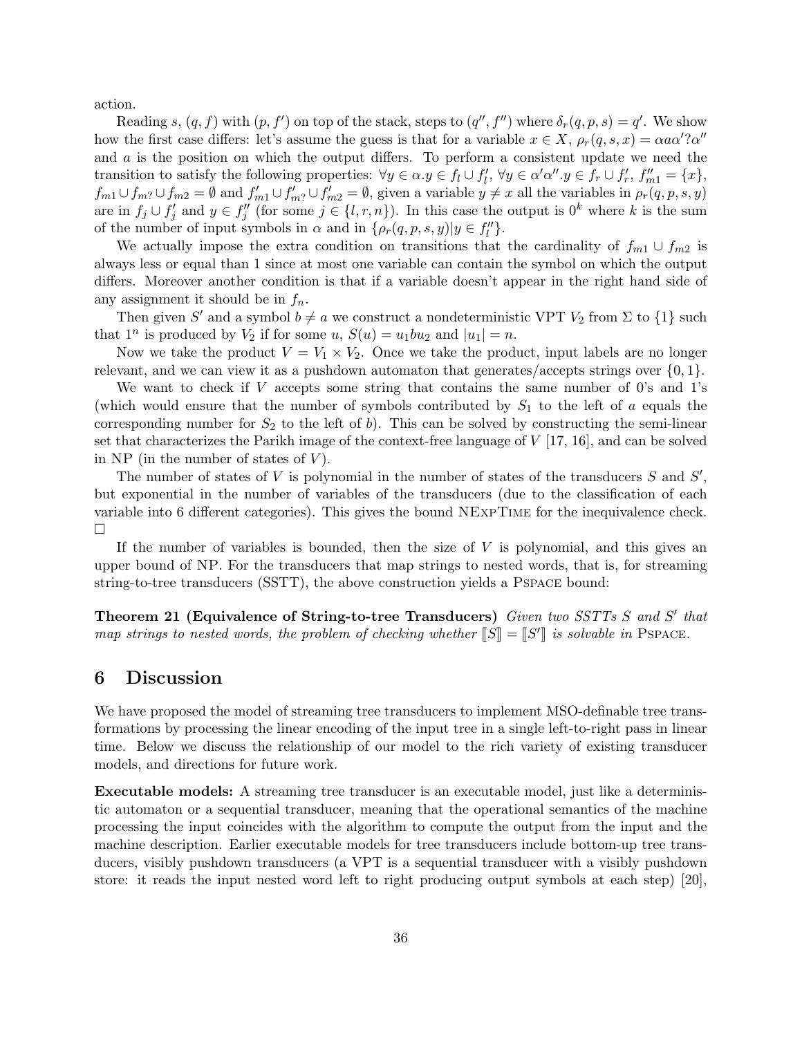action.

Reading $s$, $(q, f)$ with $(p, f')$ on top of the stack, steps to $(q'', f'')$ where $\delta_r(q, p, s) = q'$. We show how the first case differs: let's assume the guess is that for a variable $x \in X$, $\rho_r(q, s, x) = \alpha a \alpha' ? \alpha''$ and $a$ is the position on which the output differs. To perform a consistent update we need the transition to satisfy the following properties: $\forall y \in \alpha . y \in f_l \cup f'_l$, $\forall y \in \alpha' \alpha'' . y \in f_r \cup f'_r$, $f''_{m1} = \{x\}$, $f_{m1} \cup f_{m?} \cup f_{m2} = \emptyset$ and $f'_{m1} \cup f'_{m?} \cup f'_{m2} = \emptyset$, given a variable $y \neq x$ all the variables in $\rho_r(q, p, s, y)$ are in $f_j \cup f'_j$ and $y \in f''_j$ (for some $j \in \{l, r, n\}$). In this case the output is $0^k$ where $k$ is the sum of the number of input symbols in $\alpha$ and in $\{\rho_r(q, p, s, y) | y \in f''_l\}$.

We actually impose the extra condition on transitions that the cardinality of $f_{m1} \cup f_{m2}$ is always less or equal than 1 since at most one variable can contain the symbol on which the output differs. Moreover another condition is that if a variable doesn't appear in the right hand side of any assignment it should be in $f_n$.

Then given $S'$ and a symbol $b \neq a$ we construct a nondeterministic VPT $V_2$ from $\Sigma$ to $\{1\}$ such that $1^n$ is produced by $V_2$ if for some $u$, $S(u) = u_1 b u_2$ and $|u_1| = n$.

Now we take the product $V = V_1 \times V_2$. Once we take the product, input labels are no longer relevant, and we can view it as a pushdown automaton that generates/accepts strings over $\{0, 1\}$.

We want to check if $V$ accepts some string that contains the same number of 0's and 1's (which would ensure that the number of symbols contributed by $S_1$ to the left of $a$ equals the corresponding number for $S_2$ to the left of $b$). This can be solved by constructing the semi-linear set that characterizes the Parikh image of the context-free language of $V$ [17, 16], and can be solved in NP (in the number of states of $V$).

The number of states of $V$ is polynomial in the number of states of the transducers $S$ and $S'$, but exponential in the number of variables of the transducers (due to the classification of each variable into 6 different categories). This gives the bound NExpTime for the inequivalence check. □

If the number of variables is bounded, then the size of $V$ is polynomial, and this gives an upper bound of NP. For the transducers that map strings to nested words, that is, for streaming string-to-tree transducers (SSTT), the above construction yields a Pspace bound:

**Theorem 21 (Equivalence of String-to-tree Transducers)** *Given two SSTTs $S$ and $S'$ that map strings to nested words, the problem of checking whether $[\![S]\!] = [\![S']\!]$ is solvable in* Pspace.

## 6 Discussion

We have proposed the model of streaming tree transducers to implement MSO-definable tree transformations by processing the linear encoding of the input tree in a single left-to-right pass in linear time. Below we discuss the relationship of our model to the rich variety of existing transducer models, and directions for future work.

**Executable models:** A streaming tree transducer is an executable model, just like a deterministic automaton or a sequential transducer, meaning that the operational semantics of the machine processing the input coincides with the algorithm to compute the output from the input and the machine description. Earlier executable models for tree transducers include bottom-up tree transducers, visibly pushdown transducers (a VPT is a sequential transducer with a visibly pushdown store: it reads the input nested word left to right producing output symbols at each step) [20],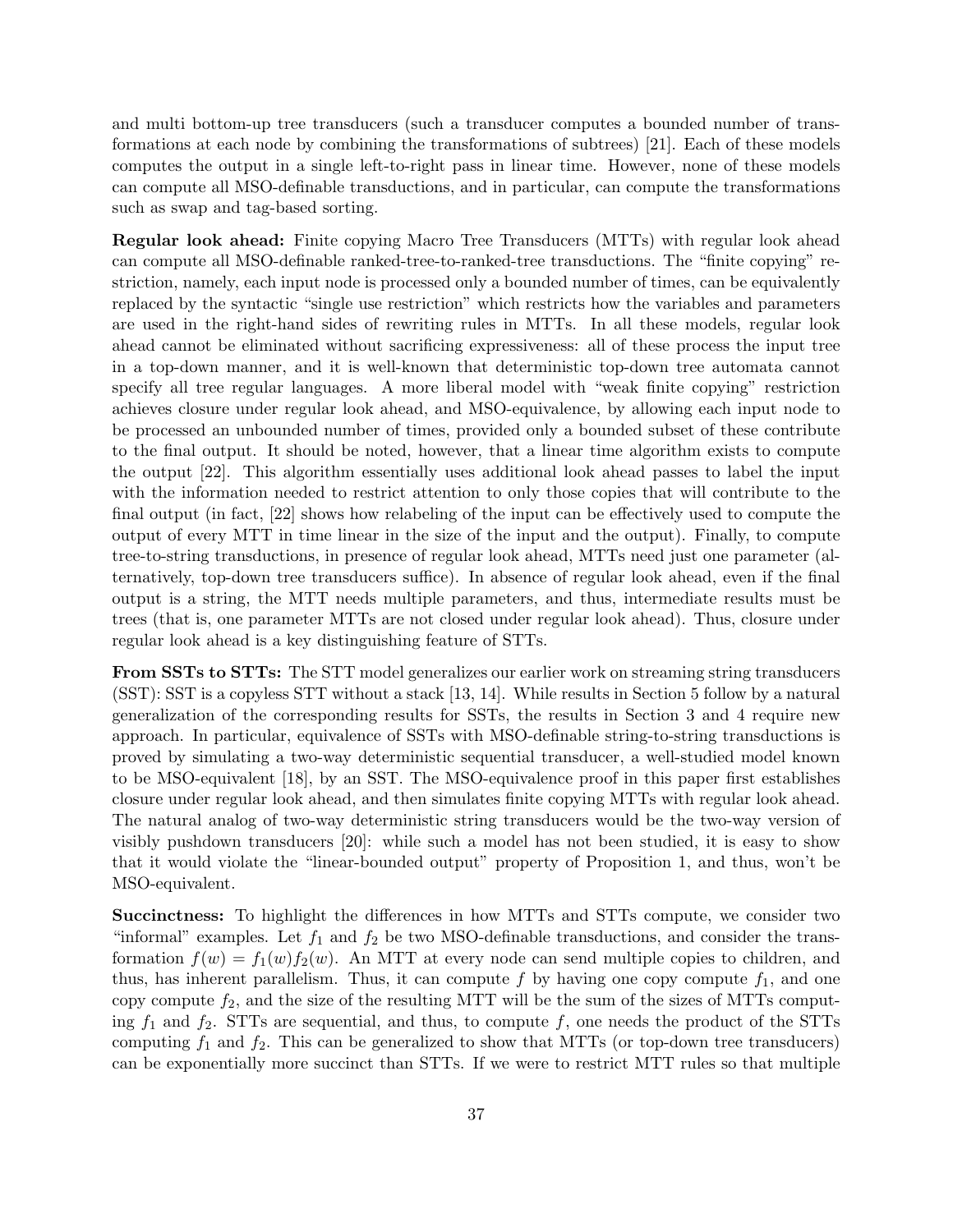and multi bottom-up tree transducers (such a transducer computes a bounded number of transformations at each node by combining the transformations of subtrees) [21]. Each of these models computes the output in a single left-to-right pass in linear time. However, none of these models can compute all MSO-definable transductions, and in particular, can compute the transformations such as swap and tag-based sorting.

**Regular look ahead:** Finite copying Macro Tree Transducers (MTTs) with regular look ahead can compute all MSO-definable ranked-tree-to-ranked-tree transductions. The "finite copying" restriction, namely, each input node is processed only a bounded number of times, can be equivalently replaced by the syntactic "single use restriction" which restricts how the variables and parameters are used in the right-hand sides of rewriting rules in MTTs. In all these models, regular look ahead cannot be eliminated without sacrificing expressiveness: all of these process the input tree in a top-down manner, and it is well-known that deterministic top-down tree automata cannot specify all tree regular languages. A more liberal model with "weak finite copying" restriction achieves closure under regular look ahead, and MSO-equivalence, by allowing each input node to be processed an unbounded number of times, provided only a bounded subset of these contribute to the final output. It should be noted, however, that a linear time algorithm exists to compute the output [22]. This algorithm essentially uses additional look ahead passes to label the input with the information needed to restrict attention to only those copies that will contribute to the final output (in fact, [22] shows how relabeling of the input can be effectively used to compute the output of every MTT in time linear in the size of the input and the output). Finally, to compute tree-to-string transductions, in presence of regular look ahead, MTTs need just one parameter (alternatively, top-down tree transducers suffice). In absence of regular look ahead, even if the final output is a string, the MTT needs multiple parameters, and thus, intermediate results must be trees (that is, one parameter MTTs are not closed under regular look ahead). Thus, closure under regular look ahead is a key distinguishing feature of STTs.

**From SSTs to STTs:** The STT model generalizes our earlier work on streaming string transducers (SST): SST is a copyless STT without a stack [13, 14]. While results in Section 5 follow by a natural generalization of the corresponding results for SSTs, the results in Section 3 and 4 require new approach. In particular, equivalence of SSTs with MSO-definable string-to-string transductions is proved by simulating a two-way deterministic sequential transducer, a well-studied model known to be MSO-equivalent [18], by an SST. The MSO-equivalence proof in this paper first establishes closure under regular look ahead, and then simulates finite copying MTTs with regular look ahead. The natural analog of two-way deterministic string transducers would be the two-way version of visibly pushdown transducers [20]: while such a model has not been studied, it is easy to show that it would violate the "linear-bounded output" property of Proposition 1, and thus, won't be MSO-equivalent.

**Succinctness:** To highlight the differences in how MTTs and STTs compute, we consider two "informal" examples. Let $f_1$ and $f_2$ be two MSO-definable transductions, and consider the transformation $f(w) = f_1(w)f_2(w)$. An MTT at every node can send multiple copies to children, and thus, has inherent parallelism. Thus, it can compute $f$ by having one copy compute $f_1$, and one copy compute $f_2$, and the size of the resulting MTT will be the sum of the sizes of MTTs computing $f_1$ and $f_2$. STTs are sequential, and thus, to compute $f$, one needs the product of the STTs computing $f_1$ and $f_2$. This can be generalized to show that MTTs (or top-down tree transducers) can be exponentially more succinct than STTs. If we were to restrict MTT rules so that multiple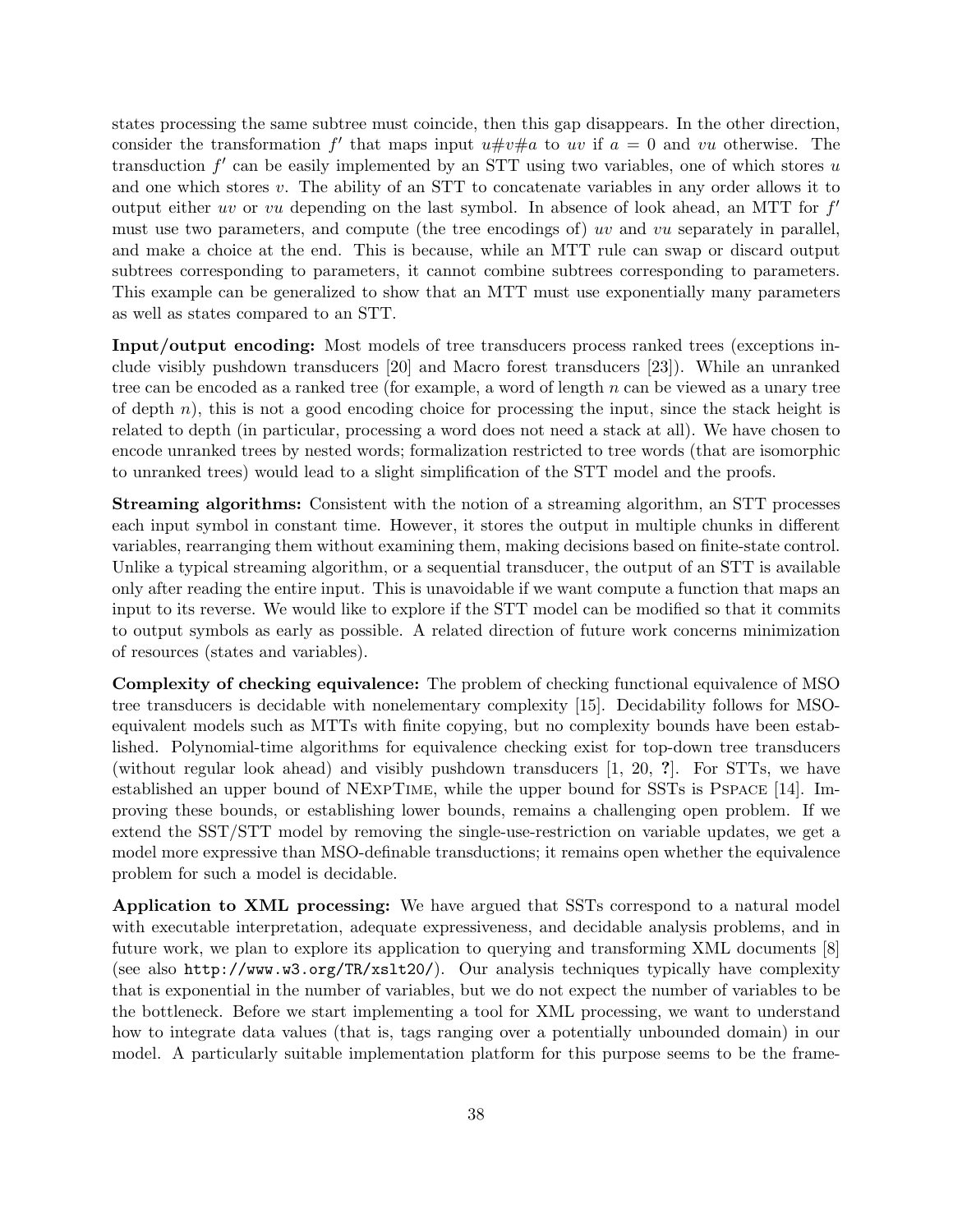states processing the same subtree must coincide, then this gap disappears. In the other direction, consider the transformation $f'$ that maps input $u\#v\#a$ to $uv$ if $a = 0$ and $vu$ otherwise. The transduction $f'$ can be easily implemented by an STT using two variables, one of which stores $u$ and one which stores $v$. The ability of an STT to concatenate variables in any order allows it to output either $uv$ or $vu$ depending on the last symbol. In absence of look ahead, an MTT for $f'$ must use two parameters, and compute (the tree encodings of) $uv$ and $vu$ separately in parallel, and make a choice at the end. This is because, while an MTT rule can swap or discard output subtrees corresponding to parameters, it cannot combine subtrees corresponding to parameters. This example can be generalized to show that an MTT must use exponentially many parameters as well as states compared to an STT.

**Input/output encoding:** Most models of tree transducers process ranked trees (exceptions include visibly pushdown transducers [20] and Macro forest transducers [23]). While an unranked tree can be encoded as a ranked tree (for example, a word of length $n$ can be viewed as a unary tree of depth $n$), this is not a good encoding choice for processing the input, since the stack height is related to depth (in particular, processing a word does not need a stack at all). We have chosen to encode unranked trees by nested words; formalization restricted to tree words (that are isomorphic to unranked trees) would lead to a slight simplification of the STT model and the proofs.

**Streaming algorithms:** Consistent with the notion of a streaming algorithm, an STT processes each input symbol in constant time. However, it stores the output in multiple chunks in different variables, rearranging them without examining them, making decisions based on finite-state control. Unlike a typical streaming algorithm, or a sequential transducer, the output of an STT is available only after reading the entire input. This is unavoidable if we want compute a function that maps an input to its reverse. We would like to explore if the STT model can be modified so that it commits to output symbols as early as possible. A related direction of future work concerns minimization of resources (states and variables).

**Complexity of checking equivalence:** The problem of checking functional equivalence of MSO tree transducers is decidable with nonelementary complexity [15]. Decidability follows for MSO-equivalent models such as MTTs with finite copying, but no complexity bounds have been established. Polynomial-time algorithms for equivalence checking exist for top-down tree transducers (without regular look ahead) and visibly pushdown transducers [1, 20, **?**]. For STTs, we have established an upper bound of NExpTime, while the upper bound for SSTs is Pspace [14]. Improving these bounds, or establishing lower bounds, remains a challenging open problem. If we extend the SST/STT model by removing the single-use-restriction on variable updates, we get a model more expressive than MSO-definable transductions; it remains open whether the equivalence problem for such a model is decidable.

**Application to XML processing:** We have argued that SSTs correspond to a natural model with executable interpretation, adequate expressiveness, and decidable analysis problems, and in future work, we plan to explore its application to querying and transforming XML documents [8] (see also `http://www.w3.org/TR/xslt20/`). Our analysis techniques typically have complexity that is exponential in the number of variables, but we do not expect the number of variables to be the bottleneck. Before we start implementing a tool for XML processing, we want to understand how to integrate data values (that is, tags ranging over a potentially unbounded domain) in our model. A particularly suitable implementation platform for this purpose seems to be the frame-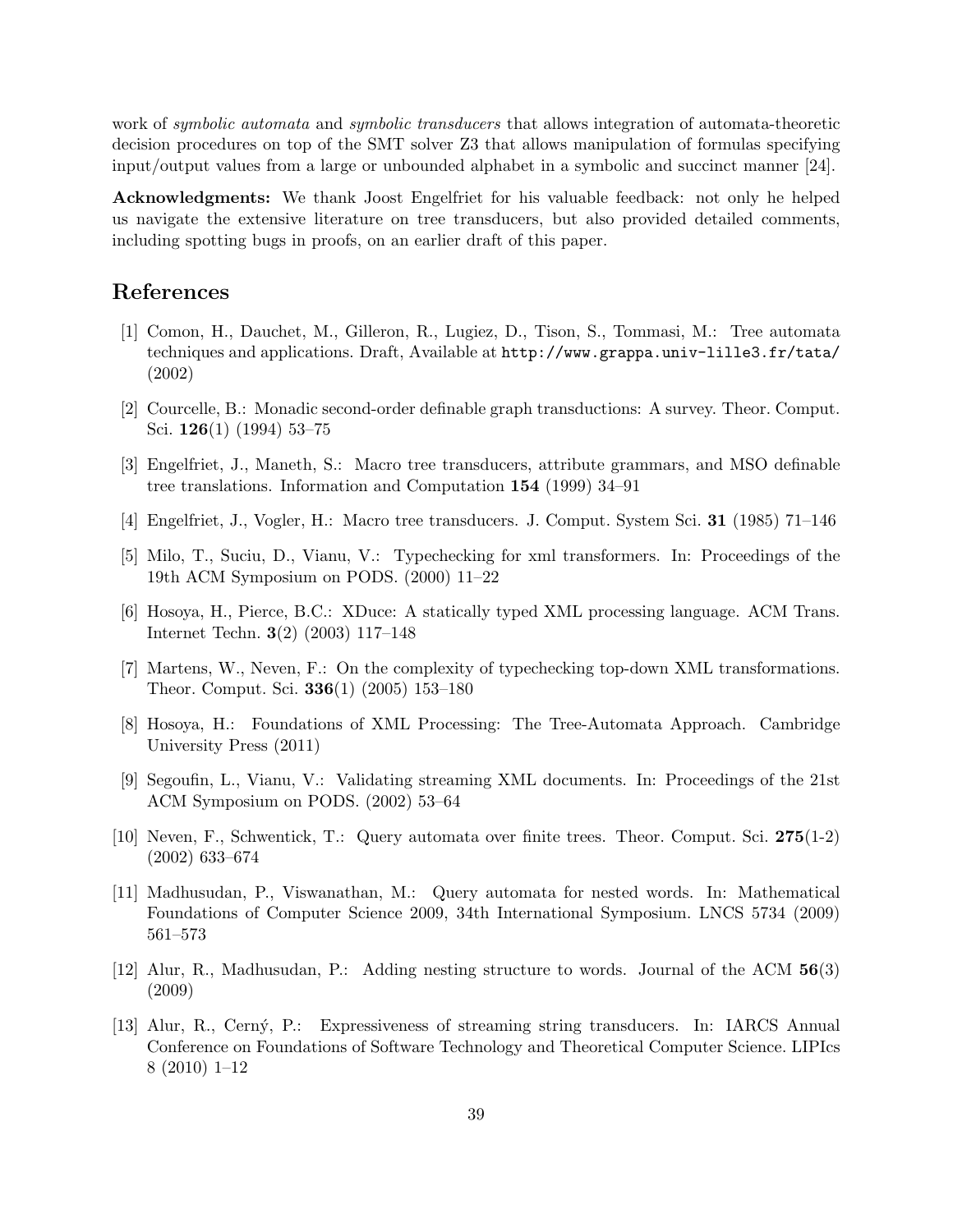work of *symbolic automata* and *symbolic transducers* that allows integration of automata-theoretic decision procedures on top of the SMT solver Z3 that allows manipulation of formulas specifying input/output values from a large or unbounded alphabet in a symbolic and succinct manner [24].

**Acknowledgments:** We thank Joost Engelfriet for his valuable feedback: not only he helped us navigate the extensive literature on tree transducers, but also provided detailed comments, including spotting bugs in proofs, on an earlier draft of this paper.

## References

[1] Comon, H., Dauchet, M., Gilleron, R., Lugiez, D., Tison, S., Tommasi, M.: Tree automata techniques and applications. Draft, Available at `http://www.grappa.univ-lille3.fr/tata/` (2002)

[2] Courcelle, B.: Monadic second-order definable graph transductions: A survey. Theor. Comput. Sci. **126**(1) (1994) 53–75

[3] Engelfriet, J., Maneth, S.: Macro tree transducers, attribute grammars, and MSO definable tree translations. Information and Computation **154** (1999) 34–91

[4] Engelfriet, J., Vogler, H.: Macro tree transducers. J. Comput. System Sci. **31** (1985) 71–146

[5] Milo, T., Suciu, D., Vianu, V.: Typechecking for xml transformers. In: Proceedings of the 19th ACM Symposium on PODS. (2000) 11–22

[6] Hosoya, H., Pierce, B.C.: XDuce: A statically typed XML processing language. ACM Trans. Internet Techn. **3**(2) (2003) 117–148

[7] Martens, W., Neven, F.: On the complexity of typechecking top-down XML transformations. Theor. Comput. Sci. **336**(1) (2005) 153–180

[8] Hosoya, H.: Foundations of XML Processing: The Tree-Automata Approach. Cambridge University Press (2011)

[9] Segoufin, L., Vianu, V.: Validating streaming XML documents. In: Proceedings of the 21st ACM Symposium on PODS. (2002) 53–64

[10] Neven, F., Schwentick, T.: Query automata over finite trees. Theor. Comput. Sci. **275**(1-2) (2002) 633–674

[11] Madhusudan, P., Viswanathan, M.: Query automata for nested words. In: Mathematical Foundations of Computer Science 2009, 34th International Symposium. LNCS 5734 (2009) 561–573

[12] Alur, R., Madhusudan, P.: Adding nesting structure to words. Journal of the ACM **56**(3) (2009)

[13] Alur, R., Cerný, P.: Expressiveness of streaming string transducers. In: IARCS Annual Conference on Foundations of Software Technology and Theoretical Computer Science. LIPIcs 8 (2010) 1–12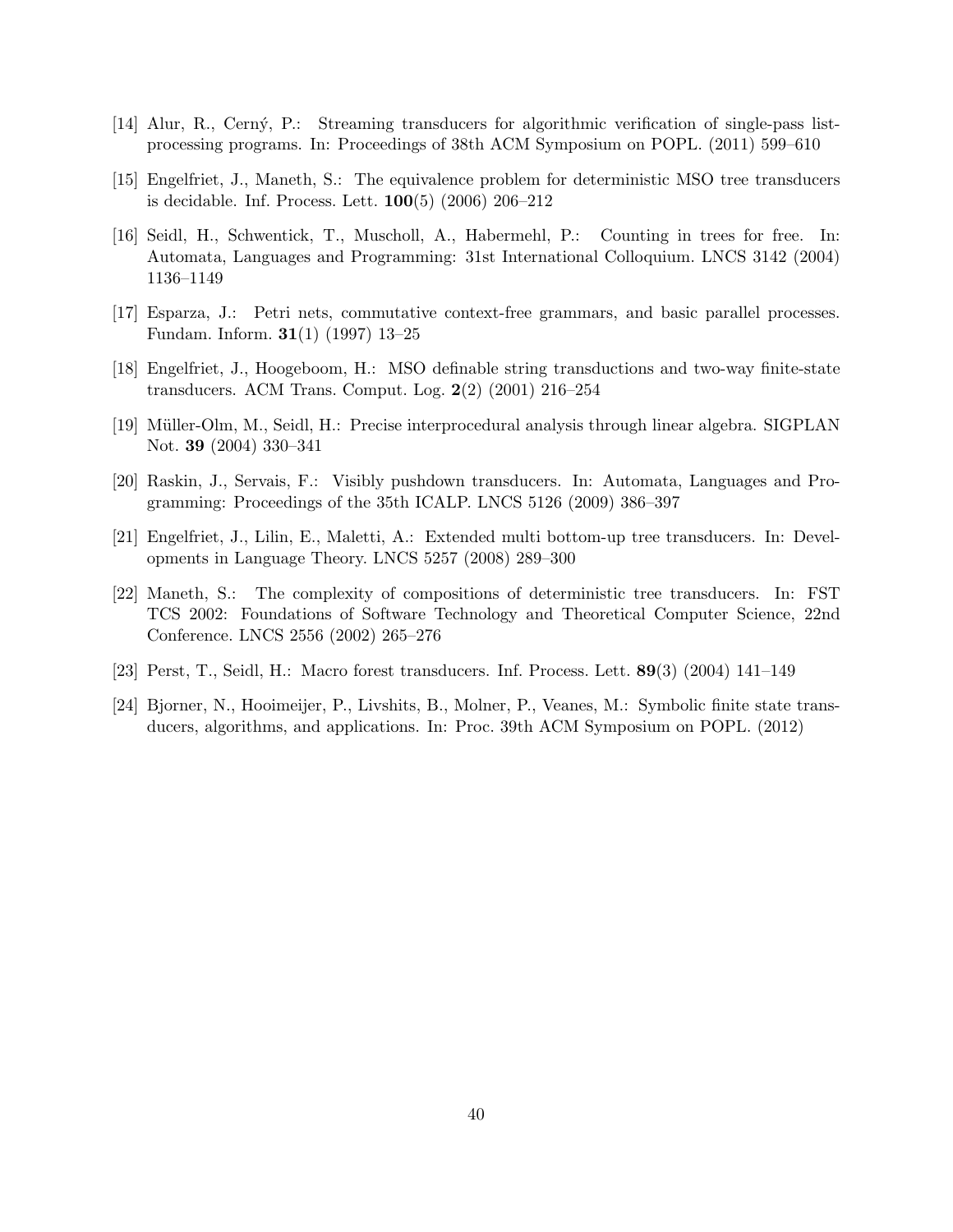[14] Alur, R., Cerný, P.: Streaming transducers for algorithmic verification of single-pass list-processing programs. In: Proceedings of 38th ACM Symposium on POPL. (2011) 599–610

[15] Engelfriet, J., Maneth, S.: The equivalence problem for deterministic MSO tree transducers is decidable. Inf. Process. Lett. **100**(5) (2006) 206–212

[16] Seidl, H., Schwentick, T., Muscholl, A., Habermehl, P.: Counting in trees for free. In: Automata, Languages and Programming: 31st International Colloquium. LNCS 3142 (2004) 1136–1149

[17] Esparza, J.: Petri nets, commutative context-free grammars, and basic parallel processes. Fundam. Inform. **31**(1) (1997) 13–25

[18] Engelfriet, J., Hoogeboom, H.: MSO definable string transductions and two-way finite-state transducers. ACM Trans. Comput. Log. **2**(2) (2001) 216–254

[19] Müller-Olm, M., Seidl, H.: Precise interprocedural analysis through linear algebra. SIGPLAN Not. **39** (2004) 330–341

[20] Raskin, J., Servais, F.: Visibly pushdown transducers. In: Automata, Languages and Programming: Proceedings of the 35th ICALP. LNCS 5126 (2009) 386–397

[21] Engelfriet, J., Lilin, E., Maletti, A.: Extended multi bottom-up tree transducers. In: Developments in Language Theory. LNCS 5257 (2008) 289–300

[22] Maneth, S.: The complexity of compositions of deterministic tree transducers. In: FST TCS 2002: Foundations of Software Technology and Theoretical Computer Science, 22nd Conference. LNCS 2556 (2002) 265–276

[23] Perst, T., Seidl, H.: Macro forest transducers. Inf. Process. Lett. **89**(3) (2004) 141–149

[24] Bjorner, N., Hooimeijer, P., Livshits, B., Molner, P., Veanes, M.: Symbolic finite state transducers, algorithms, and applications. In: Proc. 39th ACM Symposium on POPL. (2012)